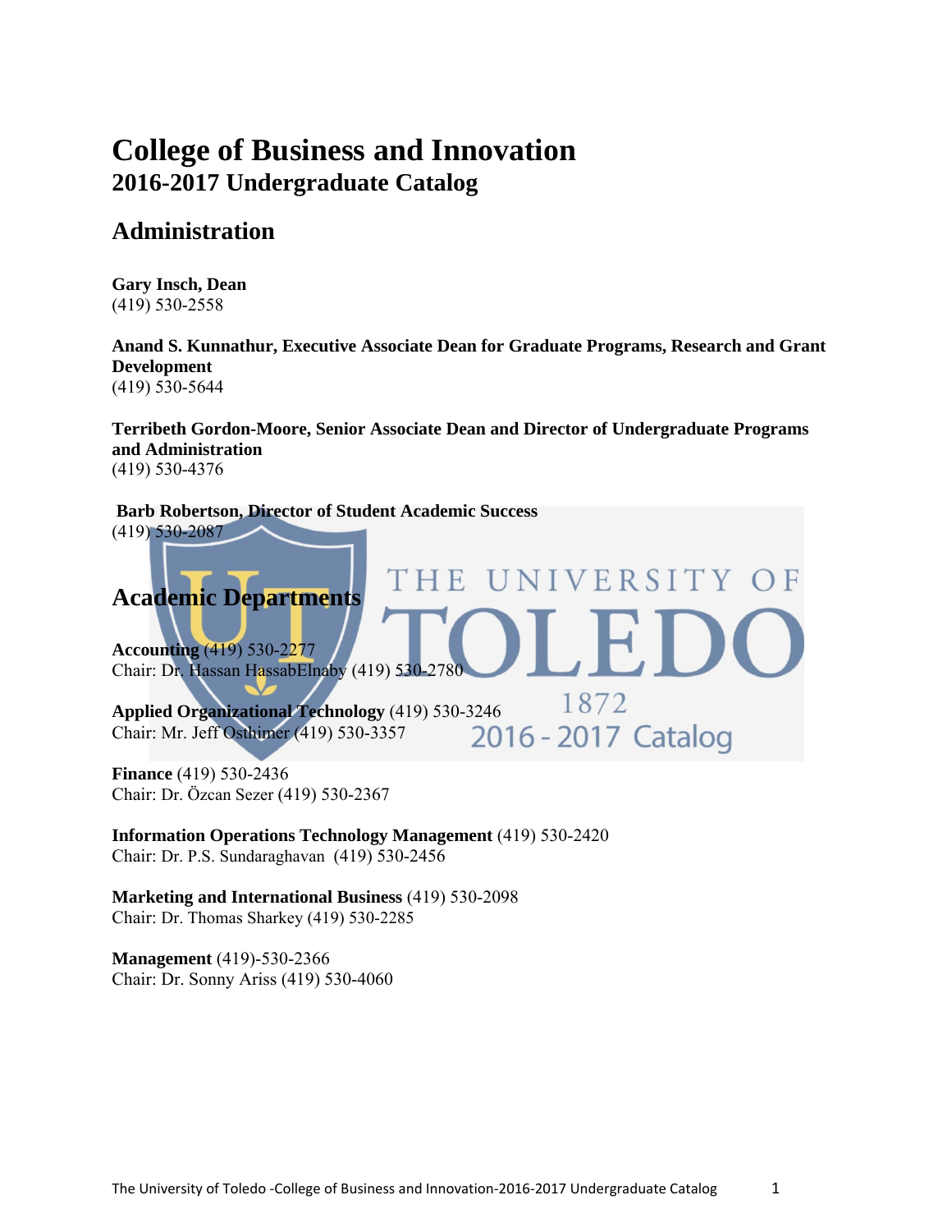# College of Business and Innovation
## 2016-2017 Undergraduate Catalog

## Administration

**Gary Insch, Dean**
(419) 530-2558

**Anand S. Kunnathur, Executive Associate Dean for Graduate Programs, Research and Grant Development**
(419) 530-5644

**Terribeth Gordon-Moore, Senior Associate Dean and Director of Undergraduate Programs and Administration**
(419) 530-4376

**Barb Robertson, Director of Student Academic Success**
(419) 530-2087

## Academic Departments

**Accounting** (419) 530-2277
Chair: Dr. Hassan HassabElnaby (419) 530-2780

**Applied Organizational Technology** (419) 530-3246
Chair: Mr. Jeff Osthimer (419) 530-3357

**Finance** (419) 530-2436
Chair: Dr. Özcan Sezer (419) 530-2367

**Information Operations Technology Management** (419) 530-2420
Chair: Dr. P.S. Sundaraghavan (419) 530-2456

**Marketing and International Business** (419) 530-2098
Chair: Dr. Thomas Sharkey (419) 530-2285

**Management** (419)-530-2366
Chair: Dr. Sonny Ariss (419) 530-4060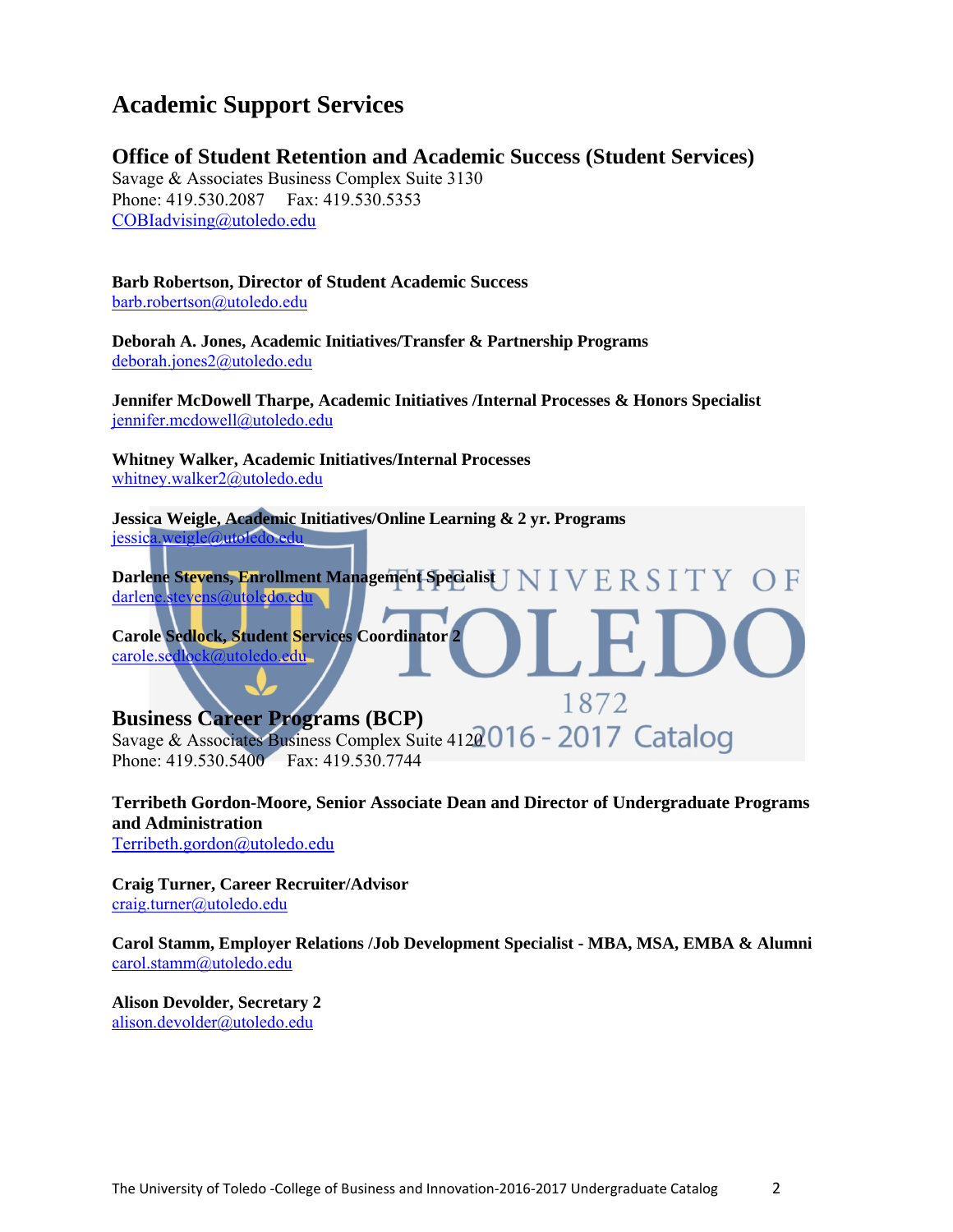# Academic Support Services

## Office of Student Retention and Academic Success (Student Services)

Savage & Associates Business Complex Suite 3130
Phone: 419.530.2087 Fax: 419.530.5353
COBIadvising@utoledo.edu

**Barb Robertson, Director of Student Academic Success**
barb.robertson@utoledo.edu

**Deborah A. Jones, Academic Initiatives/Transfer & Partnership Programs**
deborah.jones2@utoledo.edu

**Jennifer McDowell Tharpe, Academic Initiatives /Internal Processes & Honors Specialist**
jennifer.mcdowell@utoledo.edu

**Whitney Walker, Academic Initiatives/Internal Processes**
whitney.walker2@utoledo.edu

**Jessica Weigle, Academic Initiatives/Online Learning & 2 yr. Programs**
jessica.weigle@utoledo.edu

**Darlene Stevens, Enrollment Management Specialist**
darlene.stevens@utoledo.edu

**Carole Sedlock, Student Services Coordinator 2**
carole.sedlock@utoledo.edu

## Business Career Programs (BCP)

Savage & Associates Business Complex Suite 4120
Phone: 419.530.5400 Fax: 419.530.7744

**Terribeth Gordon-Moore, Senior Associate Dean and Director of Undergraduate Programs and Administration**
Terribeth.gordon@utoledo.edu

**Craig Turner, Career Recruiter/Advisor**
craig.turner@utoledo.edu

**Carol Stamm, Employer Relations /Job Development Specialist - MBA, MSA, EMBA & Alumni**
carol.stamm@utoledo.edu

**Alison Devolder, Secretary 2**
alison.devolder@utoledo.edu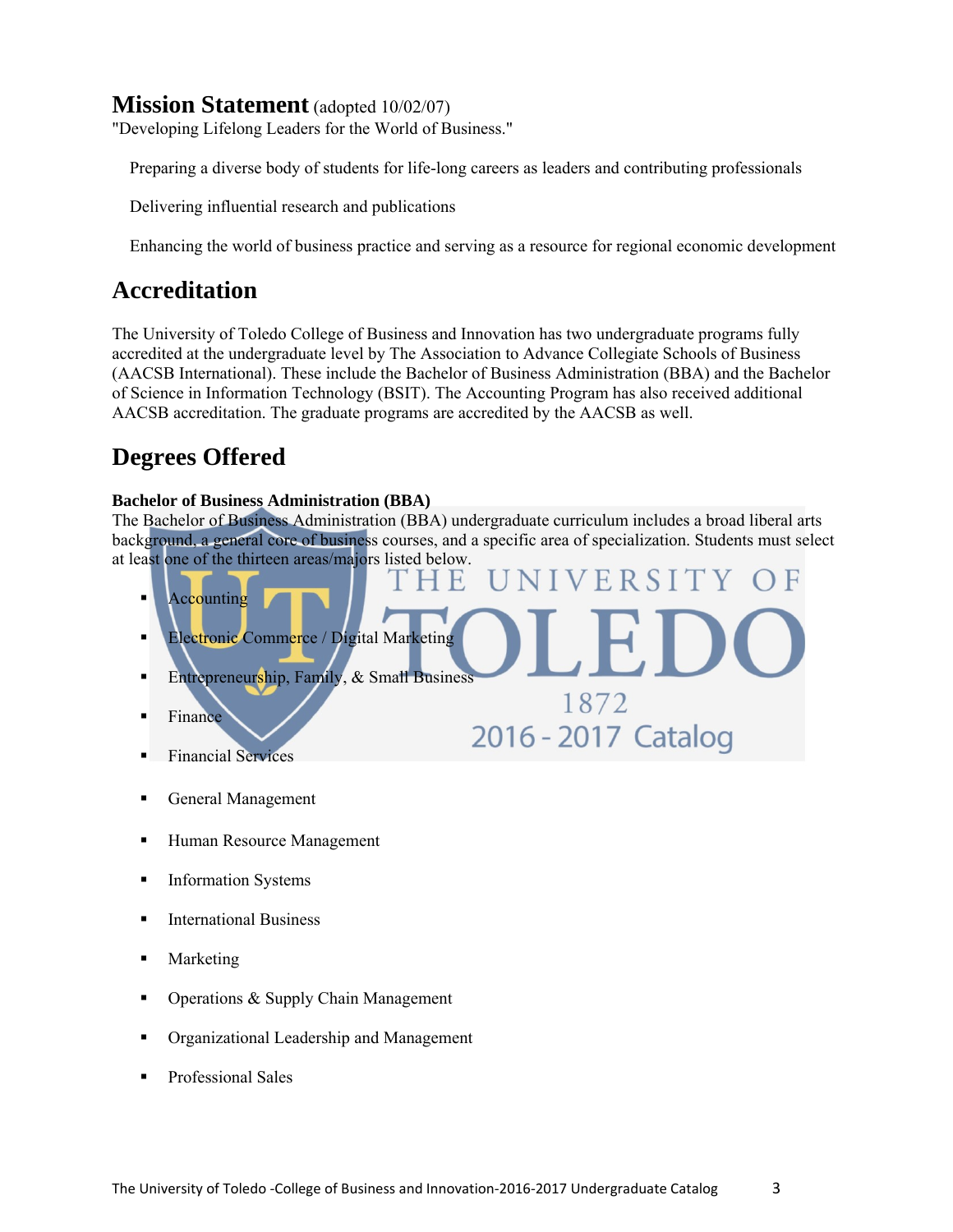# Mission Statement (adopted 10/02/07)

"Developing Lifelong Leaders for the World of Business."

Preparing a diverse body of students for life-long careers as leaders and contributing professionals

Delivering influential research and publications

Enhancing the world of business practice and serving as a resource for regional economic development

# Accreditation

The University of Toledo College of Business and Innovation has two undergraduate programs fully accredited at the undergraduate level by The Association to Advance Collegiate Schools of Business (AACSB International). These include the Bachelor of Business Administration (BBA) and the Bachelor of Science in Information Technology (BSIT). The Accounting Program has also received additional AACSB accreditation. The graduate programs are accredited by the AACSB as well.

# Degrees Offered

**Bachelor of Business Administration (BBA)**

The Bachelor of Business Administration (BBA) undergraduate curriculum includes a broad liberal arts background, a general core of business courses, and a specific area of specialization. Students must select at least one of the thirteen areas/majors listed below.

- Accounting
- Electronic Commerce / Digital Marketing
- Entrepreneurship, Family, & Small Business
- Finance
- Financial Services
- General Management
- Human Resource Management
- Information Systems
- International Business
- Marketing
- Operations & Supply Chain Management
- Organizational Leadership and Management
- Professional Sales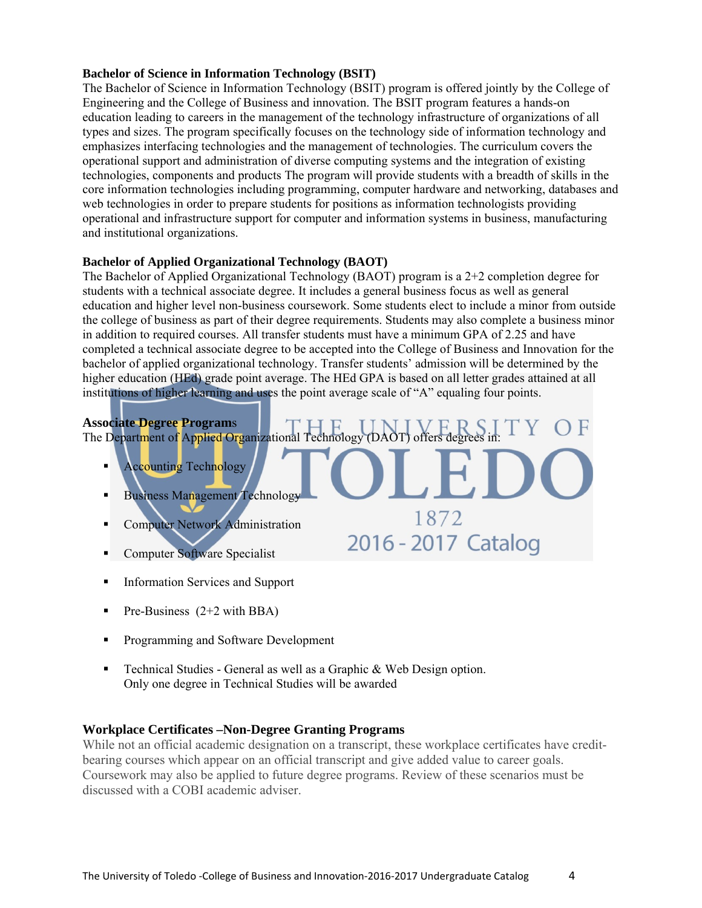**Bachelor of Science in Information Technology (BSIT)**

The Bachelor of Science in Information Technology (BSIT) program is offered jointly by the College of Engineering and the College of Business and innovation. The BSIT program features a hands-on education leading to careers in the management of the technology infrastructure of organizations of all types and sizes. The program specifically focuses on the technology side of information technology and emphasizes interfacing technologies and the management of technologies. The curriculum covers the operational support and administration of diverse computing systems and the integration of existing technologies, components and products The program will provide students with a breadth of skills in the core information technologies including programming, computer hardware and networking, databases and web technologies in order to prepare students for positions as information technologists providing operational and infrastructure support for computer and information systems in business, manufacturing and institutional organizations.

**Bachelor of Applied Organizational Technology (BAOT)**

The Bachelor of Applied Organizational Technology (BAOT) program is a 2+2 completion degree for students with a technical associate degree. It includes a general business focus as well as general education and higher level non-business coursework. Some students elect to include a minor from outside the college of business as part of their degree requirements. Students may also complete a business minor in addition to required courses. All transfer students must have a minimum GPA of 2.25 and have completed a technical associate degree to be accepted into the College of Business and Innovation for the bachelor of applied organizational technology. Transfer students' admission will be determined by the higher education (HEd) grade point average. The HEd GPA is based on all letter grades attained at all institutions of higher learning and uses the point average scale of "A" equaling four points.

**Associate Degree Programs**

The Department of Applied Organizational Technology (DAOT) offers degrees in:

- Accounting Technology
- Business Management Technology
- Computer Network Administration
- Computer Software Specialist
- Information Services and Support
- Pre-Business (2+2 with BBA)
- Programming and Software Development
- Technical Studies - General as well as a Graphic & Web Design option.
  Only one degree in Technical Studies will be awarded

**Workplace Certificates –Non-Degree Granting Programs**

While not an official academic designation on a transcript, these workplace certificates have credit-bearing courses which appear on an official transcript and give added value to career goals. Coursework may also be applied to future degree programs. Review of these scenarios must be discussed with a COBI academic adviser.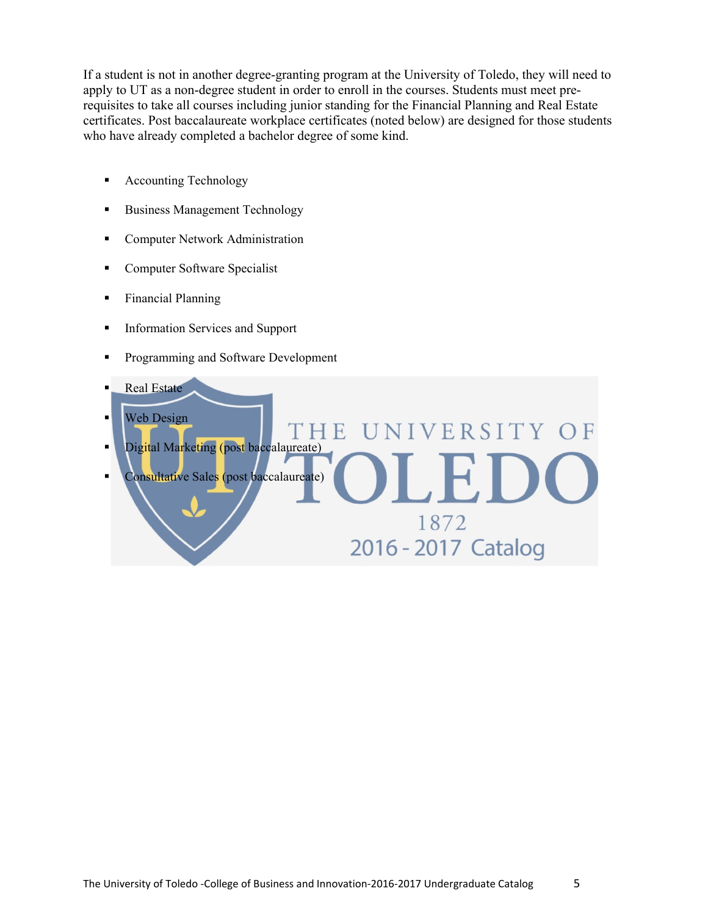If a student is not in another degree-granting program at the University of Toledo, they will need to apply to UT as a non-degree student in order to enroll in the courses. Students must meet pre-requisites to take all courses including junior standing for the Financial Planning and Real Estate certificates. Post baccalaureate workplace certificates (noted below) are designed for those students who have already completed a bachelor degree of some kind.

- Accounting Technology
- Business Management Technology
- Computer Network Administration
- Computer Software Specialist
- Financial Planning
- Information Services and Support
- Programming and Software Development
- Real Estate
- Web Design
- Digital Marketing (post baccalaureate)
- Consultative Sales (post baccalaureate)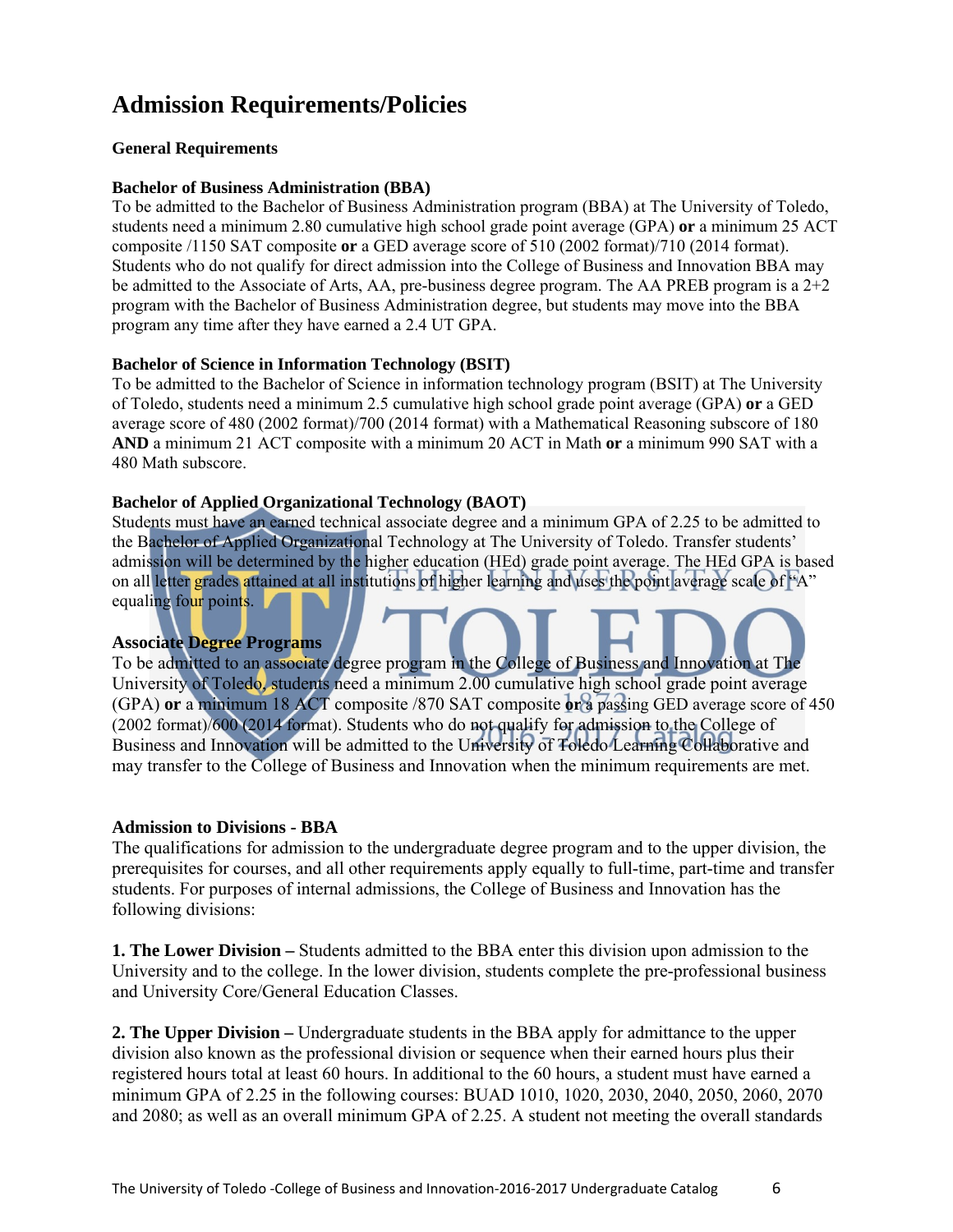# Admission Requirements/Policies

**General Requirements**

**Bachelor of Business Administration (BBA)**
To be admitted to the Bachelor of Business Administration program (BBA) at The University of Toledo, students need a minimum 2.80 cumulative high school grade point average (GPA) **or** a minimum 25 ACT composite /1150 SAT composite **or** a GED average score of 510 (2002 format)/710 (2014 format). Students who do not qualify for direct admission into the College of Business and Innovation BBA may be admitted to the Associate of Arts, AA, pre-business degree program. The AA PREB program is a 2+2 program with the Bachelor of Business Administration degree, but students may move into the BBA program any time after they have earned a 2.4 UT GPA.

**Bachelor of Science in Information Technology (BSIT)**
To be admitted to the Bachelor of Science in information technology program (BSIT) at The University of Toledo, students need a minimum 2.5 cumulative high school grade point average (GPA) **or** a GED average score of 480 (2002 format)/700 (2014 format) with a Mathematical Reasoning subscore of 180 **AND** a minimum 21 ACT composite with a minimum 20 ACT in Math **or** a minimum 990 SAT with a 480 Math subscore.

**Bachelor of Applied Organizational Technology (BAOT)**
Students must have an earned technical associate degree and a minimum GPA of 2.25 to be admitted to the Bachelor of Applied Organizational Technology at The University of Toledo. Transfer students' admission will be determined by the higher education (HEd) grade point average. The HEd GPA is based on all letter grades attained at all institutions of higher learning and uses the point average scale of "A" equaling four points.

**Associate Degree Programs**
To be admitted to an associate degree program in the College of Business and Innovation at The University of Toledo, students need a minimum 2.00 cumulative high school grade point average (GPA) **or** a minimum 18 ACT composite /870 SAT composite **or** a passing GED average score of 450 (2002 format)/600 (2014 format). Students who do not qualify for admission to the College of Business and Innovation will be admitted to the University of Toledo Learning Collaborative and may transfer to the College of Business and Innovation when the minimum requirements are met.

**Admission to Divisions - BBA**
The qualifications for admission to the undergraduate degree program and to the upper division, the prerequisites for courses, and all other requirements apply equally to full-time, part-time and transfer students. For purposes of internal admissions, the College of Business and Innovation has the following divisions:

**1. The Lower Division –** Students admitted to the BBA enter this division upon admission to the University and to the college. In the lower division, students complete the pre-professional business and University Core/General Education Classes.

**2. The Upper Division –** Undergraduate students in the BBA apply for admittance to the upper division also known as the professional division or sequence when their earned hours plus their registered hours total at least 60 hours. In additional to the 60 hours, a student must have earned a minimum GPA of 2.25 in the following courses: BUAD 1010, 1020, 2030, 2040, 2050, 2060, 2070 and 2080; as well as an overall minimum GPA of 2.25. A student not meeting the overall standards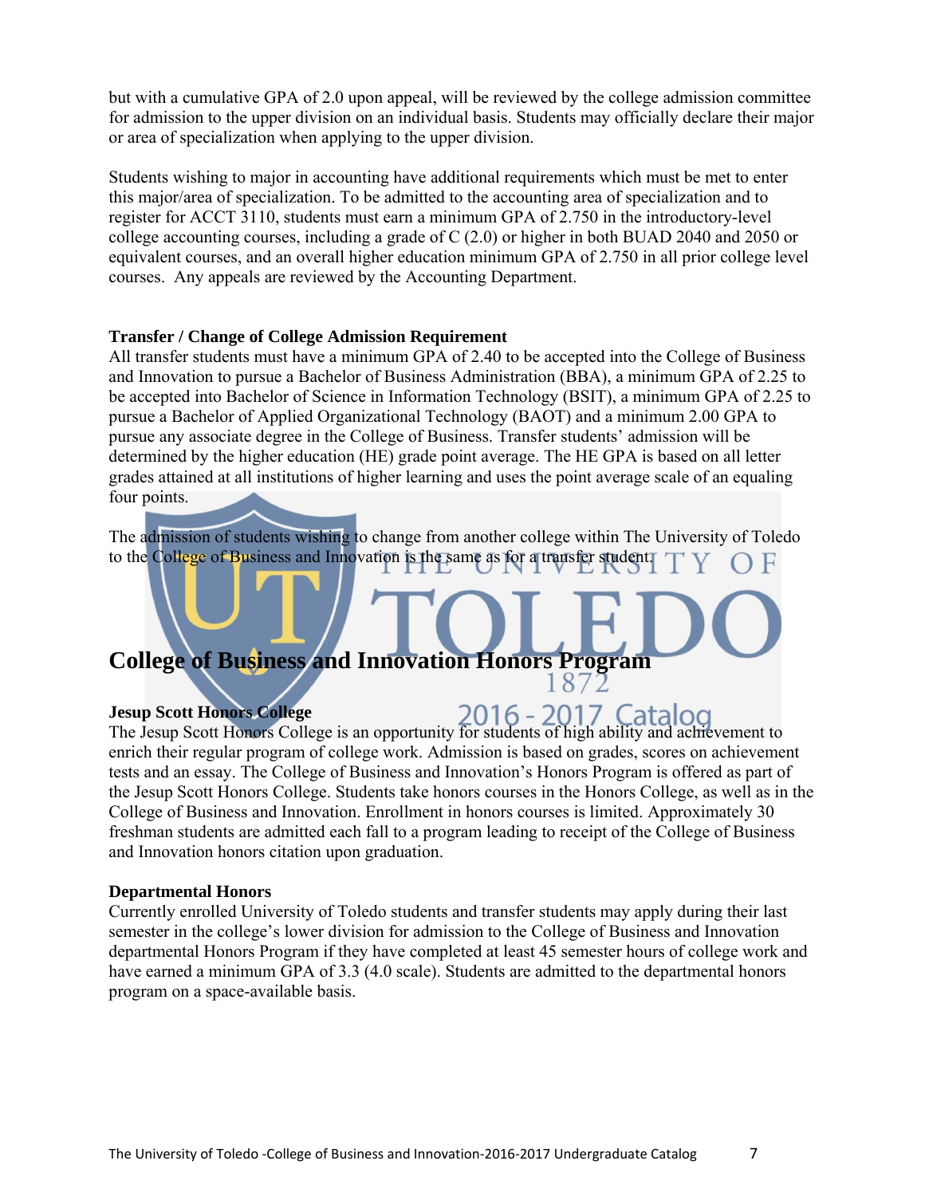but with a cumulative GPA of 2.0 upon appeal, will be reviewed by the college admission committee for admission to the upper division on an individual basis. Students may officially declare their major or area of specialization when applying to the upper division.

Students wishing to major in accounting have additional requirements which must be met to enter this major/area of specialization. To be admitted to the accounting area of specialization and to register for ACCT 3110, students must earn a minimum GPA of 2.750 in the introductory-level college accounting courses, including a grade of C (2.0) or higher in both BUAD 2040 and 2050 or equivalent courses, and an overall higher education minimum GPA of 2.750 in all prior college level courses. Any appeals are reviewed by the Accounting Department.

**Transfer / Change of College Admission Requirement**

All transfer students must have a minimum GPA of 2.40 to be accepted into the College of Business and Innovation to pursue a Bachelor of Business Administration (BBA), a minimum GPA of 2.25 to be accepted into Bachelor of Science in Information Technology (BSIT), a minimum GPA of 2.25 to pursue a Bachelor of Applied Organizational Technology (BAOT) and a minimum 2.00 GPA to pursue any associate degree in the College of Business. Transfer students' admission will be determined by the higher education (HE) grade point average. The HE GPA is based on all letter grades attained at all institutions of higher learning and uses the point average scale of an equaling four points.

The admission of students wishing to change from another college within The University of Toledo to the College of Business and Innovation is the same as for a transfer student.

## College of Business and Innovation Honors Program

**Jesup Scott Honors College**

The Jesup Scott Honors College is an opportunity for students of high ability and achievement to enrich their regular program of college work. Admission is based on grades, scores on achievement tests and an essay. The College of Business and Innovation's Honors Program is offered as part of the Jesup Scott Honors College. Students take honors courses in the Honors College, as well as in the College of Business and Innovation. Enrollment in honors courses is limited. Approximately 30 freshman students are admitted each fall to a program leading to receipt of the College of Business and Innovation honors citation upon graduation.

**Departmental Honors**

Currently enrolled University of Toledo students and transfer students may apply during their last semester in the college's lower division for admission to the College of Business and Innovation departmental Honors Program if they have completed at least 45 semester hours of college work and have earned a minimum GPA of 3.3 (4.0 scale). Students are admitted to the departmental honors program on a space-available basis.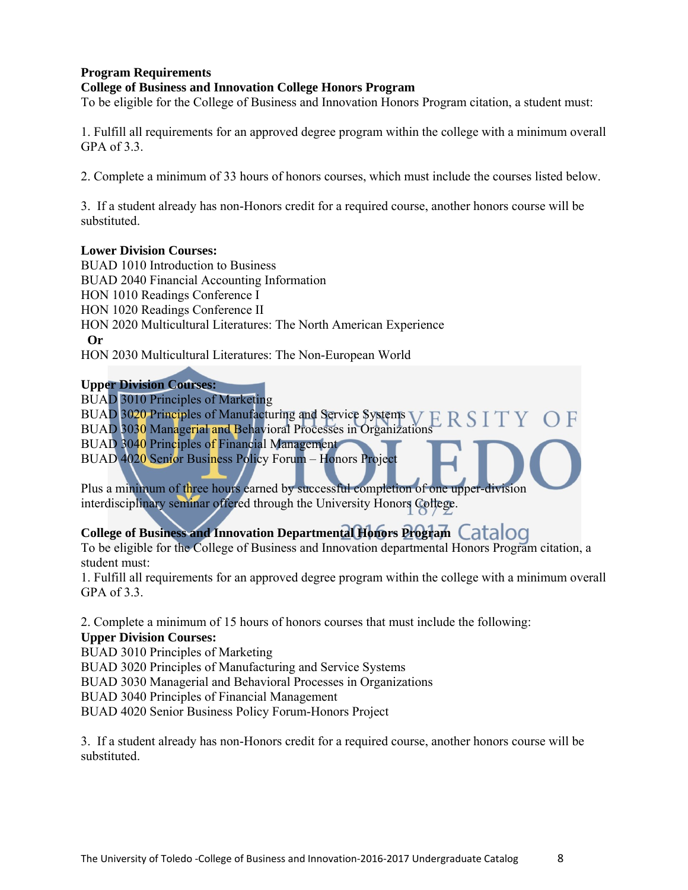**Program Requirements**

**College of Business and Innovation College Honors Program**

To be eligible for the College of Business and Innovation Honors Program citation, a student must:

1. Fulfill all requirements for an approved degree program within the college with a minimum overall GPA of 3.3.

2. Complete a minimum of 33 hours of honors courses, which must include the courses listed below.

3. If a student already has non-Honors credit for a required course, another honors course will be substituted.

**Lower Division Courses:**

BUAD 1010 Introduction to Business
BUAD 2040 Financial Accounting Information
HON 1010 Readings Conference I
HON 1020 Readings Conference II
HON 2020 Multicultural Literatures: The North American Experience
**Or**
HON 2030 Multicultural Literatures: The Non-European World

**Upper Division Courses:**

BUAD 3010 Principles of Marketing
BUAD 3020 Principles of Manufacturing and Service Systems
BUAD 3030 Managerial and Behavioral Processes in Organizations
BUAD 3040 Principles of Financial Management
BUAD 4020 Senior Business Policy Forum – Honors Project

Plus a minimum of three hours earned by successful completion of one upper-division interdisciplinary seminar offered through the University Honors College.

**College of Business and Innovation Departmental Honors Program**

To be eligible for the College of Business and Innovation departmental Honors Program citation, a student must:

1. Fulfill all requirements for an approved degree program within the college with a minimum overall GPA of 3.3.

2. Complete a minimum of 15 hours of honors courses that must include the following:

**Upper Division Courses:**

BUAD 3010 Principles of Marketing
BUAD 3020 Principles of Manufacturing and Service Systems
BUAD 3030 Managerial and Behavioral Processes in Organizations
BUAD 3040 Principles of Financial Management
BUAD 4020 Senior Business Policy Forum-Honors Project

3. If a student already has non-Honors credit for a required course, another honors course will be substituted.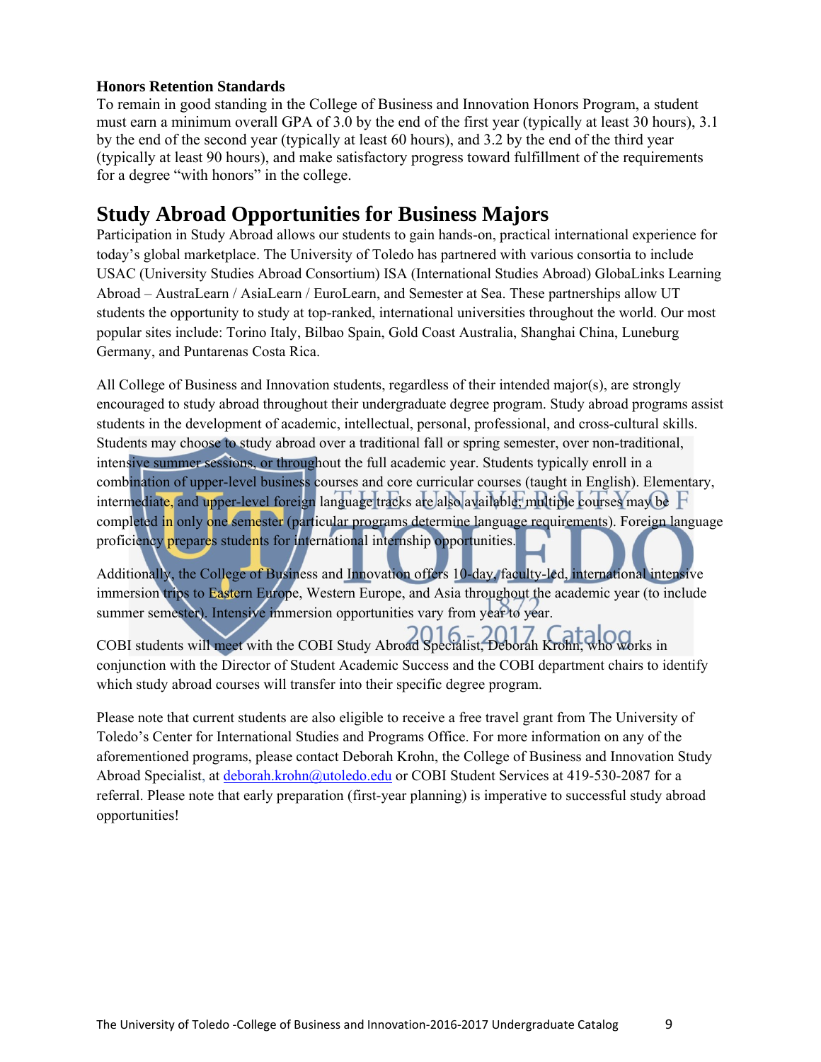**Honors Retention Standards**

To remain in good standing in the College of Business and Innovation Honors Program, a student must earn a minimum overall GPA of 3.0 by the end of the first year (typically at least 30 hours), 3.1 by the end of the second year (typically at least 60 hours), and 3.2 by the end of the third year (typically at least 90 hours), and make satisfactory progress toward fulfillment of the requirements for a degree "with honors" in the college.

# Study Abroad Opportunities for Business Majors

Participation in Study Abroad allows our students to gain hands-on, practical international experience for today's global marketplace. The University of Toledo has partnered with various consortia to include USAC (University Studies Abroad Consortium) ISA (International Studies Abroad) GlobaLinks Learning Abroad – AustraLearn / AsiaLearn / EuroLearn, and Semester at Sea. These partnerships allow UT students the opportunity to study at top-ranked, international universities throughout the world. Our most popular sites include: Torino Italy, Bilbao Spain, Gold Coast Australia, Shanghai China, Luneburg Germany, and Puntarenas Costa Rica.

All College of Business and Innovation students, regardless of their intended major(s), are strongly encouraged to study abroad throughout their undergraduate degree program. Study abroad programs assist students in the development of academic, intellectual, personal, professional, and cross-cultural skills. Students may choose to study abroad over a traditional fall or spring semester, over non-traditional, intensive summer sessions, or throughout the full academic year. Students typically enroll in a combination of upper-level business courses and core curricular courses (taught in English). Elementary, intermediate, and upper-level foreign language tracks are also available; multiple courses may be completed in only one semester (particular programs determine language requirements). Foreign language proficiency prepares students for international internship opportunities.

Additionally, the College of Business and Innovation offers 10-day, faculty-led, international intensive immersion trips to Eastern Europe, Western Europe, and Asia throughout the academic year (to include summer semester). Intensive immersion opportunities vary from year to year.

COBI students will meet with the COBI Study Abroad Specialist, Deborah Krohn, who works in conjunction with the Director of Student Academic Success and the COBI department chairs to identify which study abroad courses will transfer into their specific degree program.

Please note that current students are also eligible to receive a free travel grant from The University of Toledo's Center for International Studies and Programs Office. For more information on any of the aforementioned programs, please contact Deborah Krohn, the College of Business and Innovation Study Abroad Specialist, at deborah.krohn@utoledo.edu or COBI Student Services at 419-530-2087 for a referral. Please note that early preparation (first-year planning) is imperative to successful study abroad opportunities!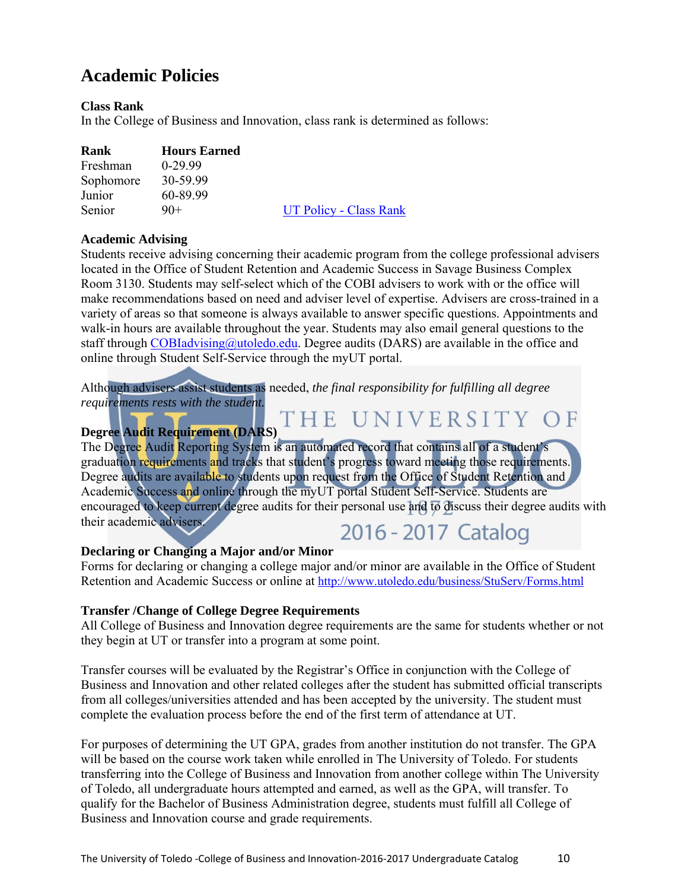# Academic Policies

### Class Rank

In the College of Business and Innovation, class rank is determined as follows:

| Rank | Hours Earned |
|---|---|
| Freshman | 0-29.99 |
| Sophomore | 30-59.99 |
| Junior | 60-89.99 |
| Senior | 90+ |

UT Policy - Class Rank

### Academic Advising

Students receive advising concerning their academic program from the college professional advisers located in the Office of Student Retention and Academic Success in Savage Business Complex Room 3130. Students may self-select which of the COBI advisers to work with or the office will make recommendations based on need and adviser level of expertise. Advisers are cross-trained in a variety of areas so that someone is always available to answer specific questions. Appointments and walk-in hours are available throughout the year. Students may also email general questions to the staff through COBIadvising@utoledo.edu. Degree audits (DARS) are available in the office and online through Student Self-Service through the myUT portal.

Although advisers assist students as needed, *the final responsibility for fulfilling all degree requirements rests with the student.*

### Degree Audit Requirement (DARS)

The Degree Audit Reporting System is an automated record that contains all of a student's graduation requirements and tracks that student's progress toward meeting those requirements. Degree audits are available to students upon request from the Office of Student Retention and Academic Success and online through the myUT portal Student Self-Service. Students are encouraged to keep current degree audits for their personal use and to discuss their degree audits with their academic advisers.

### Declaring or Changing a Major and/or Minor

Forms for declaring or changing a college major and/or minor are available in the Office of Student Retention and Academic Success or online at http://www.utoledo.edu/business/StuServ/Forms.html

### Transfer /Change of College Degree Requirements

All College of Business and Innovation degree requirements are the same for students whether or not they begin at UT or transfer into a program at some point.

Transfer courses will be evaluated by the Registrar's Office in conjunction with the College of Business and Innovation and other related colleges after the student has submitted official transcripts from all colleges/universities attended and has been accepted by the university. The student must complete the evaluation process before the end of the first term of attendance at UT.

For purposes of determining the UT GPA, grades from another institution do not transfer. The GPA will be based on the course work taken while enrolled in The University of Toledo. For students transferring into the College of Business and Innovation from another college within The University of Toledo, all undergraduate hours attempted and earned, as well as the GPA, will transfer. To qualify for the Bachelor of Business Administration degree, students must fulfill all College of Business and Innovation course and grade requirements.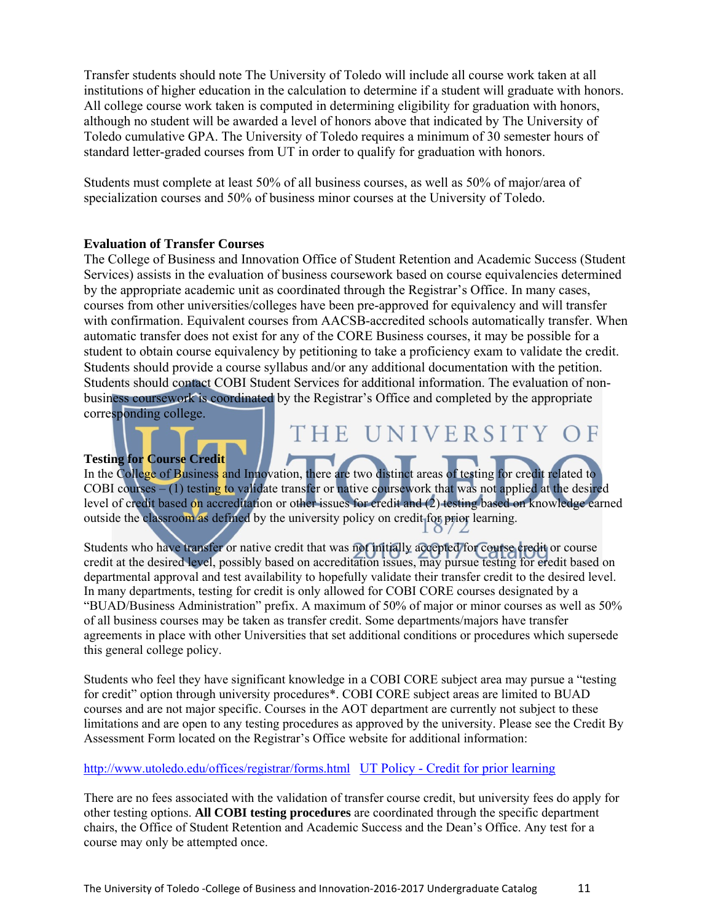Transfer students should note The University of Toledo will include all course work taken at all institutions of higher education in the calculation to determine if a student will graduate with honors. All college course work taken is computed in determining eligibility for graduation with honors, although no student will be awarded a level of honors above that indicated by The University of Toledo cumulative GPA. The University of Toledo requires a minimum of 30 semester hours of standard letter-graded courses from UT in order to qualify for graduation with honors.

Students must complete at least 50% of all business courses, as well as 50% of major/area of specialization courses and 50% of business minor courses at the University of Toledo.

**Evaluation of Transfer Courses**

The College of Business and Innovation Office of Student Retention and Academic Success (Student Services) assists in the evaluation of business coursework based on course equivalencies determined by the appropriate academic unit as coordinated through the Registrar's Office. In many cases, courses from other universities/colleges have been pre-approved for equivalency and will transfer with confirmation. Equivalent courses from AACSB-accredited schools automatically transfer. When automatic transfer does not exist for any of the CORE Business courses, it may be possible for a student to obtain course equivalency by petitioning to take a proficiency exam to validate the credit. Students should provide a course syllabus and/or any additional documentation with the petition. Students should contact COBI Student Services for additional information. The evaluation of non-business coursework is coordinated by the Registrar's Office and completed by the appropriate corresponding college.

**Testing for Course Credit**

In the College of Business and Innovation, there are two distinct areas of testing for credit related to COBI courses – (1) testing to validate transfer or native coursework that was not applied at the desired level of credit based on accreditation or other issues for credit and (2) testing based on knowledge earned outside the classroom as defined by the university policy on credit for prior learning.

Students who have transfer or native credit that was not initially accepted for course credit or course credit at the desired level, possibly based on accreditation issues, may pursue testing for credit based on departmental approval and test availability to hopefully validate their transfer credit to the desired level. In many departments, testing for credit is only allowed for COBI CORE courses designated by a "BUAD/Business Administration" prefix. A maximum of 50% of major or minor courses as well as 50% of all business courses may be taken as transfer credit. Some departments/majors have transfer agreements in place with other Universities that set additional conditions or procedures which supersede this general college policy.

Students who feel they have significant knowledge in a COBI CORE subject area may pursue a "testing for credit" option through university procedures*. COBI CORE subject areas are limited to BUAD courses and are not major specific. Courses in the AOT department are currently not subject to these limitations and are open to any testing procedures as approved by the university. Please see the Credit By Assessment Form located on the Registrar's Office website for additional information:

http://www.utoledo.edu/offices/registrar/forms.html   UT Policy - Credit for prior learning

There are no fees associated with the validation of transfer course credit, but university fees do apply for other testing options. **All COBI testing procedures** are coordinated through the specific department chairs, the Office of Student Retention and Academic Success and the Dean's Office. Any test for a course may only be attempted once.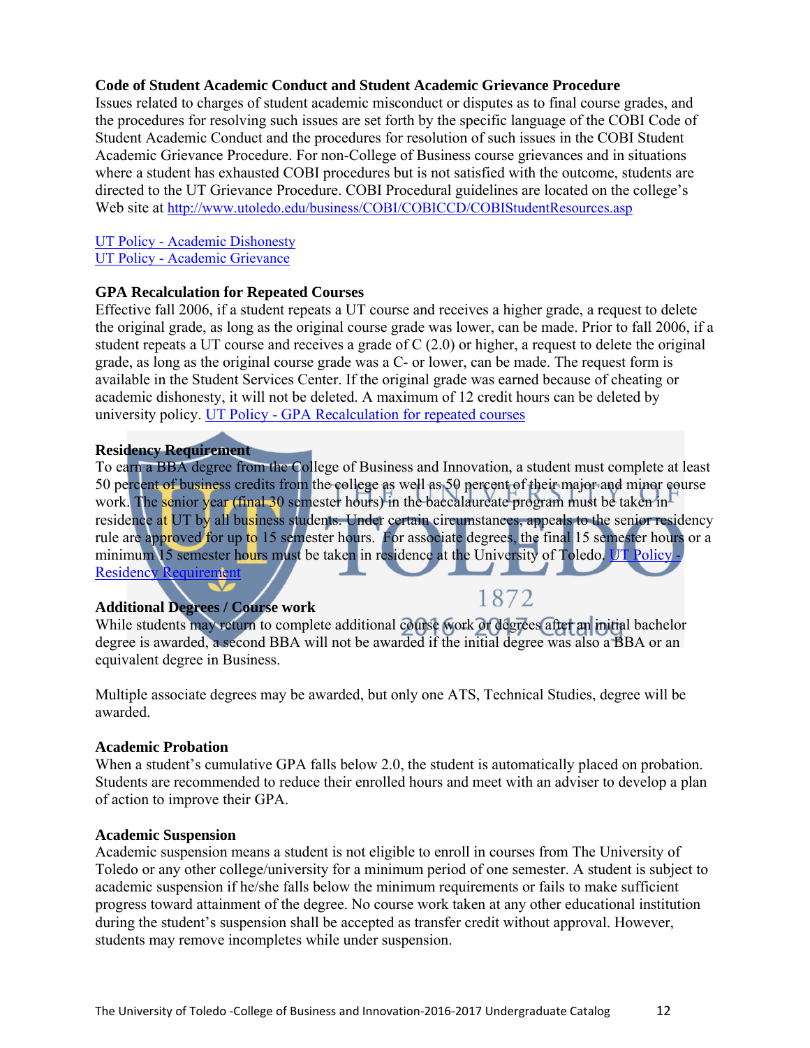### Code of Student Academic Conduct and Student Academic Grievance Procedure

Issues related to charges of student academic misconduct or disputes as to final course grades, and the procedures for resolving such issues are set forth by the specific language of the COBI Code of Student Academic Conduct and the procedures for resolution of such issues in the COBI Student Academic Grievance Procedure. For non-College of Business course grievances and in situations where a student has exhausted COBI procedures but is not satisfied with the outcome, students are directed to the UT Grievance Procedure. COBI Procedural guidelines are located on the college's Web site at http://www.utoledo.edu/business/COBI/COBICCD/COBIStudentResources.asp

UT Policy - Academic Dishonesty
UT Policy - Academic Grievance

### GPA Recalculation for Repeated Courses

Effective fall 2006, if a student repeats a UT course and receives a higher grade, a request to delete the original grade, as long as the original course grade was lower, can be made. Prior to fall 2006, if a student repeats a UT course and receives a grade of C (2.0) or higher, a request to delete the original grade, as long as the original course grade was a C- or lower, can be made. The request form is available in the Student Services Center. If the original grade was earned because of cheating or academic dishonesty, it will not be deleted. A maximum of 12 credit hours can be deleted by university policy. UT Policy - GPA Recalculation for repeated courses

### Residency Requirement

To earn a BBA degree from the College of Business and Innovation, a student must complete at least 50 percent of business credits from the college as well as 50 percent of their major and minor course work. The senior year (final 30 semester hours) in the baccalaureate program must be taken in residence at UT by all business students. Under certain circumstances, appeals to the senior residency rule are approved for up to 15 semester hours. For associate degrees, the final 15 semester hours or a minimum 15 semester hours must be taken in residence at the University of Toledo. UT Policy - Residency Requirement

### Additional Degrees / Course work

While students may return to complete additional course work or degrees after an initial bachelor degree is awarded, a second BBA will not be awarded if the initial degree was also a BBA or an equivalent degree in Business.

Multiple associate degrees may be awarded, but only one ATS, Technical Studies, degree will be awarded.

### Academic Probation

When a student's cumulative GPA falls below 2.0, the student is automatically placed on probation. Students are recommended to reduce their enrolled hours and meet with an adviser to develop a plan of action to improve their GPA.

### Academic Suspension

Academic suspension means a student is not eligible to enroll in courses from The University of Toledo or any other college/university for a minimum period of one semester. A student is subject to academic suspension if he/she falls below the minimum requirements or fails to make sufficient progress toward attainment of the degree. No course work taken at any other educational institution during the student's suspension shall be accepted as transfer credit without approval. However, students may remove incompletes while under suspension.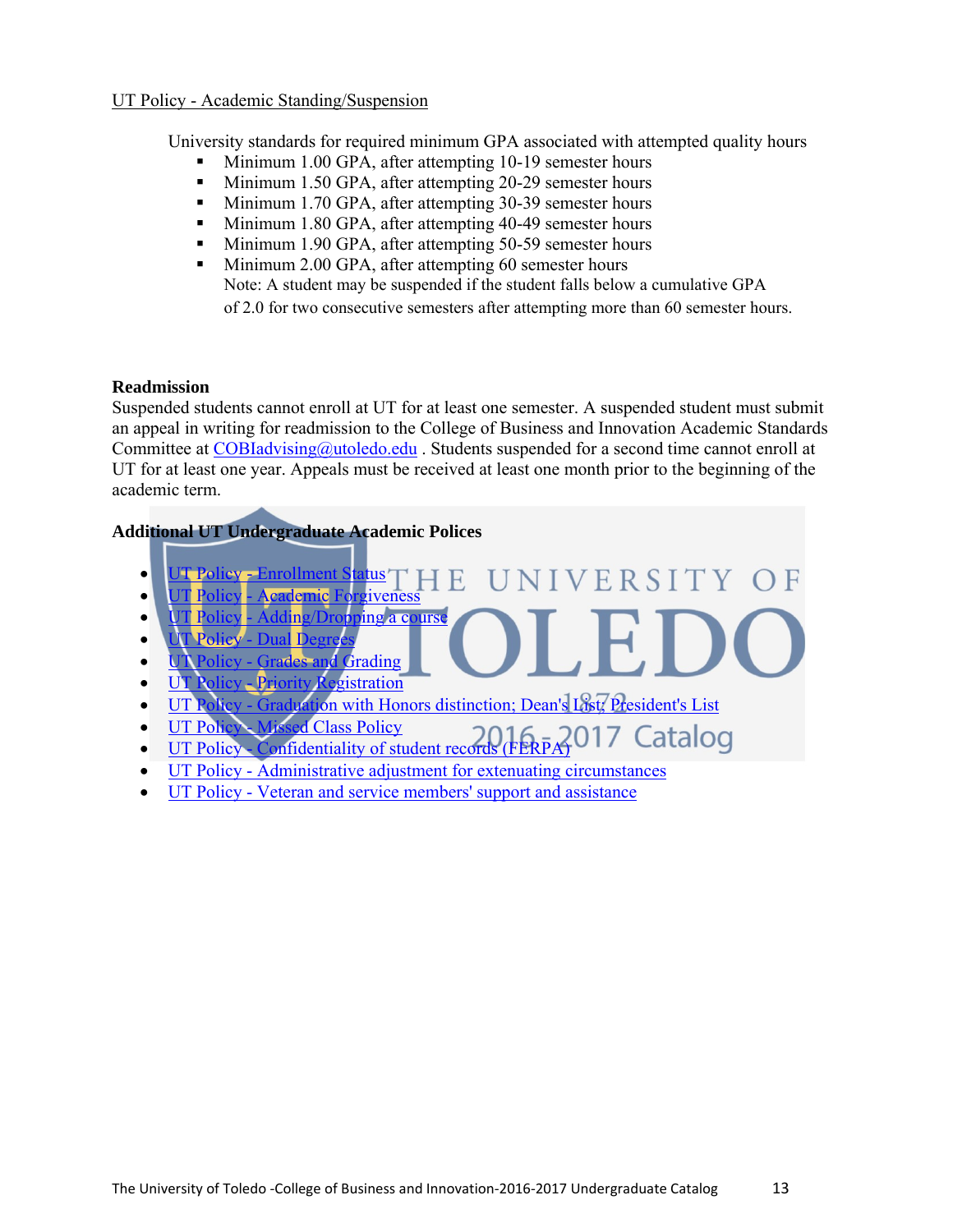UT Policy - Academic Standing/Suspension

University standards for required minimum GPA associated with attempted quality hours

- Minimum 1.00 GPA, after attempting 10-19 semester hours
- Minimum 1.50 GPA, after attempting 20-29 semester hours
- Minimum 1.70 GPA, after attempting 30-39 semester hours
- Minimum 1.80 GPA, after attempting 40-49 semester hours
- Minimum 1.90 GPA, after attempting 50-59 semester hours
- Minimum 2.00 GPA, after attempting 60 semester hours

  Note: A student may be suspended if the student falls below a cumulative GPA of 2.0 for two consecutive semesters after attempting more than 60 semester hours.

**Readmission**

Suspended students cannot enroll at UT for at least one semester. A suspended student must submit an appeal in writing for readmission to the College of Business and Innovation Academic Standards Committee at COBIadvising@utoledo.edu . Students suspended for a second time cannot enroll at UT for at least one year. Appeals must be received at least one month prior to the beginning of the academic term.

**Additional UT Undergraduate Academic Polices**

- UT Policy - Enrollment Status
- UT Policy - Academic Forgiveness
- UT Policy - Adding/Dropping a course
- UT Policy - Dual Degrees
- UT Policy - Grades and Grading
- UT Policy - Priority Registration
- UT Policy - Graduation with Honors distinction; Dean's List; President's List
- UT Policy - Missed Class Policy
- UT Policy - Confidentiality of student records (FERPA)
- UT Policy - Administrative adjustment for extenuating circumstances
- UT Policy - Veteran and service members' support and assistance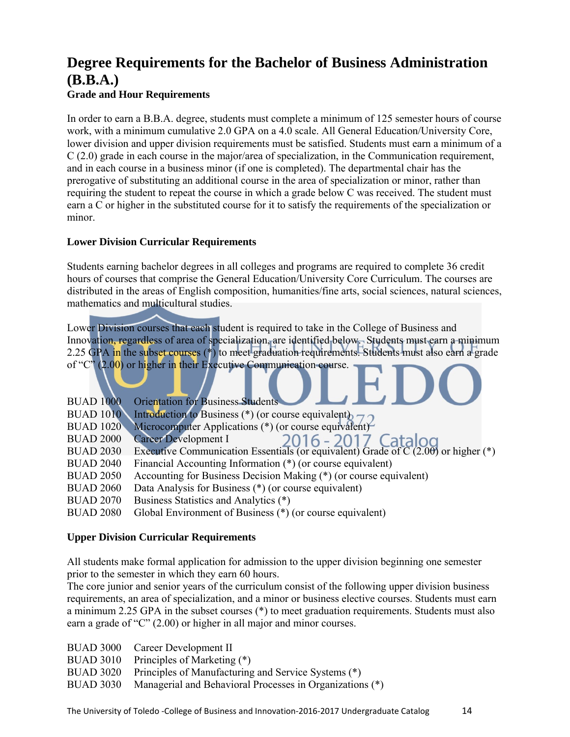# Degree Requirements for the Bachelor of Business Administration (B.B.A.)

### Grade and Hour Requirements

In order to earn a B.B.A. degree, students must complete a minimum of 125 semester hours of course work, with a minimum cumulative 2.0 GPA on a 4.0 scale. All General Education/University Core, lower division and upper division requirements must be satisfied. Students must earn a minimum of a C (2.0) grade in each course in the major/area of specialization, in the Communication requirement, and in each course in a business minor (if one is completed). The departmental chair has the prerogative of substituting an additional course in the area of specialization or minor, rather than requiring the student to repeat the course in which a grade below C was received. The student must earn a C or higher in the substituted course for it to satisfy the requirements of the specialization or minor.

### Lower Division Curricular Requirements

Students earning bachelor degrees in all colleges and programs are required to complete 36 credit hours of courses that comprise the General Education/University Core Curriculum. The courses are distributed in the areas of English composition, humanities/fine arts, social sciences, natural sciences, mathematics and multicultural studies.

Lower Division courses that each student is required to take in the College of Business and Innovation, regardless of area of specialization, are identified below. Students must earn a minimum 2.25 GPA in the subset courses (*) to meet graduation requirements. Students must also earn a grade of "C" (2.00) or higher in their Executive Communication course.

| | |
|---|---|
| BUAD 1000 | Orientation for Business Students |
| BUAD 1010 | Introduction to Business (*) (or course equivalent) |
| BUAD 1020 | Microcomputer Applications (*) (or course equivalent) |
| BUAD 2000 | Career Development I |
| BUAD 2030 | Executive Communication Essentials (or equivalent) Grade of C (2.00) or higher (*) |
| BUAD 2040 | Financial Accounting Information (*) (or course equivalent) |
| BUAD 2050 | Accounting for Business Decision Making (*) (or course equivalent) |
| BUAD 2060 | Data Analysis for Business (*) (or course equivalent) |
| BUAD 2070 | Business Statistics and Analytics (*) |
| BUAD 2080 | Global Environment of Business (*) (or course equivalent) |

### Upper Division Curricular Requirements

All students make formal application for admission to the upper division beginning one semester prior to the semester in which they earn 60 hours.

The core junior and senior years of the curriculum consist of the following upper division business requirements, an area of specialization, and a minor or business elective courses. Students must earn a minimum 2.25 GPA in the subset courses (*) to meet graduation requirements. Students must also earn a grade of "C" (2.00) or higher in all major and minor courses.

| | |
|---|---|
| BUAD 3000 | Career Development II |
| BUAD 3010 | Principles of Marketing (*) |
| BUAD 3020 | Principles of Manufacturing and Service Systems (*) |
| BUAD 3030 | Managerial and Behavioral Processes in Organizations (*) |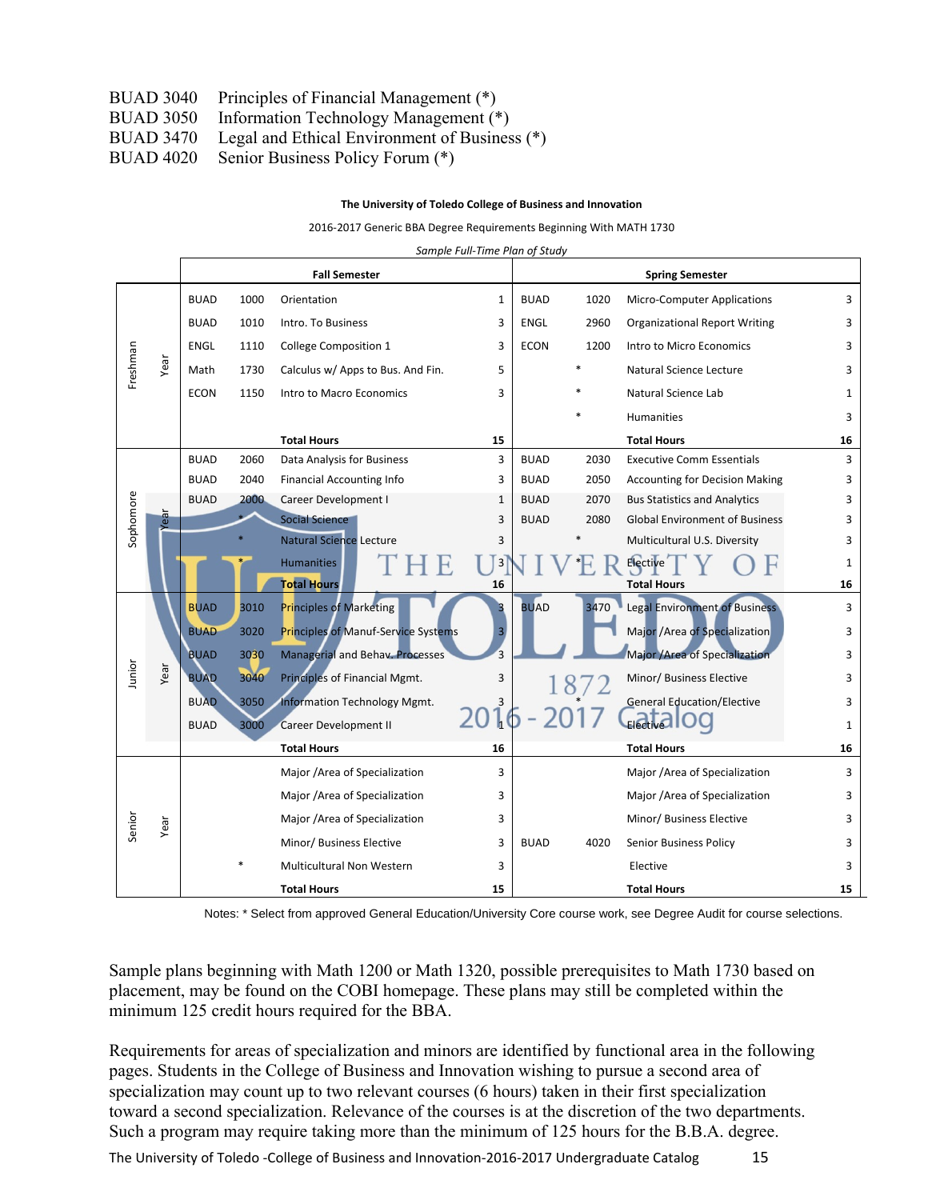BUAD 3040 Principles of Financial Management (*)
BUAD 3050 Information Technology Management (*)
BUAD 3470 Legal and Ethical Environment of Business (*)
BUAD 4020 Senior Business Policy Forum (*)

**The University of Toledo College of Business and Innovation**

2016-2017 Generic BBA Degree Requirements Beginning With MATH 1730

*Sample Full-Time Plan of Study*

| | | Fall Semester | | | | Spring Semester | | | |
|---|---|---|---|---|---|---|---|---|---|
| Freshman Year | BUAD | 1000 | Orientation | 1 | BUAD | 1020 | Micro-Computer Applications | 3 |
| | BUAD | 1010 | Intro. To Business | 3 | ENGL | 2960 | Organizational Report Writing | 3 |
| | ENGL | 1110 | College Composition 1 | 3 | ECON | 1200 | Intro to Micro Economics | 3 |
| | Math | 1730 | Calculus w/ Apps to Bus. And Fin. | 5 | | * | Natural Science Lecture | 3 |
| | ECON | 1150 | Intro to Macro Economics | 3 | | * | Natural Science Lab | 1 |
| | | | | | | * | Humanities | 3 |
| | | | **Total Hours** | **15** | | | **Total Hours** | **16** |
| Sophomore Year | BUAD | 2060 | Data Analysis for Business | 3 | BUAD | 2030 | Executive Comm Essentials | 3 |
| | BUAD | 2040 | Financial Accounting Info | 3 | BUAD | 2050 | Accounting for Decision Making | 3 |
| | BUAD | 2000 | Career Development I | 1 | BUAD | 2070 | Bus Statistics and Analytics | 3 |
| | | * | Social Science | 3 | BUAD | 2080 | Global Environment of Business | 3 |
| | | * | Natural Science Lecture | 3 | | * | Multicultural U.S. Diversity | 3 |
| | | * | Humanities | 3 | | | Elective | 1 |
| | | | **Total Hours** | **16** | | | **Total Hours** | **16** |
| Junior Year | BUAD | 3010 | Principles of Marketing | 3 | BUAD | 3470 | Legal Environment of Business | 3 |
| | BUAD | 3020 | Principles of Manuf-Service Systems | 3 | | | Major /Area of Specialization | 3 |
| | BUAD | 3030 | Managerial and Behav. Processes | 3 | | | Major /Area of Specialization | 3 |
| | BUAD | 3040 | Principles of Financial Mgmt. | 3 | | | Minor/ Business Elective | 3 |
| | BUAD | 3050 | Information Technology Mgmt. | 3 | | * | General Education/Elective | 3 |
| | BUAD | 3000 | Career Development II | 1 | | | Elective | 1 |
| | | | **Total Hours** | **16** | | | **Total Hours** | **16** |
| Senior Year | | | Major /Area of Specialization | 3 | | | Major /Area of Specialization | 3 |
| | | | Major /Area of Specialization | 3 | | | Major /Area of Specialization | 3 |
| | | | Major /Area of Specialization | 3 | | | Minor/ Business Elective | 3 |
| | | | Minor/ Business Elective | 3 | BUAD | 4020 | Senior Business Policy | 3 |
| | | * | Multicultural Non Western | 3 | | | Elective | 3 |
| | | | **Total Hours** | **15** | | | **Total Hours** | **15** |

Notes: * Select from approved General Education/University Core course work, see Degree Audit for course selections.

Sample plans beginning with Math 1200 or Math 1320, possible prerequisites to Math 1730 based on placement, may be found on the COBI homepage. These plans may still be completed within the minimum 125 credit hours required for the BBA.

Requirements for areas of specialization and minors are identified by functional area in the following pages. Students in the College of Business and Innovation wishing to pursue a second area of specialization may count up to two relevant courses (6 hours) taken in their first specialization toward a second specialization. Relevance of the courses is at the discretion of the two departments. Such a program may require taking more than the minimum of 125 hours for the B.B.A. degree.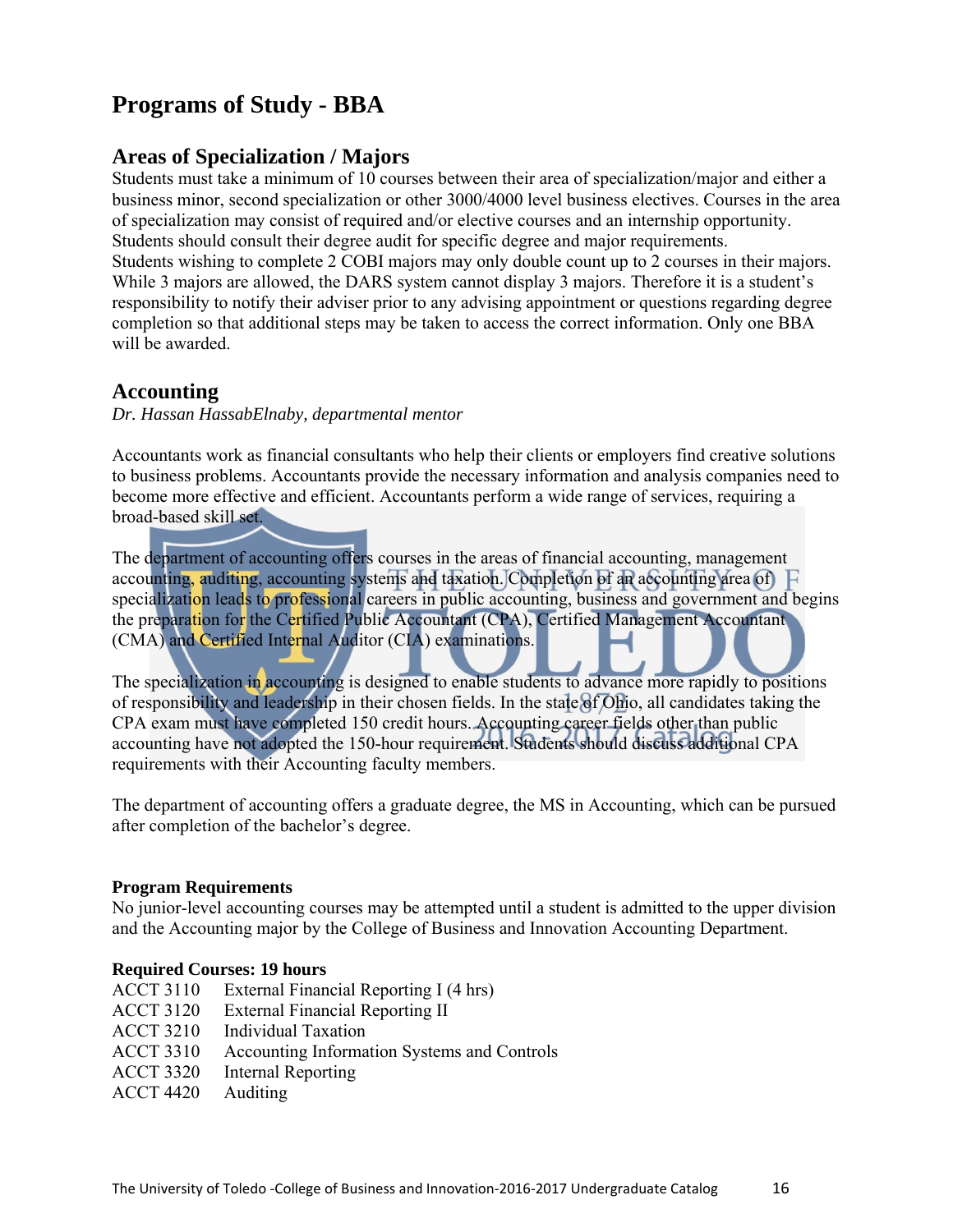# Programs of Study - BBA

## Areas of Specialization / Majors

Students must take a minimum of 10 courses between their area of specialization/major and either a business minor, second specialization or other 3000/4000 level business electives. Courses in the area of specialization may consist of required and/or elective courses and an internship opportunity. Students should consult their degree audit for specific degree and major requirements.
Students wishing to complete 2 COBI majors may only double count up to 2 courses in their majors. While 3 majors are allowed, the DARS system cannot display 3 majors. Therefore it is a student's responsibility to notify their adviser prior to any advising appointment or questions regarding degree completion so that additional steps may be taken to access the correct information. Only one BBA will be awarded.

## Accounting

*Dr. Hassan HassabElnaby, departmental mentor*

Accountants work as financial consultants who help their clients or employers find creative solutions to business problems. Accountants provide the necessary information and analysis companies need to become more effective and efficient. Accountants perform a wide range of services, requiring a broad-based skill set.

The department of accounting offers courses in the areas of financial accounting, management accounting, auditing, accounting systems and taxation. Completion of an accounting area of specialization leads to professional careers in public accounting, business and government and begins the preparation for the Certified Public Accountant (CPA), Certified Management Accountant (CMA) and Certified Internal Auditor (CIA) examinations.

The specialization in accounting is designed to enable students to advance more rapidly to positions of responsibility and leadership in their chosen fields. In the state of Ohio, all candidates taking the CPA exam must have completed 150 credit hours. Accounting career fields other than public accounting have not adopted the 150-hour requirement. Students should discuss additional CPA requirements with their Accounting faculty members.

The department of accounting offers a graduate degree, the MS in Accounting, which can be pursued after completion of the bachelor's degree.

**Program Requirements**

No junior-level accounting courses may be attempted until a student is admitted to the upper division and the Accounting major by the College of Business and Innovation Accounting Department.

**Required Courses: 19 hours**

ACCT 3110 External Financial Reporting I (4 hrs)
ACCT 3120 External Financial Reporting II
ACCT 3210 Individual Taxation
ACCT 3310 Accounting Information Systems and Controls
ACCT 3320 Internal Reporting
ACCT 4420 Auditing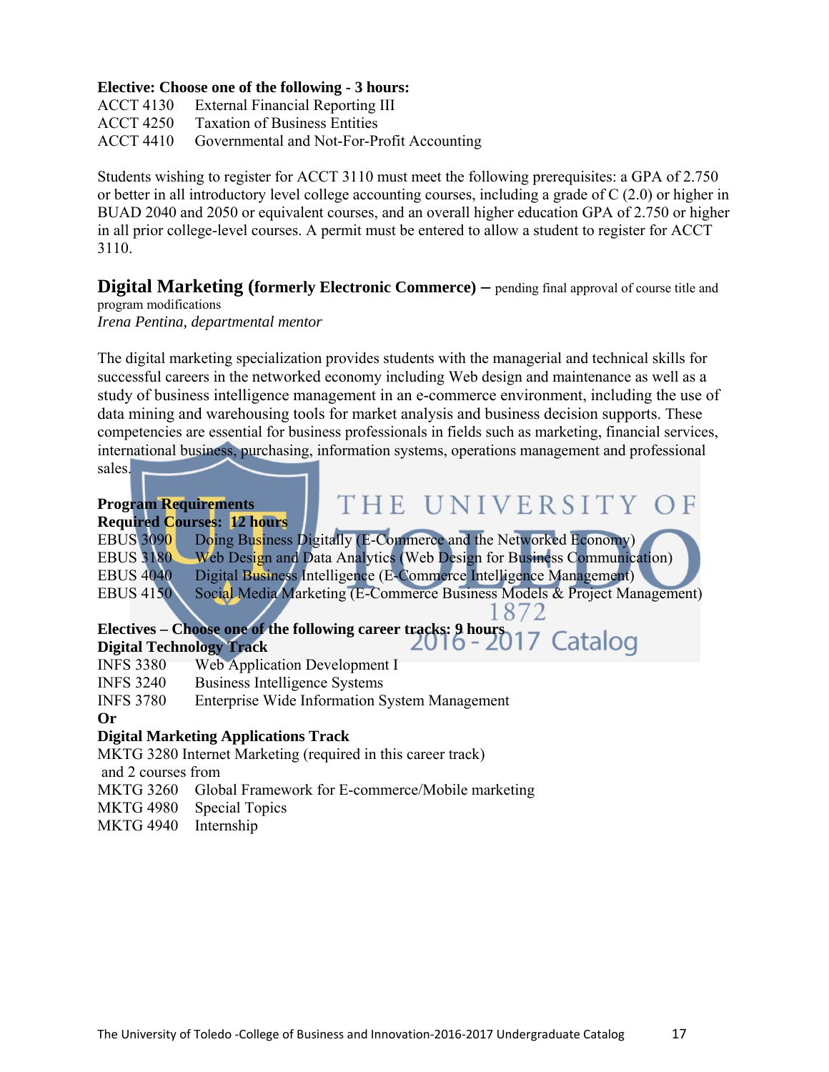**Elective: Choose one of the following - 3 hours:**

ACCT 4130 External Financial Reporting III
ACCT 4250 Taxation of Business Entities
ACCT 4410 Governmental and Not-For-Profit Accounting

Students wishing to register for ACCT 3110 must meet the following prerequisites: a GPA of 2.750 or better in all introductory level college accounting courses, including a grade of C (2.0) or higher in BUAD 2040 and 2050 or equivalent courses, and an overall higher education GPA of 2.750 or higher in all prior college-level courses. A permit must be entered to allow a student to register for ACCT 3110.

## Digital Marketing (formerly Electronic Commerce) – pending final approval of course title and program modifications

*Irena Pentina, departmental mentor*

The digital marketing specialization provides students with the managerial and technical skills for successful careers in the networked economy including Web design and maintenance as well as a study of business intelligence management in an e-commerce environment, including the use of data mining and warehousing tools for market analysis and business decision supports. These competencies are essential for business professionals in fields such as marketing, financial services, international business, purchasing, information systems, operations management and professional sales.

**Program Requirements**

**Required Courses: 12 hours**

EBUS 3090 Doing Business Digitally (E-Commerce and the Networked Economy)
EBUS 3180 Web Design and Data Analytics (Web Design for Business Communication)
EBUS 4040 Digital Business Intelligence (E-Commerce Intelligence Management)
EBUS 4150 Social Media Marketing (E-Commerce Business Models & Project Management)

**Electives – Choose one of the following career tracks: 9 hours**

**Digital Technology Track**

INFS 3380 Web Application Development I
INFS 3240 Business Intelligence Systems
INFS 3780 Enterprise Wide Information System Management

**Or**

**Digital Marketing Applications Track**

MKTG 3280 Internet Marketing (required in this career track)
and 2 courses from
MKTG 3260 Global Framework for E-commerce/Mobile marketing
MKTG 4980 Special Topics
MKTG 4940 Internship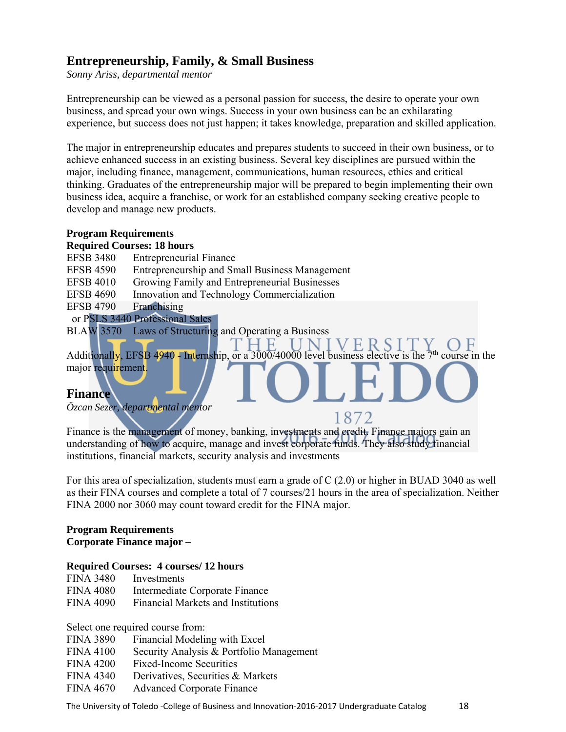## Entrepreneurship, Family, & Small Business

*Sonny Ariss, departmental mentor*

Entrepreneurship can be viewed as a personal passion for success, the desire to operate your own business, and spread your own wings. Success in your own business can be an exhilarating experience, but success does not just happen; it takes knowledge, preparation and skilled application.

The major in entrepreneurship educates and prepares students to succeed in their own business, or to achieve enhanced success in an existing business. Several key disciplines are pursued within the major, including finance, management, communications, human resources, ethics and critical thinking. Graduates of the entrepreneurship major will be prepared to begin implementing their own business idea, acquire a franchise, or work for an established company seeking creative people to develop and manage new products.

**Program Requirements**
**Required Courses: 18 hours**

EFSB 3480 Entrepreneurial Finance
EFSB 4590 Entrepreneurship and Small Business Management
EFSB 4010 Growing Family and Entrepreneurial Businesses
EFSB 4690 Innovation and Technology Commercialization
EFSB 4790 Franchising
or PSLS 3440 Professional Sales
BLAW 3570 Laws of Structuring and Operating a Business

Additionally, EFSB 4940 - Internship, or a 3000/40000 level business elective is the 7th course in the major requirement.

## Finance

*Özcan Sezer, departmental mentor*

Finance is the management of money, banking, investments and credit. Finance majors gain an understanding of how to acquire, manage and invest corporate funds. They also study financial institutions, financial markets, security analysis and investments

For this area of specialization, students must earn a grade of C (2.0) or higher in BUAD 3040 as well as their FINA courses and complete a total of 7 courses/21 hours in the area of specialization. Neither FINA 2000 nor 3060 may count toward credit for the FINA major.

**Program Requirements**
**Corporate Finance major –**

**Required Courses: 4 courses/ 12 hours**

FINA 3480 Investments
FINA 4080 Intermediate Corporate Finance
FINA 4090 Financial Markets and Institutions

Select one required course from:

FINA 3890 Financial Modeling with Excel
FINA 4100 Security Analysis & Portfolio Management
FINA 4200 Fixed-Income Securities
FINA 4340 Derivatives, Securities & Markets
FINA 4670 Advanced Corporate Finance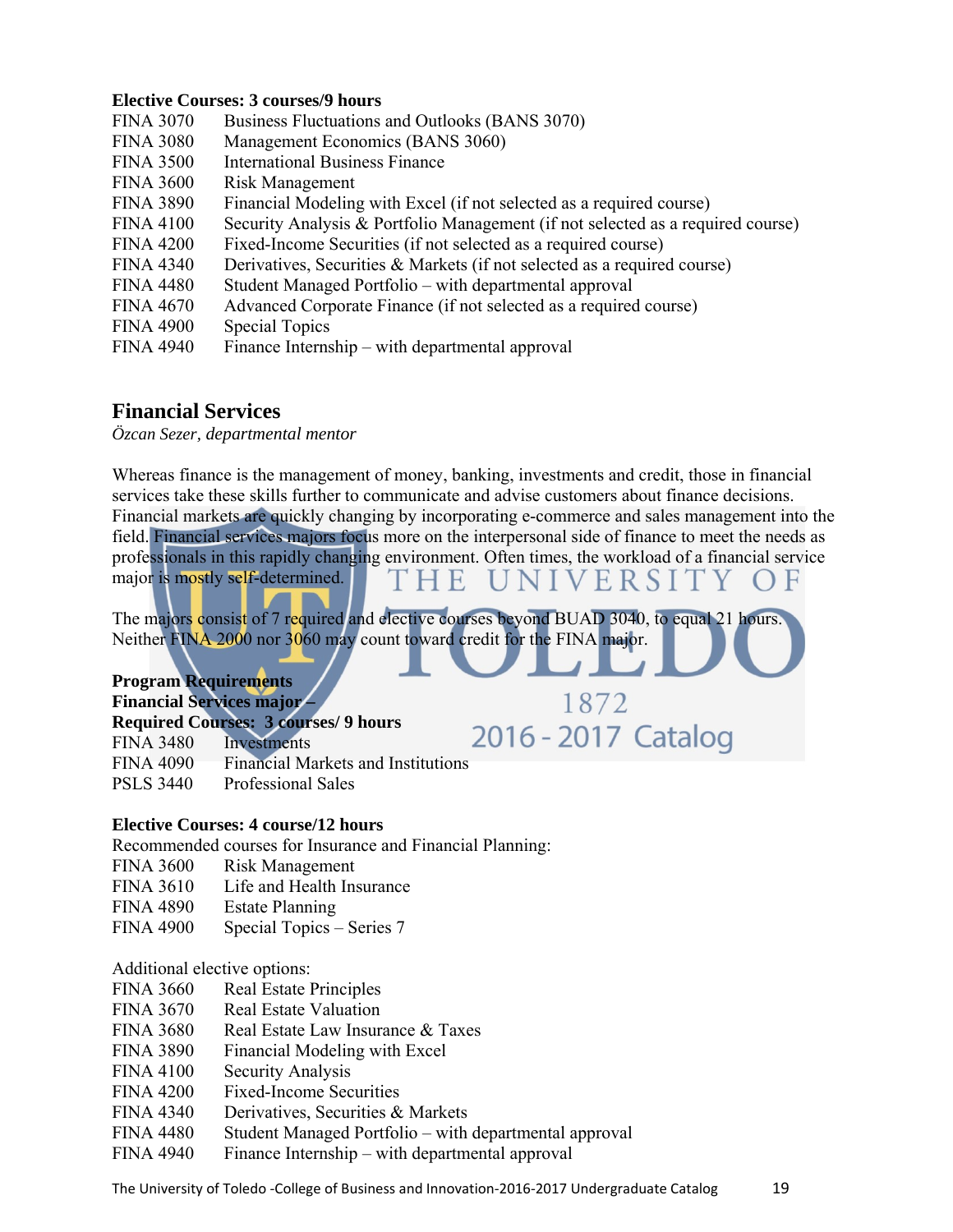**Elective Courses: 3 courses/9 hours**

| | |
|---|---|
| FINA 3070 | Business Fluctuations and Outlooks (BANS 3070) |
| FINA 3080 | Management Economics (BANS 3060) |
| FINA 3500 | International Business Finance |
| FINA 3600 | Risk Management |
| FINA 3890 | Financial Modeling with Excel (if not selected as a required course) |
| FINA 4100 | Security Analysis & Portfolio Management (if not selected as a required course) |
| FINA 4200 | Fixed-Income Securities (if not selected as a required course) |
| FINA 4340 | Derivatives, Securities & Markets (if not selected as a required course) |
| FINA 4480 | Student Managed Portfolio – with departmental approval |
| FINA 4670 | Advanced Corporate Finance (if not selected as a required course) |
| FINA 4900 | Special Topics |
| FINA 4940 | Finance Internship – with departmental approval |

## Financial Services

*Özcan Sezer, departmental mentor*

Whereas finance is the management of money, banking, investments and credit, those in financial services take these skills further to communicate and advise customers about finance decisions. Financial markets are quickly changing by incorporating e-commerce and sales management into the field. Financial services majors focus more on the interpersonal side of finance to meet the needs as professionals in this rapidly changing environment. Often times, the workload of a financial service major is mostly self-determined.

The majors consist of 7 required and elective courses beyond BUAD 3040, to equal 21 hours. Neither FINA 2000 nor 3060 may count toward credit for the FINA major.

**Program Requirements**
**Financial Services major –**
**Required Courses: 3 courses/ 9 hours**

| | |
|---|---|
| FINA 3480 | Investments |
| FINA 4090 | Financial Markets and Institutions |
| PSLS 3440 | Professional Sales |

**Elective Courses: 4 course/12 hours**

Recommended courses for Insurance and Financial Planning:

| | |
|---|---|
| FINA 3600 | Risk Management |
| FINA 3610 | Life and Health Insurance |
| FINA 4890 | Estate Planning |
| FINA 4900 | Special Topics – Series 7 |

Additional elective options:

| | |
|---|---|
| FINA 3660 | Real Estate Principles |
| FINA 3670 | Real Estate Valuation |
| FINA 3680 | Real Estate Law Insurance & Taxes |
| FINA 3890 | Financial Modeling with Excel |
| FINA 4100 | Security Analysis |
| FINA 4200 | Fixed-Income Securities |
| FINA 4340 | Derivatives, Securities & Markets |
| FINA 4480 | Student Managed Portfolio – with departmental approval |
| FINA 4940 | Finance Internship – with departmental approval |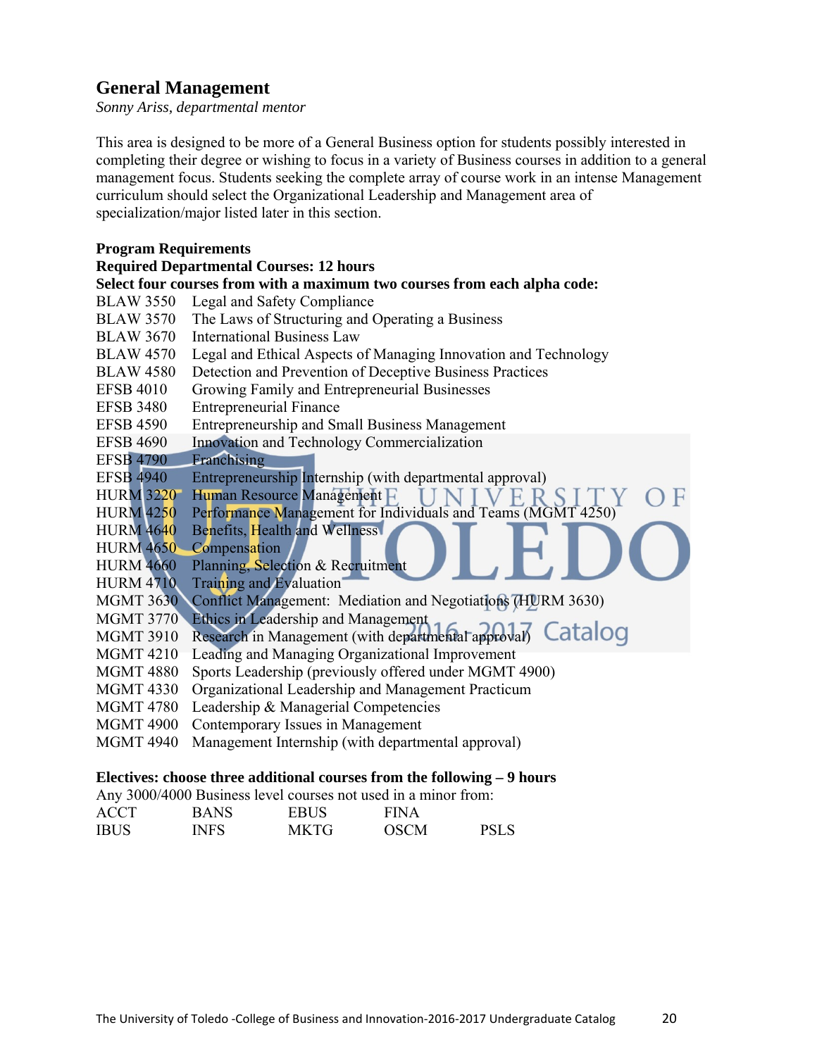## General Management

*Sonny Ariss, departmental mentor*

This area is designed to be more of a General Business option for students possibly interested in completing their degree or wishing to focus in a variety of Business courses in addition to a general management focus. Students seeking the complete array of course work in an intense Management curriculum should select the Organizational Leadership and Management area of specialization/major listed later in this section.

**Program Requirements**

**Required Departmental Courses: 12 hours**

**Select four courses from with a maximum two courses from each alpha code:**

| | |
|---|---|
| BLAW 3550 | Legal and Safety Compliance |
| BLAW 3570 | The Laws of Structuring and Operating a Business |
| BLAW 3670 | International Business Law |
| BLAW 4570 | Legal and Ethical Aspects of Managing Innovation and Technology |
| BLAW 4580 | Detection and Prevention of Deceptive Business Practices |
| EFSB 4010 | Growing Family and Entrepreneurial Businesses |
| EFSB 3480 | Entrepreneurial Finance |
| EFSB 4590 | Entrepreneurship and Small Business Management |
| EFSB 4690 | Innovation and Technology Commercialization |
| EFSB 4790 | Franchising |
| EFSB 4940 | Entrepreneurship Internship (with departmental approval) |
| HURM 3220 | Human Resource Management |
| HURM 4250 | Performance Management for Individuals and Teams (MGMT 4250) |
| HURM 4640 | Benefits, Health and Wellness |
| HURM 4650 | Compensation |
| HURM 4660 | Planning, Selection & Recruitment |
| HURM 4710 | Training and Evaluation |
| MGMT 3630 | Conflict Management: Mediation and Negotiations (HURM 3630) |
| MGMT 3770 | Ethics in Leadership and Management |
| MGMT 3910 | Research in Management (with departmental approval) |
| MGMT 4210 | Leading and Managing Organizational Improvement |
| MGMT 4880 | Sports Leadership (previously offered under MGMT 4900) |
| MGMT 4330 | Organizational Leadership and Management Practicum |
| MGMT 4780 | Leadership & Managerial Competencies |
| MGMT 4900 | Contemporary Issues in Management |
| MGMT 4940 | Management Internship (with departmental approval) |

**Electives: choose three additional courses from the following – 9 hours**

Any 3000/4000 Business level courses not used in a minor from:

| | | | | |
|---|---|---|---|---|
| ACCT | BANS | EBUS | FINA | |
| IBUS | INFS | MKTG | OSCM | PSLS |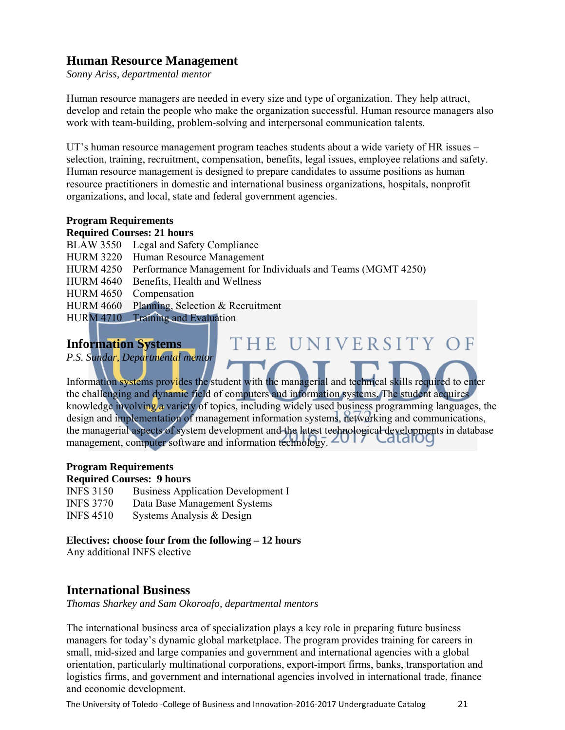## Human Resource Management

*Sonny Ariss, departmental mentor*

Human resource managers are needed in every size and type of organization. They help attract, develop and retain the people who make the organization successful. Human resource managers also work with team-building, problem-solving and interpersonal communication talents.

UT's human resource management program teaches students about a wide variety of HR issues – selection, training, recruitment, compensation, benefits, legal issues, employee relations and safety. Human resource management is designed to prepare candidates to assume positions as human resource practitioners in domestic and international business organizations, hospitals, nonprofit organizations, and local, state and federal government agencies.

**Program Requirements**
**Required Courses: 21 hours**

BLAW 3550 Legal and Safety Compliance
HURM 3220 Human Resource Management
HURM 4250 Performance Management for Individuals and Teams (MGMT 4250)
HURM 4640 Benefits, Health and Wellness
HURM 4650 Compensation
HURM 4660 Planning, Selection & Recruitment
HURM 4710 Training and Evaluation

## Information Systems

*P.S. Sundar, Departmental mentor*

Information systems provides the student with the managerial and technical skills required to enter the challenging and dynamic field of computers and information systems. The student acquires knowledge involving a variety of topics, including widely used business programming languages, the design and implementation of management information systems, networking and communications, the managerial aspects of system development and the latest technological developments in database management, computer software and information technology.

**Program Requirements**
**Required Courses: 9 hours**

INFS 3150 Business Application Development I
INFS 3770 Data Base Management Systems
INFS 4510 Systems Analysis & Design

**Electives: choose four from the following – 12 hours**
Any additional INFS elective

## International Business

*Thomas Sharkey and Sam Okoroafo, departmental mentors*

The international business area of specialization plays a key role in preparing future business managers for today's dynamic global marketplace. The program provides training for careers in small, mid-sized and large companies and government and international agencies with a global orientation, particularly multinational corporations, export-import firms, banks, transportation and logistics firms, and government and international agencies involved in international trade, finance and economic development.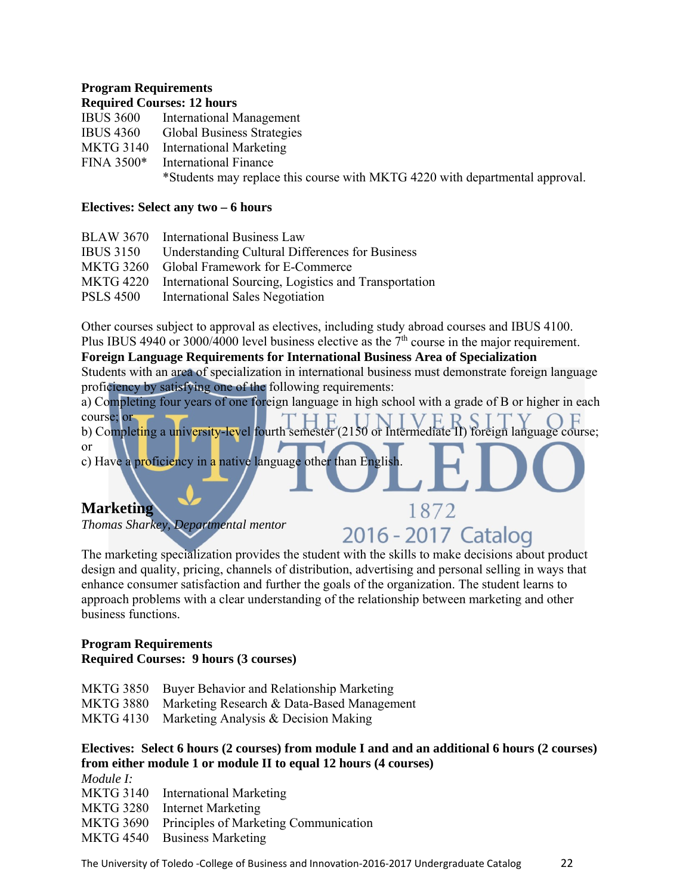**Program Requirements**
**Required Courses: 12 hours**

| | |
|---|---|
| IBUS 3600 | International Management |
| IBUS 4360 | Global Business Strategies |
| MKTG 3140 | International Marketing |
| FINA 3500* | International Finance |
| | *Students may replace this course with MKTG 4220 with departmental approval. |

**Electives: Select any two – 6 hours**

| | |
|---|---|
| BLAW 3670 | International Business Law |
| IBUS 3150 | Understanding Cultural Differences for Business |
| MKTG 3260 | Global Framework for E-Commerce |
| MKTG 4220 | International Sourcing, Logistics and Transportation |
| PSLS 4500 | International Sales Negotiation |

Other courses subject to approval as electives, including study abroad courses and IBUS 4100. Plus IBUS 4940 or 3000/4000 level business elective as the 7th course in the major requirement.

**Foreign Language Requirements for International Business Area of Specialization**

Students with an area of specialization in international business must demonstrate foreign language proficiency by satisfying one of the following requirements:

a) Completing four years of one foreign language in high school with a grade of B or higher in each course; or

b) Completing a university-level fourth semester (2150 or Intermediate II) foreign language course; or

c) Have a proficiency in a native language other than English.

## Marketing

*Thomas Sharkey, Departmental mentor*

The marketing specialization provides the student with the skills to make decisions about product design and quality, pricing, channels of distribution, advertising and personal selling in ways that enhance consumer satisfaction and further the goals of the organization. The student learns to approach problems with a clear understanding of the relationship between marketing and other business functions.

**Program Requirements**
**Required Courses: 9 hours (3 courses)**

| | |
|---|---|
| MKTG 3850 | Buyer Behavior and Relationship Marketing |
| MKTG 3880 | Marketing Research & Data-Based Management |
| MKTG 4130 | Marketing Analysis & Decision Making |

**Electives: Select 6 hours (2 courses) from module I and and an additional 6 hours (2 courses) from either module 1 or module II to equal 12 hours (4 courses)**

*Module I:*

| | |
|---|---|
| MKTG 3140 | International Marketing |
| MKTG 3280 | Internet Marketing |
| MKTG 3690 | Principles of Marketing Communication |
| MKTG 4540 | Business Marketing |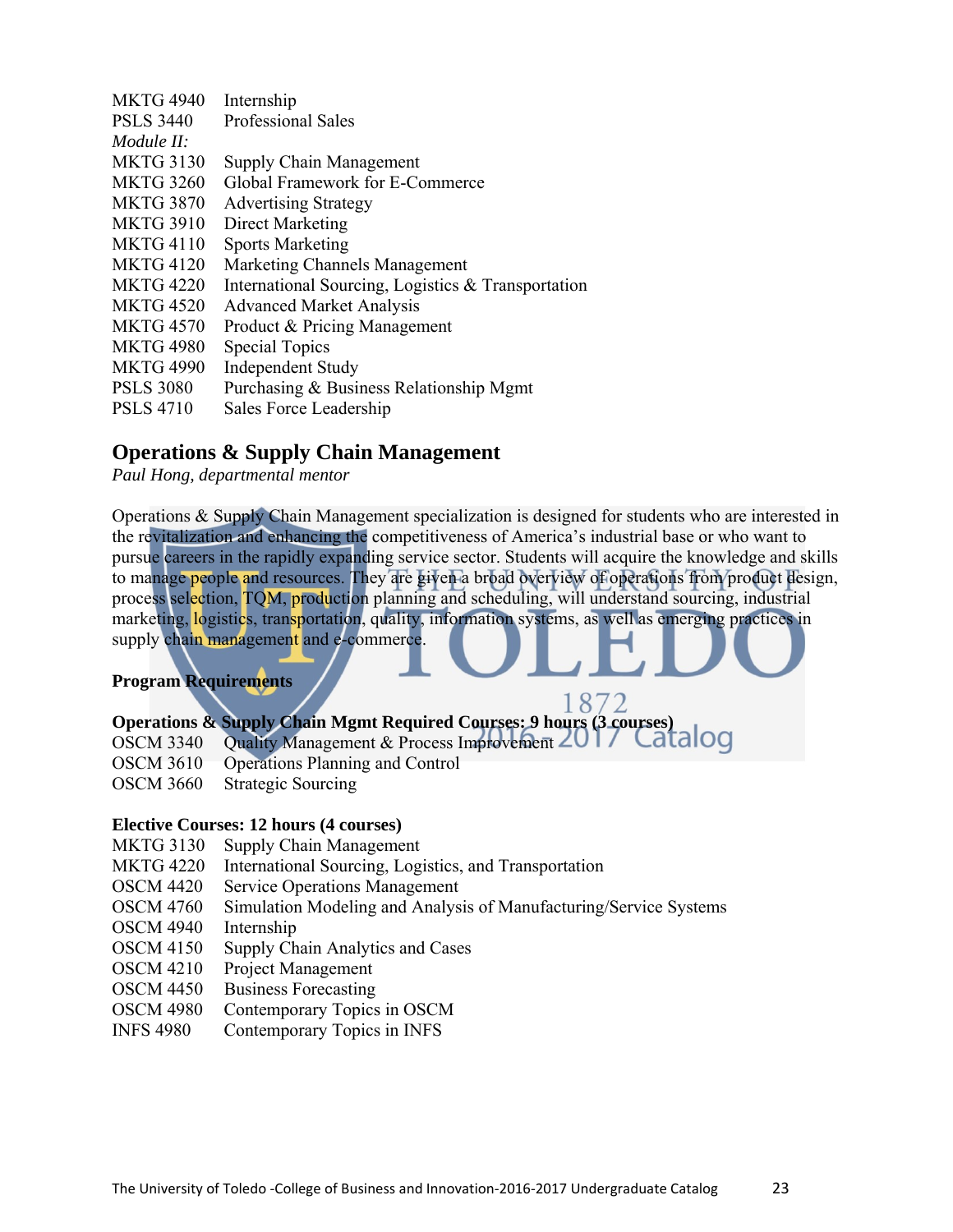MKTG 4940 Internship
PSLS 3440 Professional Sales

*Module II:*

MKTG 3130 Supply Chain Management
MKTG 3260 Global Framework for E-Commerce
MKTG 3870 Advertising Strategy
MKTG 3910 Direct Marketing
MKTG 4110 Sports Marketing
MKTG 4120 Marketing Channels Management
MKTG 4220 International Sourcing, Logistics & Transportation
MKTG 4520 Advanced Market Analysis
MKTG 4570 Product & Pricing Management
MKTG 4980 Special Topics
MKTG 4990 Independent Study
PSLS 3080 Purchasing & Business Relationship Mgmt
PSLS 4710 Sales Force Leadership

## Operations & Supply Chain Management

*Paul Hong, departmental mentor*

Operations & Supply Chain Management specialization is designed for students who are interested in the revitalization and enhancing the competitiveness of America's industrial base or who want to pursue careers in the rapidly expanding service sector. Students will acquire the knowledge and skills to manage people and resources. They are given a broad overview of operations from product design, process selection, TQM, production planning and scheduling, will understand sourcing, industrial marketing, logistics, transportation, quality, information systems, as well as emerging practices in supply chain management and e-commerce.

**Program Requirements**

**Operations & Supply Chain Mgmt Required Courses: 9 hours (3 courses)**

OSCM 3340 Quality Management & Process Improvement
OSCM 3610 Operations Planning and Control
OSCM 3660 Strategic Sourcing

**Elective Courses: 12 hours (4 courses)**

MKTG 3130 Supply Chain Management
MKTG 4220 International Sourcing, Logistics, and Transportation
OSCM 4420 Service Operations Management
OSCM 4760 Simulation Modeling and Analysis of Manufacturing/Service Systems
OSCM 4940 Internship
OSCM 4150 Supply Chain Analytics and Cases
OSCM 4210 Project Management
OSCM 4450 Business Forecasting
OSCM 4980 Contemporary Topics in OSCM
INFS 4980 Contemporary Topics in INFS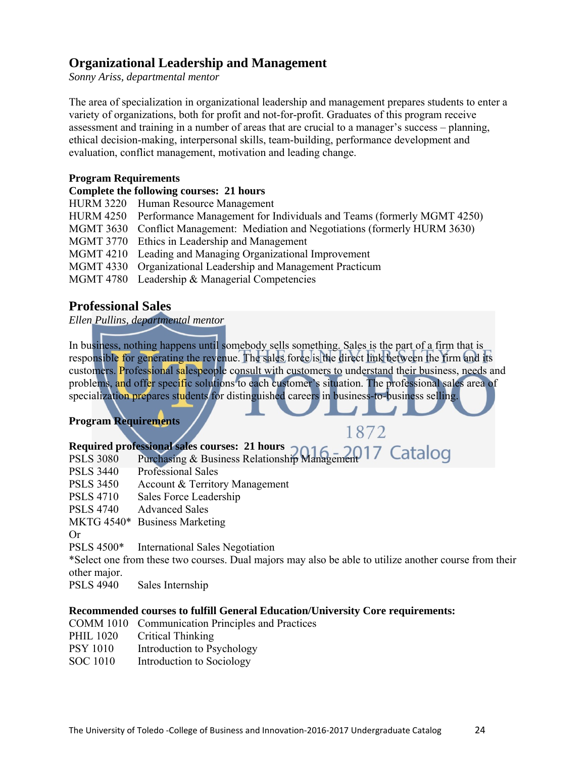## Organizational Leadership and Management

*Sonny Ariss, departmental mentor*

The area of specialization in organizational leadership and management prepares students to enter a variety of organizations, both for profit and not-for-profit. Graduates of this program receive assessment and training in a number of areas that are crucial to a manager's success – planning, ethical decision-making, interpersonal skills, team-building, performance development and evaluation, conflict management, motivation and leading change.

**Program Requirements**

**Complete the following courses: 21 hours**

HURM 3220 Human Resource Management
HURM 4250 Performance Management for Individuals and Teams (formerly MGMT 4250)
MGMT 3630 Conflict Management: Mediation and Negotiations (formerly HURM 3630)
MGMT 3770 Ethics in Leadership and Management
MGMT 4210 Leading and Managing Organizational Improvement
MGMT 4330 Organizational Leadership and Management Practicum
MGMT 4780 Leadership & Managerial Competencies

## Professional Sales

*Ellen Pullins, departmental mentor*

In business, nothing happens until somebody sells something. Sales is the part of a firm that is responsible for generating the revenue. The sales force is the direct link between the firm and its customers. Professional salespeople consult with customers to understand their business, needs and problems, and offer specific solutions to each customer's situation. The professional sales area of specialization prepares students for distinguished careers in business-to-business selling.

**Program Requirements**

**Required professional sales courses: 21 hours**

PSLS 3080 Purchasing & Business Relationship Management
PSLS 3440 Professional Sales
PSLS 3450 Account & Territory Management
PSLS 4710 Sales Force Leadership
PSLS 4740 Advanced Sales
MKTG 4540* Business Marketing
Or
PSLS 4500* International Sales Negotiation
*Select one from these two courses. Dual majors may also be able to utilize another course from their other major.
PSLS 4940 Sales Internship

**Recommended courses to fulfill General Education/University Core requirements:**

COMM 1010 Communication Principles and Practices
PHIL 1020 Critical Thinking
PSY 1010 Introduction to Psychology
SOC 1010 Introduction to Sociology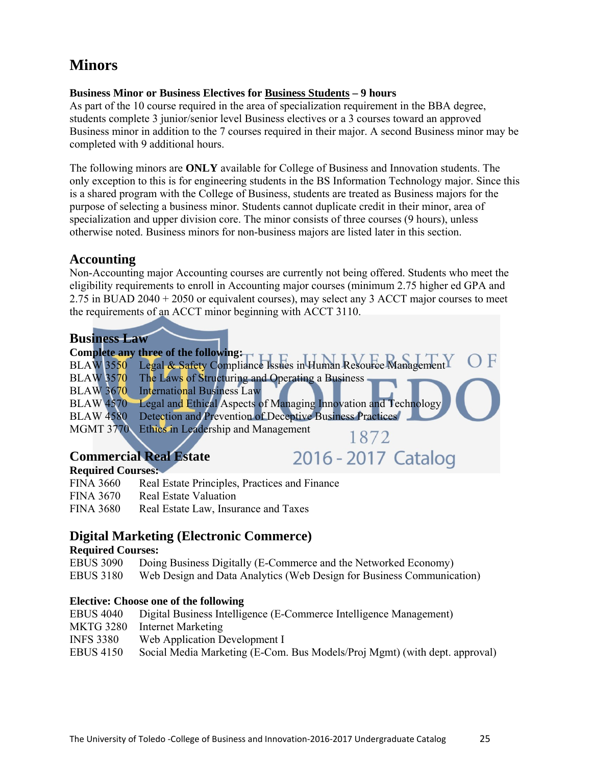# Minors

**Business Minor or Business Electives for <u>Business Students</u> – 9 hours**

As part of the 10 course required in the area of specialization requirement in the BBA degree, students complete 3 junior/senior level Business electives or a 3 courses toward an approved Business minor in addition to the 7 courses required in their major. A second Business minor may be completed with 9 additional hours.

The following minors are **ONLY** available for College of Business and Innovation students. The only exception to this is for engineering students in the BS Information Technology major. Since this is a shared program with the College of Business, students are treated as Business majors for the purpose of selecting a business minor. Students cannot duplicate credit in their minor, area of specialization and upper division core. The minor consists of three courses (9 hours), unless otherwise noted. Business minors for non-business majors are listed later in this section.

## Accounting

Non-Accounting major Accounting courses are currently not being offered. Students who meet the eligibility requirements to enroll in Accounting major courses (minimum 2.75 higher ed GPA and 2.75 in BUAD 2040 + 2050 or equivalent courses), may select any 3 ACCT major courses to meet the requirements of an ACCT minor beginning with ACCT 3110.

## Business Law

**Complete any three of the following:**

| | |
|---|---|
| BLAW 3550 | Legal & Safety Compliance Issues in Human Resource Management |
| BLAW 3570 | The Laws of Structuring and Operating a Business |
| BLAW 3670 | International Business Law |
| BLAW 4570 | Legal and Ethical Aspects of Managing Innovation and Technology |
| BLAW 4580 | Detection and Prevention of Deceptive Business Practices |
| MGMT 3770 | Ethics in Leadership and Management |

## Commercial Real Estate

**Required Courses:**

| | |
|---|---|
| FINA 3660 | Real Estate Principles, Practices and Finance |
| FINA 3670 | Real Estate Valuation |
| FINA 3680 | Real Estate Law, Insurance and Taxes |

## Digital Marketing (Electronic Commerce)

**Required Courses:**

| | |
|---|---|
| EBUS 3090 | Doing Business Digitally (E-Commerce and the Networked Economy) |
| EBUS 3180 | Web Design and Data Analytics (Web Design for Business Communication) |

**Elective: Choose one of the following**

| | |
|---|---|
| EBUS 4040 | Digital Business Intelligence (E-Commerce Intelligence Management) |
| MKTG 3280 | Internet Marketing |
| INFS 3380 | Web Application Development I |
| EBUS 4150 | Social Media Marketing (E-Com. Bus Models/Proj Mgmt) (with dept. approval) |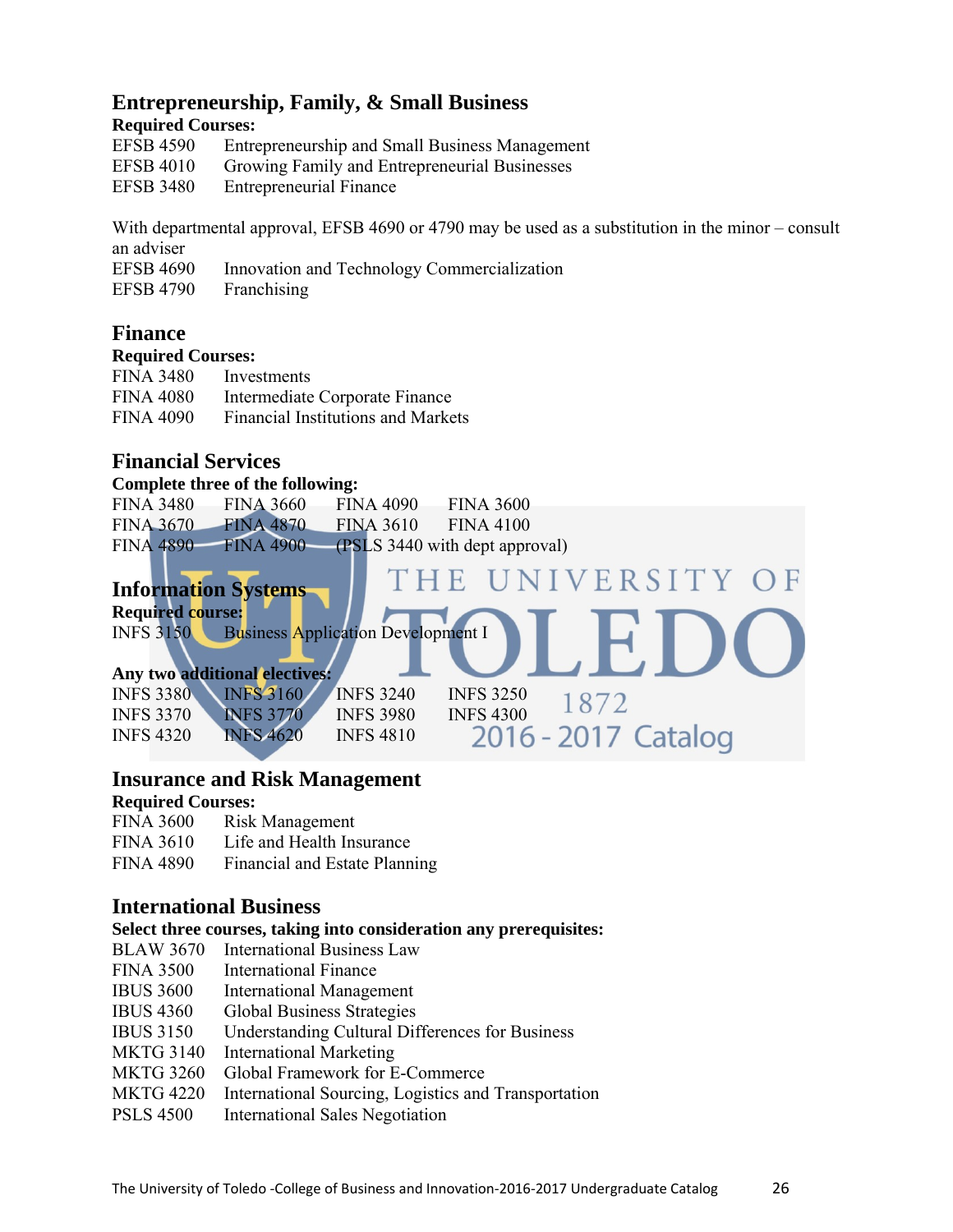## Entrepreneurship, Family, & Small Business

**Required Courses:**

EFSB 4590 Entrepreneurship and Small Business Management
EFSB 4010 Growing Family and Entrepreneurial Businesses
EFSB 3480 Entrepreneurial Finance

With departmental approval, EFSB 4690 or 4790 may be used as a substitution in the minor – consult an adviser

EFSB 4690 Innovation and Technology Commercialization
EFSB 4790 Franchising

## Finance

**Required Courses:**

FINA 3480 Investments
FINA 4080 Intermediate Corporate Finance
FINA 4090 Financial Institutions and Markets

## Financial Services

**Complete three of the following:**

| | | | |
|---|---|---|---|
| FINA 3480 | FINA 3660 | FINA 4090 | FINA 3600 |
| FINA 3670 | FINA 4870 | FINA 3610 | FINA 4100 |
| FINA 4890 | FINA 4900 | (PSLS 3440 with dept approval) | |

## Information Systems

**Required course:**

INFS 3150 Business Application Development I

**Any two additional electives:**

| | | | |
|---|---|---|---|
| INFS 3380 | INFS 3160 | INFS 3240 | INFS 3250 |
| INFS 3370 | INFS 3770 | INFS 3980 | INFS 4300 |
| INFS 4320 | INFS 4620 | INFS 4810 | |

## Insurance and Risk Management

**Required Courses:**

FINA 3600 Risk Management
FINA 3610 Life and Health Insurance
FINA 4890 Financial and Estate Planning

## International Business

**Select three courses, taking into consideration any prerequisites:**

BLAW 3670 International Business Law
FINA 3500 International Finance
IBUS 3600 International Management
IBUS 4360 Global Business Strategies
IBUS 3150 Understanding Cultural Differences for Business
MKTG 3140 International Marketing
MKTG 3260 Global Framework for E-Commerce
MKTG 4220 International Sourcing, Logistics and Transportation
PSLS 4500 International Sales Negotiation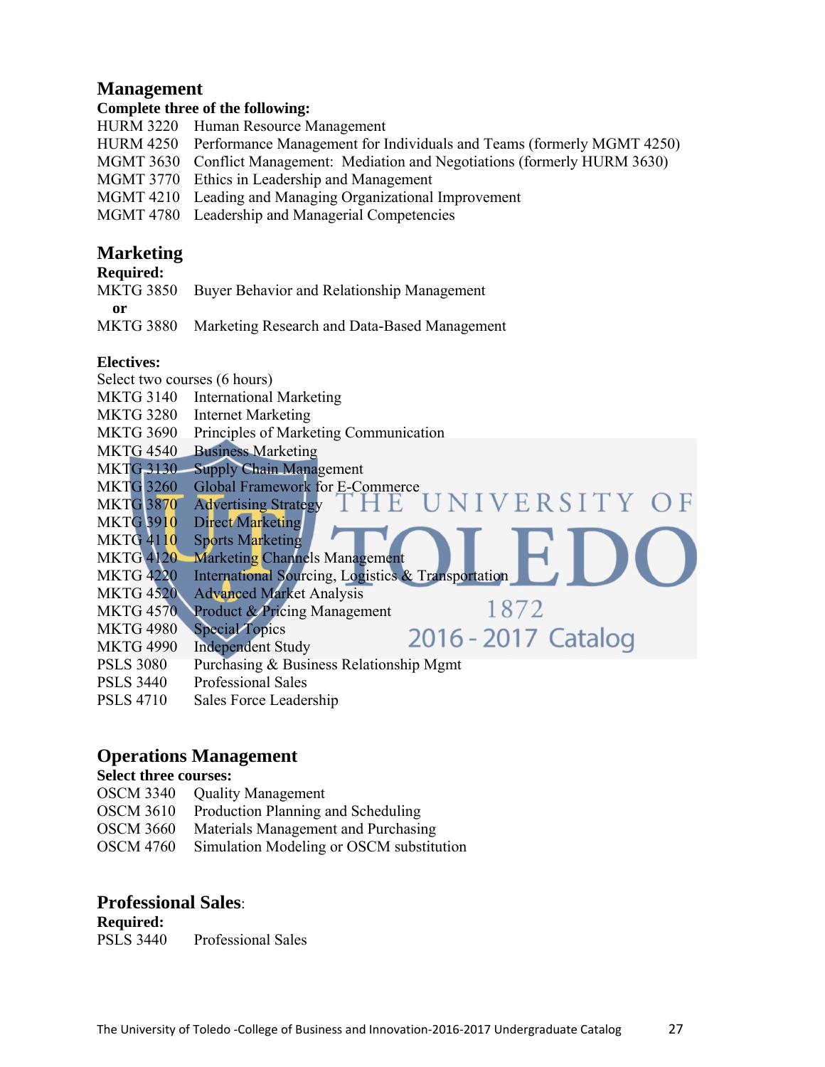## Management

**Complete three of the following:**

HURM 3220 Human Resource Management
HURM 4250 Performance Management for Individuals and Teams (formerly MGMT 4250)
MGMT 3630 Conflict Management: Mediation and Negotiations (formerly HURM 3630)
MGMT 3770 Ethics in Leadership and Management
MGMT 4210 Leading and Managing Organizational Improvement
MGMT 4780 Leadership and Managerial Competencies

## Marketing

**Required:**

MKTG 3850 Buyer Behavior and Relationship Management
**or**
MKTG 3880 Marketing Research and Data-Based Management

**Electives:**

Select two courses (6 hours)
MKTG 3140 International Marketing
MKTG 3280 Internet Marketing
MKTG 3690 Principles of Marketing Communication
MKTG 4540 Business Marketing
MKTG 3130 Supply Chain Management
MKTG 3260 Global Framework for E-Commerce
MKTG 3870 Advertising Strategy
MKTG 3910 Direct Marketing
MKTG 4110 Sports Marketing
MKTG 4120 Marketing Channels Management
MKTG 4220 International Sourcing, Logistics & Transportation
MKTG 4520 Advanced Market Analysis
MKTG 4570 Product & Pricing Management
MKTG 4980 Special Topics
MKTG 4990 Independent Study
PSLS 3080 Purchasing & Business Relationship Mgmt
PSLS 3440 Professional Sales
PSLS 4710 Sales Force Leadership

## Operations Management

**Select three courses:**

OSCM 3340 Quality Management
OSCM 3610 Production Planning and Scheduling
OSCM 3660 Materials Management and Purchasing
OSCM 4760 Simulation Modeling or OSCM substitution

## Professional Sales:

**Required:**

PSLS 3440 Professional Sales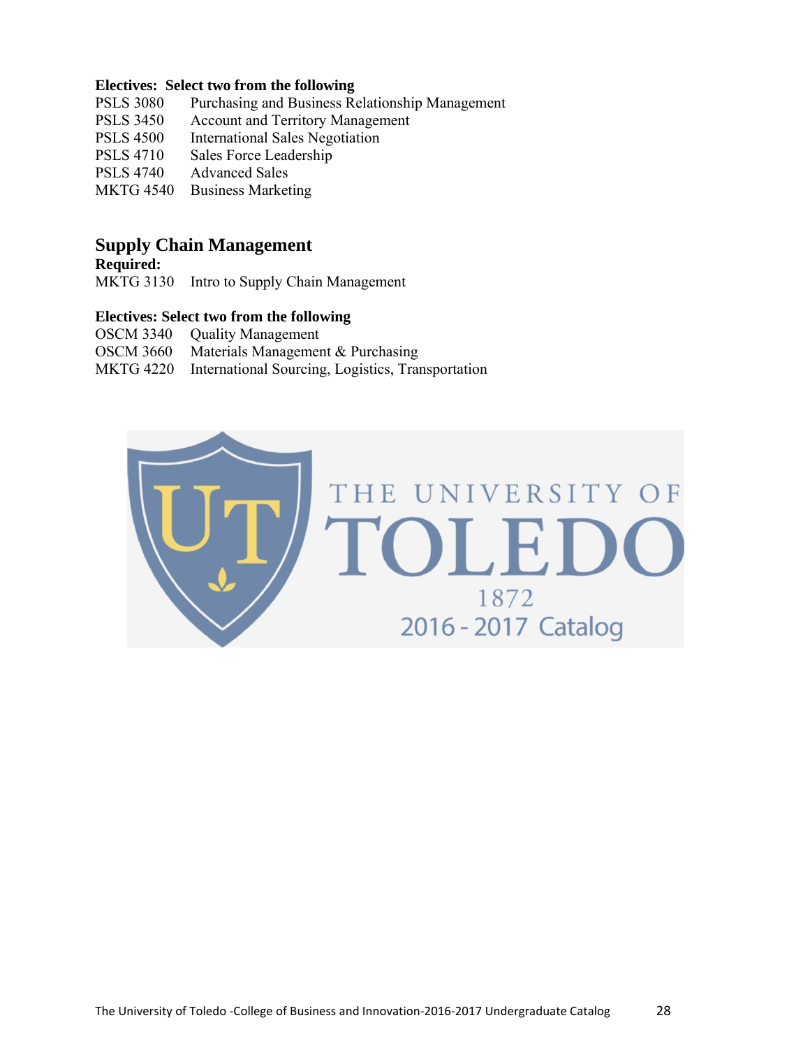**Electives: Select two from the following**

| | |
|---|---|
| PSLS 3080 | Purchasing and Business Relationship Management |
| PSLS 3450 | Account and Territory Management |
| PSLS 4500 | International Sales Negotiation |
| PSLS 4710 | Sales Force Leadership |
| PSLS 4740 | Advanced Sales |
| MKTG 4540 | Business Marketing |

## Supply Chain Management

**Required:**

| | |
|---|---|
| MKTG 3130 | Intro to Supply Chain Management |

**Electives: Select two from the following**

| | |
|---|---|
| OSCM 3340 | Quality Management |
| OSCM 3660 | Materials Management & Purchasing |
| MKTG 4220 | International Sourcing, Logistics, Transportation |

THE UNIVERSITY OF TOLEDO 1872

2016 - 2017 Catalog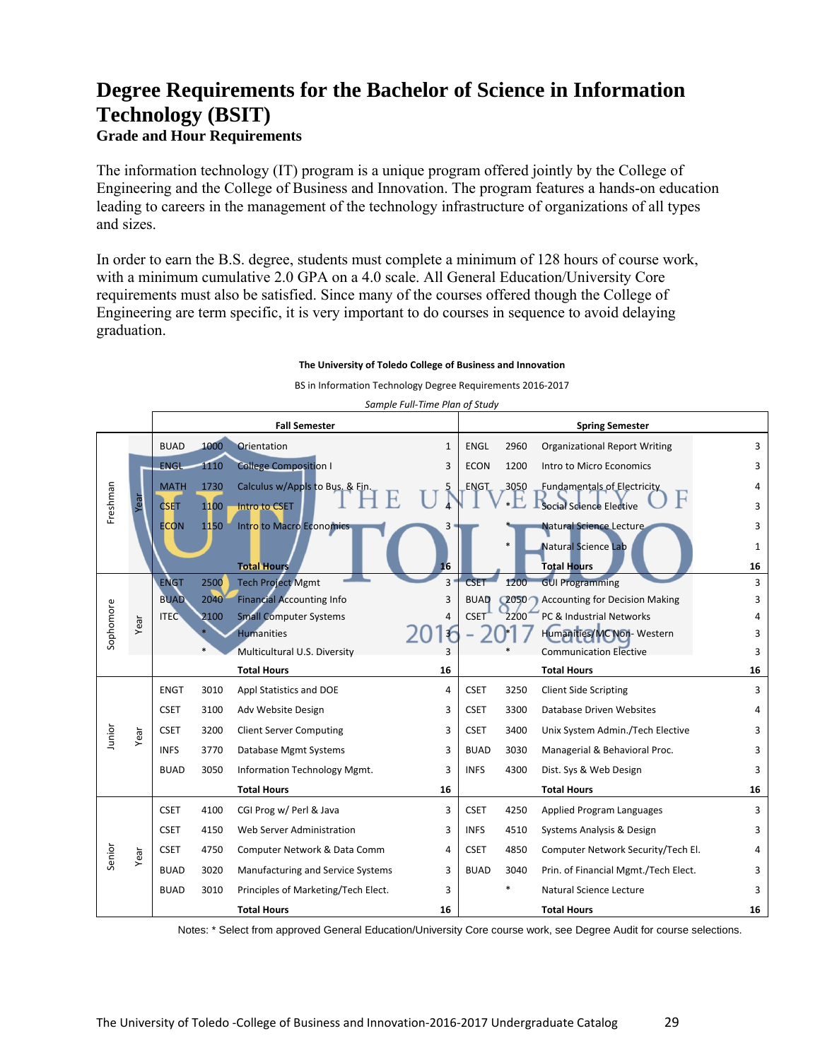# Degree Requirements for the Bachelor of Science in Information Technology (BSIT)

### Grade and Hour Requirements

The information technology (IT) program is a unique program offered jointly by the College of Engineering and the College of Business and Innovation. The program features a hands-on education leading to careers in the management of the technology infrastructure of organizations of all types and sizes.

In order to earn the B.S. degree, students must complete a minimum of 128 hours of course work, with a minimum cumulative 2.0 GPA on a 4.0 scale. All General Education/University Core requirements must also be satisfied. Since many of the courses offered though the College of Engineering are term specific, it is very important to do courses in sequence to avoid delaying graduation.

**The University of Toledo College of Business and Innovation**

BS in Information Technology Degree Requirements 2016-2017

*Sample Full-Time Plan of Study*

| Year | Fall Semester | | | | Spring Semester | | | |
|---|---|---|---|---|---|---|---|---|
| Freshman Year | BUAD | 1000 | Orientation | 1 | ENGL | 2960 | Organizational Report Writing | 3 |
| | ENGL | 1110 | College Composition I | 3 | ECON | 1200 | Intro to Micro Economics | 3 |
| | MATH | 1730 | Calculus w/Appls to Bus. & Fin. | 5 | ENGT | 3050 | Fundamentals of Electricity | 4 |
| | CSET | 1100 | Intro to CSET | 4 | | * | Social Science Elective | 3 |
| | ECON | 1150 | Intro to Macro Economics | 3 | | * | Natural Science Lecture | 3 |
| | | | | | | * | Natural Science Lab | 1 |
| | | | **Total Hours** | **16** | | | **Total Hours** | **16** |
| Sophomore Year | ENGT | 2500 | Tech Project Mgmt | 3 | CSET | 1200 | GUI Programming | 3 |
| | BUAD | 2040 | Financial Accounting Info | 3 | BUAD | 2050 | Accounting for Decision Making | 3 |
| | ITEC | 2100 | Small Computer Systems | 4 | CSET | 2200 | PC & Industrial Networks | 4 |
| | | * | Humanities | 3 | | * | Humanities/MC Non- Western | 3 |
| | | * | Multicultural U.S. Diversity | 3 | | * | Communication Elective | 3 |
| | | | **Total Hours** | **16** | | | **Total Hours** | **16** |
| Junior Year | ENGT | 3010 | Appl Statistics and DOE | 4 | CSET | 3250 | Client Side Scripting | 3 |
| | CSET | 3100 | Adv Website Design | 3 | CSET | 3300 | Database Driven Websites | 4 |
| | CSET | 3200 | Client Server Computing | 3 | CSET | 3400 | Unix System Admin./Tech Elective | 3 |
| | INFS | 3770 | Database Mgmt Systems | 3 | BUAD | 3030 | Managerial & Behavioral Proc. | 3 |
| | BUAD | 3050 | Information Technology Mgmt. | 3 | INFS | 4300 | Dist. Sys & Web Design | 3 |
| | | | **Total Hours** | **16** | | | **Total Hours** | **16** |
| Senior Year | CSET | 4100 | CGI Prog w/ Perl & Java | 3 | CSET | 4250 | Applied Program Languages | 3 |
| | CSET | 4150 | Web Server Administration | 3 | INFS | 4510 | Systems Analysis & Design | 3 |
| | CSET | 4750 | Computer Network & Data Comm | 4 | CSET | 4850 | Computer Network Security/Tech El. | 4 |
| | BUAD | 3020 | Manufacturing and Service Systems | 3 | BUAD | 3040 | Prin. of Financial Mgmt./Tech Elect. | 3 |
| | BUAD | 3010 | Principles of Marketing/Tech Elect. | 3 | | * | Natural Science Lecture | 3 |
| | | | **Total Hours** | **16** | | | **Total Hours** | **16** |

Notes: * Select from approved General Education/University Core course work, see Degree Audit for course selections.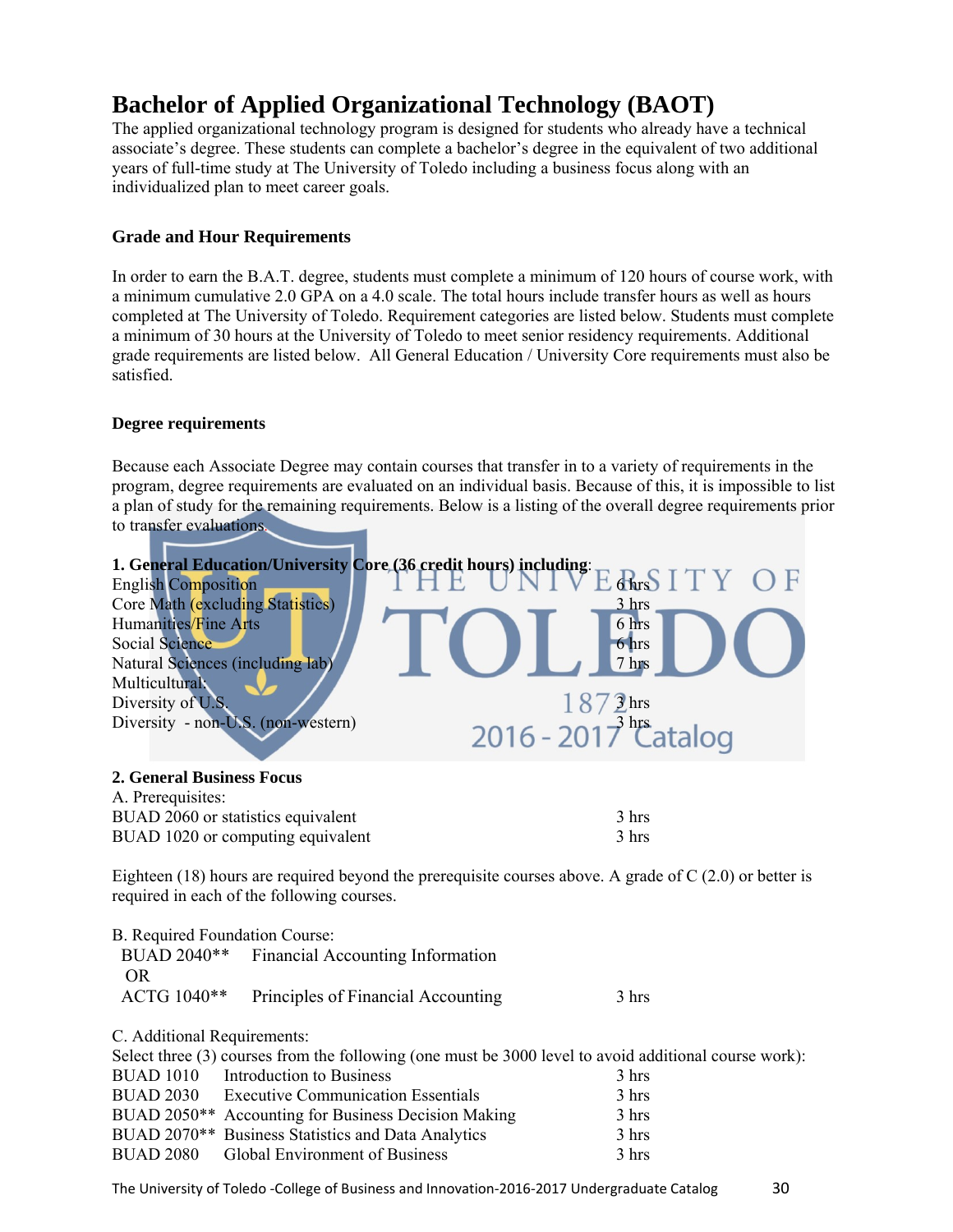# Bachelor of Applied Organizational Technology (BAOT)

The applied organizational technology program is designed for students who already have a technical associate's degree. These students can complete a bachelor's degree in the equivalent of two additional years of full-time study at The University of Toledo including a business focus along with an individualized plan to meet career goals.

### Grade and Hour Requirements

In order to earn the B.A.T. degree, students must complete a minimum of 120 hours of course work, with a minimum cumulative 2.0 GPA on a 4.0 scale. The total hours include transfer hours as well as hours completed at The University of Toledo. Requirement categories are listed below. Students must complete a minimum of 30 hours at the University of Toledo to meet senior residency requirements. Additional grade requirements are listed below. All General Education / University Core requirements must also be satisfied.

### Degree requirements

Because each Associate Degree may contain courses that transfer in to a variety of requirements in the program, degree requirements are evaluated on an individual basis. Because of this, it is impossible to list a plan of study for the remaining requirements. Below is a listing of the overall degree requirements prior to transfer evaluations.

**1. General Education/University Core (36 credit hours) including**:

| | |
|---|---|
| English Composition | 6 hrs |
| Core Math (excluding Statistics) | 3 hrs |
| Humanities/Fine Arts | 6 hrs |
| Social Science | 6 hrs |
| Natural Sciences (including lab) | 7 hrs |
| Multicultural: | |
| Diversity of U.S. | 3 hrs |
| Diversity - non-U.S. (non-western) | 3 hrs |

**2. General Business Focus**

A. Prerequisites:

| | |
|---|---|
| BUAD 2060 or statistics equivalent | 3 hrs |
| BUAD 1020 or computing equivalent | 3 hrs |

Eighteen (18) hours are required beyond the prerequisite courses above. A grade of C (2.0) or better is required in each of the following courses.

B. Required Foundation Course:

| | | |
|---|---|---|
| BUAD 2040** | Financial Accounting Information | |
| OR | | |
| ACTG 1040** | Principles of Financial Accounting | 3 hrs |

C. Additional Requirements:

Select three (3) courses from the following (one must be 3000 level to avoid additional course work):

| | | |
|---|---|---|
| BUAD 1010 | Introduction to Business | 3 hrs |
| BUAD 2030 | Executive Communication Essentials | 3 hrs |
| BUAD 2050** | Accounting for Business Decision Making | 3 hrs |
| BUAD 2070** | Business Statistics and Data Analytics | 3 hrs |
| BUAD 2080 | Global Environment of Business | 3 hrs |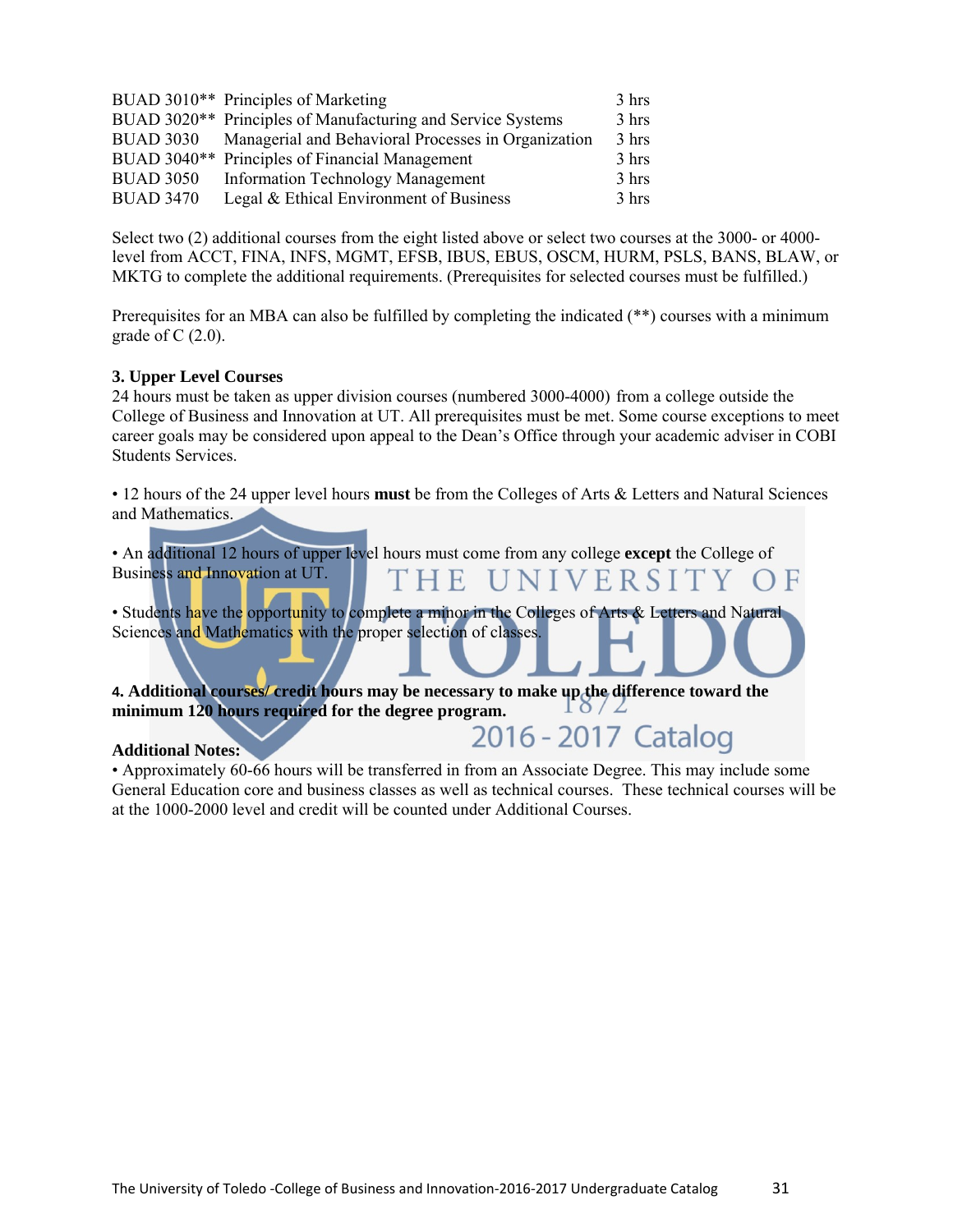| | | |
|---|---|---|
| BUAD 3010** | Principles of Marketing | 3 hrs |
| BUAD 3020** | Principles of Manufacturing and Service Systems | 3 hrs |
| BUAD 3030 | Managerial and Behavioral Processes in Organization | 3 hrs |
| BUAD 3040** | Principles of Financial Management | 3 hrs |
| BUAD 3050 | Information Technology Management | 3 hrs |
| BUAD 3470 | Legal & Ethical Environment of Business | 3 hrs |

Select two (2) additional courses from the eight listed above or select two courses at the 3000- or 4000-level from ACCT, FINA, INFS, MGMT, EFSB, IBUS, EBUS, OSCM, HURM, PSLS, BANS, BLAW, or MKTG to complete the additional requirements. (Prerequisites for selected courses must be fulfilled.)

Prerequisites for an MBA can also be fulfilled by completing the indicated (**) courses with a minimum grade of C (2.0).

**3. Upper Level Courses**

24 hours must be taken as upper division courses (numbered 3000-4000) from a college outside the College of Business and Innovation at UT. All prerequisites must be met. Some course exceptions to meet career goals may be considered upon appeal to the Dean's Office through your academic adviser in COBI Students Services.

• 12 hours of the 24 upper level hours **must** be from the Colleges of Arts & Letters and Natural Sciences and Mathematics.

• An additional 12 hours of upper level hours must come from any college **except** the College of Business and Innovation at UT.

• Students have the opportunity to complete a minor in the Colleges of Arts & Letters and Natural Sciences and Mathematics with the proper selection of classes.

**4. Additional courses/ credit hours may be necessary to make up the difference toward the minimum 120 hours required for the degree program.**

**Additional Notes:**

• Approximately 60-66 hours will be transferred in from an Associate Degree. This may include some General Education core and business classes as well as technical courses. These technical courses will be at the 1000-2000 level and credit will be counted under Additional Courses.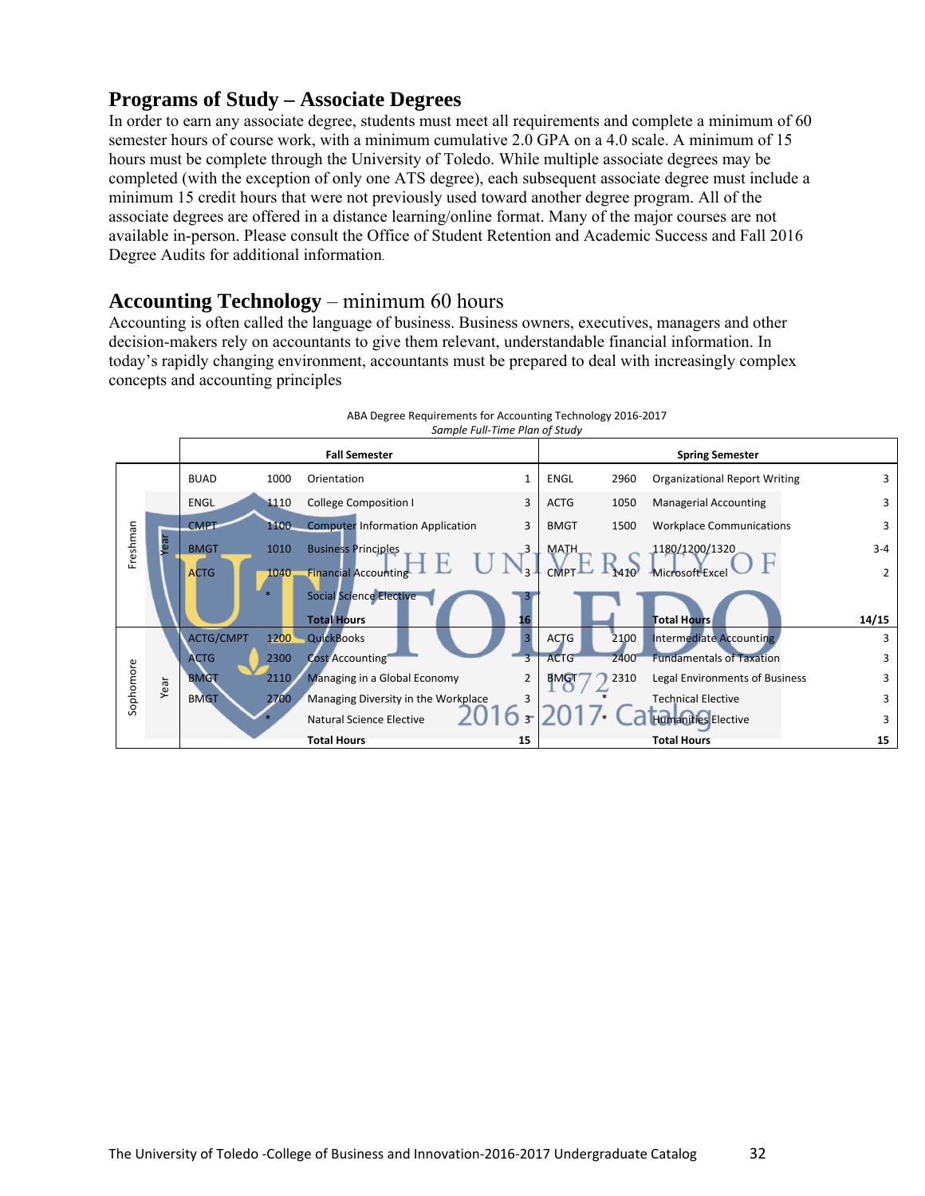## Programs of Study – Associate Degrees

In order to earn any associate degree, students must meet all requirements and complete a minimum of 60 semester hours of course work, with a minimum cumulative 2.0 GPA on a 4.0 scale. A minimum of 15 hours must be complete through the University of Toledo. While multiple associate degrees may be completed (with the exception of only one ATS degree), each subsequent associate degree must include a minimum 15 credit hours that were not previously used toward another degree program. All of the associate degrees are offered in a distance learning/online format. Many of the major courses are not available in-person. Please consult the Office of Student Retention and Academic Success and Fall 2016 Degree Audits for additional information.

## Accounting Technology – minimum 60 hours

Accounting is often called the language of business. Business owners, executives, managers and other decision-makers rely on accountants to give them relevant, understandable financial information. In today's rapidly changing environment, accountants must be prepared to deal with increasingly complex concepts and accounting principles

ABA Degree Requirements for Accounting Technology 2016-2017
*Sample Full-Time Plan of Study*

| | Fall Semester | | | | Spring Semester | | | |
|---|---|---|---|---|---|---|---|---|
| Freshman Year | BUAD | 1000 | Orientation | 1 | ENGL | 2960 | Organizational Report Writing | 3 |
| | ENGL | 1110 | College Composition I | 3 | ACTG | 1050 | Managerial Accounting | 3 |
| | CMPT | 1100 | Computer Information Application | 3 | BMGT | 1500 | Workplace Communications | 3 |
| | BMGT | 1010 | Business Principles | 3 | MATH | 1180/1200/1320 | | 3-4 |
| | ACTG | 1040 | Financial Accounting | 3 | CMPT | 1410 | Microsoft Excel | 2 |
| | | * | Social Science Elective | 3 | | | | |
| | | | **Total Hours** | **16** | | | **Total Hours** | **14/15** |
| Sophomore Year | ACTG/CMPT | 1200 | QuickBooks | 3 | ACTG | 2100 | Intermediate Accounting | 3 |
| | ACTG | 2300 | Cost Accounting | 3 | ACTG | 2400 | Fundamentals of Taxation | 3 |
| | BMGT | 2110 | Managing in a Global Economy | 2 | BMGT | 2310 | Legal Environments of Business | 3 |
| | BMGT | 2700 | Managing Diversity in the Workplace | 3 | | * | Technical Elective | 3 |
| | | * | Natural Science Elective | 3 | | * | Humanities Elective | 3 |
| | | | **Total Hours** | **15** | | | **Total Hours** | **15** |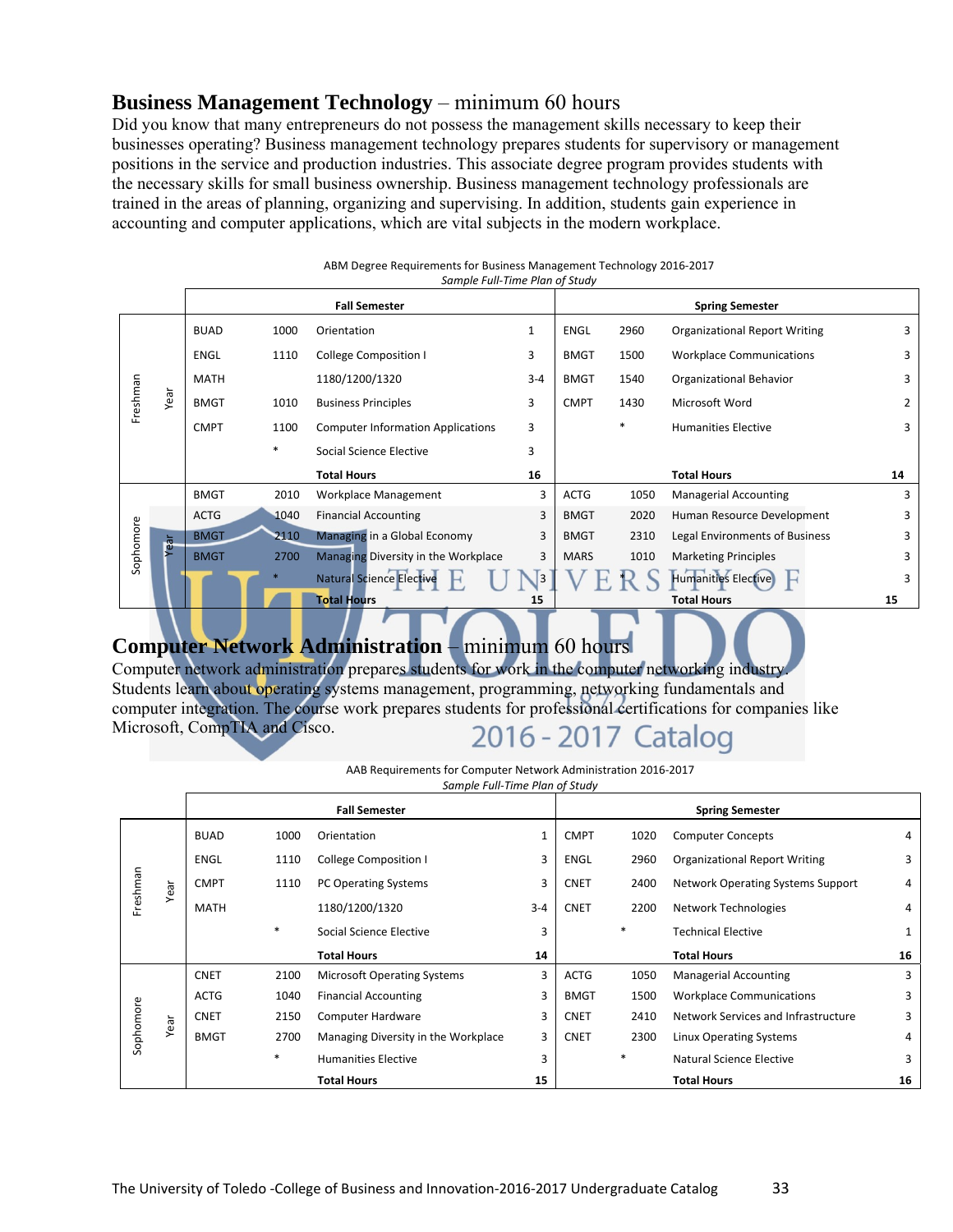## **Business Management Technology** – minimum 60 hours

Did you know that many entrepreneurs do not possess the management skills necessary to keep their businesses operating? Business management technology prepares students for supervisory or management positions in the service and production industries. This associate degree program provides students with the necessary skills for small business ownership. Business management technology professionals are trained in the areas of planning, organizing and supervising. In addition, students gain experience in accounting and computer applications, which are vital subjects in the modern workplace.

ABM Degree Requirements for Business Management Technology 2016-2017
*Sample Full-Time Plan of Study*

| | Fall Semester | | | | Spring Semester | | | |
|---|---|---|---|---|---|---|---|---|
| Freshman Year | BUAD | 1000 | Orientation | 1 | ENGL | 2960 | Organizational Report Writing | 3 |
| | ENGL | 1110 | College Composition I | 3 | BMGT | 1500 | Workplace Communications | 3 |
| | MATH | | 1180/1200/1320 | 3-4 | BMGT | 1540 | Organizational Behavior | 3 |
| | BMGT | 1010 | Business Principles | 3 | CMPT | 1430 | Microsoft Word | 2 |
| | CMPT | 1100 | Computer Information Applications | 3 | | * | Humanities Elective | 3 |
| | | * | Social Science Elective | 3 | | | | |
| | | | **Total Hours** | **16** | | | **Total Hours** | **14** |
| Sophomore Year | BMGT | 2010 | Workplace Management | 3 | ACTG | 1050 | Managerial Accounting | 3 |
| | ACTG | 1040 | Financial Accounting | 3 | BMGT | 2020 | Human Resource Development | 3 |
| | BMGT | 2110 | Managing in a Global Economy | 3 | BMGT | 2310 | Legal Environments of Business | 3 |
| | BMGT | 2700 | Managing Diversity in the Workplace | 3 | MARS | 1010 | Marketing Principles | 3 |
| | | * | Natural Science Elective | 3 | | * | Humanities Elective | 3 |
| | | | **Total Hours** | **15** | | | **Total Hours** | **15** |

## **Computer Network Administration** – minimum 60 hours

Computer network administration prepares students for work in the computer networking industry. Students learn about operating systems management, programming, networking fundamentals and computer integration. The course work prepares students for professional certifications for companies like Microsoft, CompTIA and Cisco.

AAB Requirements for Computer Network Administration 2016-2017
*Sample Full-Time Plan of Study*

| | Fall Semester | | | | Spring Semester | | | |
|---|---|---|---|---|---|---|---|---|
| Freshman Year | BUAD | 1000 | Orientation | 1 | CMPT | 1020 | Computer Concepts | 4 |
| | ENGL | 1110 | College Composition I | 3 | ENGL | 2960 | Organizational Report Writing | 3 |
| | CMPT | 1110 | PC Operating Systems | 3 | CNET | 2400 | Network Operating Systems Support | 4 |
| | MATH | | 1180/1200/1320 | 3-4 | CNET | 2200 | Network Technologies | 4 |
| | | * | Social Science Elective | 3 | | * | Technical Elective | 1 |
| | | | **Total Hours** | **14** | | | **Total Hours** | **16** |
| Sophomore Year | CNET | 2100 | Microsoft Operating Systems | 3 | ACTG | 1050 | Managerial Accounting | 3 |
| | ACTG | 1040 | Financial Accounting | 3 | BMGT | 1500 | Workplace Communications | 3 |
| | CNET | 2150 | Computer Hardware | 3 | CNET | 2410 | Network Services and Infrastructure | 3 |
| | BMGT | 2700 | Managing Diversity in the Workplace | 3 | CNET | 2300 | Linux Operating Systems | 4 |
| | | * | Humanities Elective | 3 | | * | Natural Science Elective | 3 |
| | | | **Total Hours** | **15** | | | **Total Hours** | **16** |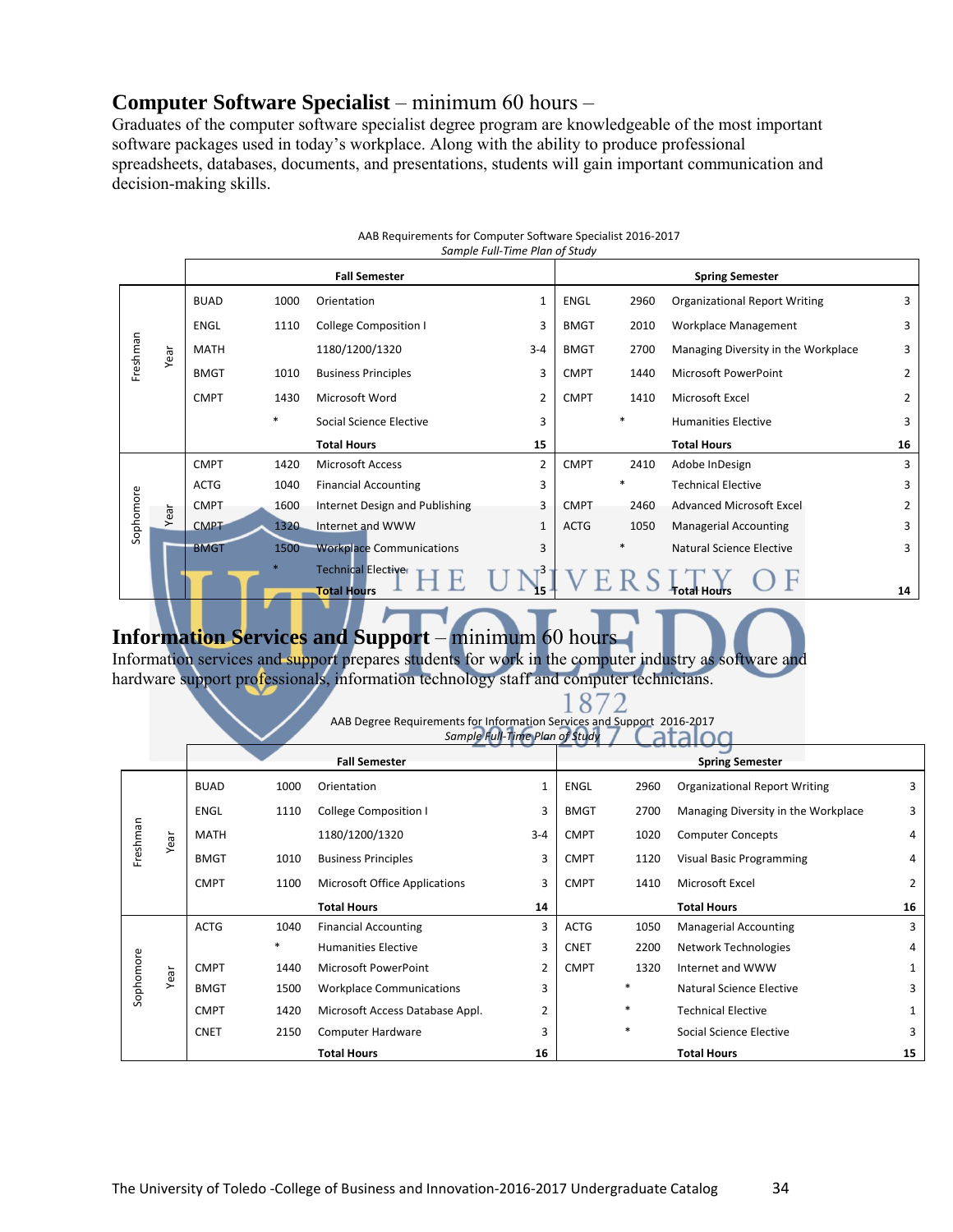## **Computer Software Specialist** – minimum 60 hours –

Graduates of the computer software specialist degree program are knowledgeable of the most important software packages used in today's workplace. Along with the ability to produce professional spreadsheets, databases, documents, and presentations, students will gain important communication and decision-making skills.

AAB Requirements for Computer Software Specialist 2016-2017
*Sample Full-Time Plan of Study*

| Year | Fall Semester | | | | Spring Semester | | | |
|---|---|---|---|---|---|---|---|---|
| Freshman Year | BUAD | 1000 | Orientation | 1 | ENGL | 2960 | Organizational Report Writing | 3 |
| | ENGL | 1110 | College Composition I | 3 | BMGT | 2010 | Workplace Management | 3 |
| | MATH | | 1180/1200/1320 | 3-4 | BMGT | 2700 | Managing Diversity in the Workplace | 3 |
| | BMGT | 1010 | Business Principles | 3 | CMPT | 1440 | Microsoft PowerPoint | 2 |
| | CMPT | 1430 | Microsoft Word | 2 | CMPT | 1410 | Microsoft Excel | 2 |
| | | * | Social Science Elective | 3 | | * | Humanities Elective | 3 |
| | | | **Total Hours** | **15** | | | **Total Hours** | **16** |
| Sophomore Year | CMPT | 1420 | Microsoft Access | 2 | CMPT | 2410 | Adobe InDesign | 3 |
| | ACTG | 1040 | Financial Accounting | 3 | | * | Technical Elective | 3 |
| | CMPT | 1600 | Internet Design and Publishing | 3 | CMPT | 2460 | Advanced Microsoft Excel | 2 |
| | CMPT | 1320 | Internet and WWW | 1 | ACTG | 1050 | Managerial Accounting | 3 |
| | BMGT | 1500 | Workplace Communications | 3 | | * | Natural Science Elective | 3 |
| | | * | Technical Elective | 3 | | | | |
| | | | **Total Hours** | **15** | | | **Total Hours** | **14** |

## **Information Services and Support** – minimum 60 hours

Information services and support prepares students for work in the computer industry as software and hardware support professionals, information technology staff and computer technicians.

AAB Degree Requirements for Information Services and Support 2016-2017
*Sample Full-Time Plan of Study*

| Year | Fall Semester | | | | Spring Semester | | | |
|---|---|---|---|---|---|---|---|---|
| Freshman Year | BUAD | 1000 | Orientation | 1 | ENGL | 2960 | Organizational Report Writing | 3 |
| | ENGL | 1110 | College Composition I | 3 | BMGT | 2700 | Managing Diversity in the Workplace | 3 |
| | MATH | | 1180/1200/1320 | 3-4 | CMPT | 1020 | Computer Concepts | 4 |
| | BMGT | 1010 | Business Principles | 3 | CMPT | 1120 | Visual Basic Programming | 4 |
| | CMPT | 1100 | Microsoft Office Applications | 3 | CMPT | 1410 | Microsoft Excel | 2 |
| | | | **Total Hours** | **14** | | | **Total Hours** | **16** |
| Sophomore Year | ACTG | 1040 | Financial Accounting | 3 | ACTG | 1050 | Managerial Accounting | 3 |
| | | * | Humanities Elective | 3 | CNET | 2200 | Network Technologies | 4 |
| | CMPT | 1440 | Microsoft PowerPoint | 2 | CMPT | 1320 | Internet and WWW | 1 |
| | BMGT | 1500 | Workplace Communications | 3 | | * | Natural Science Elective | 3 |
| | CMPT | 1420 | Microsoft Access Database Appl. | 2 | | * | Technical Elective | 1 |
| | CNET | 2150 | Computer Hardware | 3 | | * | Social Science Elective | 3 |
| | | | **Total Hours** | **16** | | | **Total Hours** | **15** |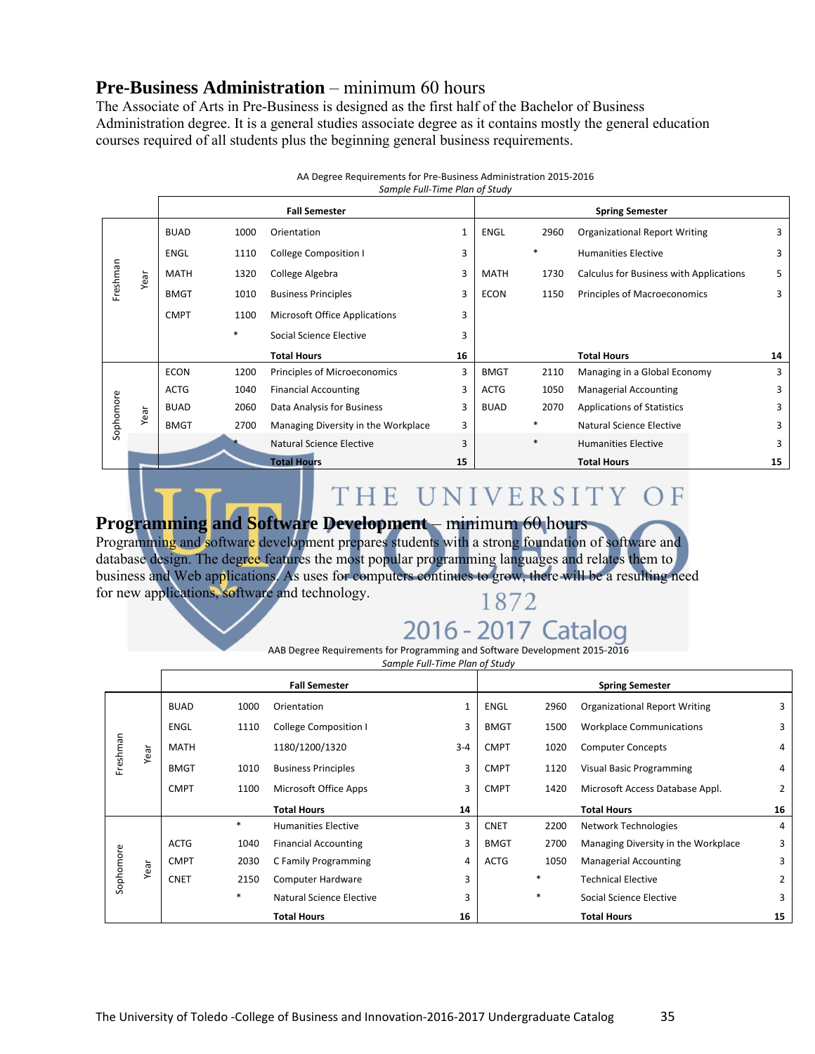## **Pre-Business Administration** – minimum 60 hours

The Associate of Arts in Pre-Business is designed as the first half of the Bachelor of Business Administration degree. It is a general studies associate degree as it contains mostly the general education courses required of all students plus the beginning general business requirements.

AA Degree Requirements for Pre-Business Administration 2015-2016

*Sample Full-Time Plan of Study*

| Year | Fall Semester | | | | Spring Semester | | | |
|---|---|---|---|---|---|---|---|---|
| Freshman Year | BUAD | 1000 | Orientation | 1 | ENGL | 2960 | Organizational Report Writing | 3 |
| | ENGL | 1110 | College Composition I | 3 | | * | Humanities Elective | 3 |
| | MATH | 1320 | College Algebra | 3 | MATH | 1730 | Calculus for Business with Applications | 5 |
| | BMGT | 1010 | Business Principles | 3 | ECON | 1150 | Principles of Macroeconomics | 3 |
| | CMPT | 1100 | Microsoft Office Applications | 3 | | | | |
| | | * | Social Science Elective | 3 | | | | |
| | | | **Total Hours** | **16** | | | **Total Hours** | **14** |
| Sophomore Year | ECON | 1200 | Principles of Microeconomics | 3 | BMGT | 2110 | Managing in a Global Economy | 3 |
| | ACTG | 1040 | Financial Accounting | 3 | ACTG | 1050 | Managerial Accounting | 3 |
| | BUAD | 2060 | Data Analysis for Business | 3 | BUAD | 2070 | Applications of Statistics | 3 |
| | BMGT | 2700 | Managing Diversity in the Workplace | 3 | | * | Natural Science Elective | 3 |
| | | * | Natural Science Elective | 3 | | * | Humanities Elective | 3 |
| | | | **Total Hours** | **15** | | | **Total Hours** | **15** |

## **Programming and Software Development** – minimum 60 hours

Programming and software development prepares students with a strong foundation of software and database design. The degree features the most popular programming languages and relates them to business and Web applications. As uses for computers continues to grow, there will be a resulting need for new applications, software and technology.

AAB Degree Requirements for Programming and Software Development 2015-2016

*Sample Full-Time Plan of Study*

| Year | Fall Semester | | | | Spring Semester | | | |
|---|---|---|---|---|---|---|---|---|
| Freshman Year | BUAD | 1000 | Orientation | 1 | ENGL | 2960 | Organizational Report Writing | 3 |
| | ENGL | 1110 | College Composition I | 3 | BMGT | 1500 | Workplace Communications | 3 |
| | MATH | | 1180/1200/1320 | 3-4 | CMPT | 1020 | Computer Concepts | 4 |
| | BMGT | 1010 | Business Principles | 3 | CMPT | 1120 | Visual Basic Programming | 4 |
| | CMPT | 1100 | Microsoft Office Apps | 3 | CMPT | 1420 | Microsoft Access Database Appl. | 2 |
| | | | **Total Hours** | **14** | | | **Total Hours** | **16** |
| Sophomore Year | | * | Humanities Elective | 3 | CNET | 2200 | Network Technologies | 4 |
| | ACTG | 1040 | Financial Accounting | 3 | BMGT | 2700 | Managing Diversity in the Workplace | 3 |
| | CMPT | 2030 | C Family Programming | 4 | ACTG | 1050 | Managerial Accounting | 3 |
| | CNET | 2150 | Computer Hardware | 3 | | * | Technical Elective | 2 |
| | | * | Natural Science Elective | 3 | | * | Social Science Elective | 3 |
| | | | **Total Hours** | **16** | | | **Total Hours** | **15** |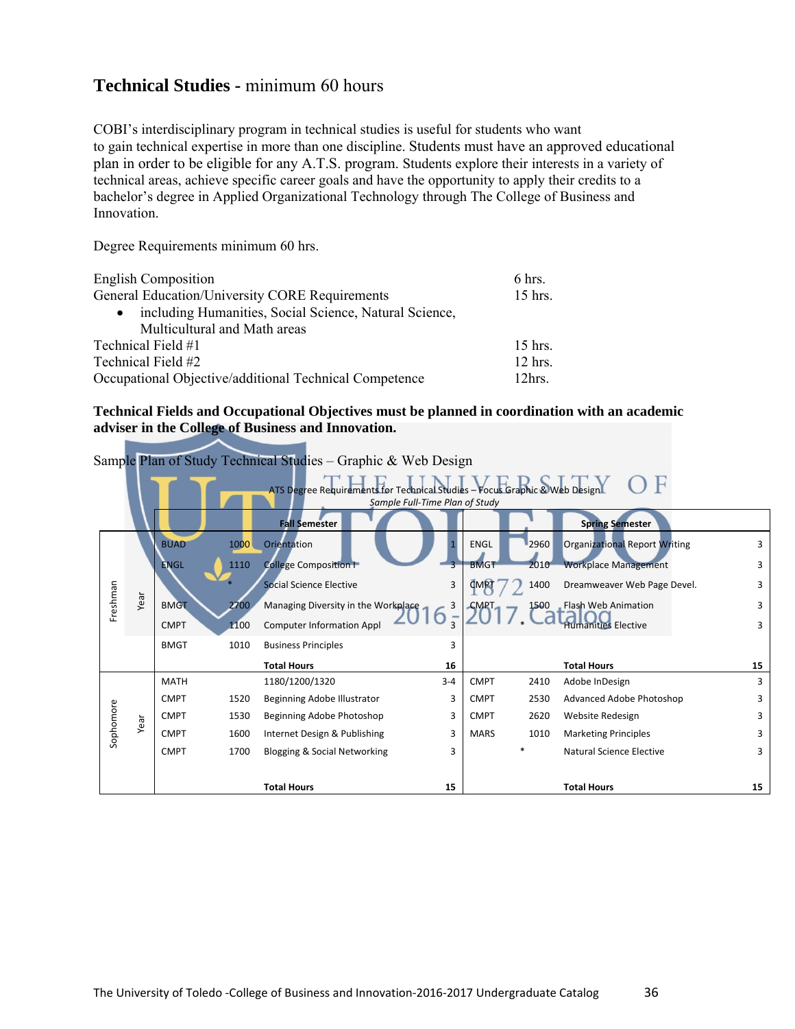## Technical Studies - minimum 60 hours

COBI's interdisciplinary program in technical studies is useful for students who want to gain technical expertise in more than one discipline. Students must have an approved educational plan in order to be eligible for any A.T.S. program. Students explore their interests in a variety of technical areas, achieve specific career goals and have the opportunity to apply their credits to a bachelor's degree in Applied Organizational Technology through The College of Business and Innovation.

Degree Requirements minimum 60 hrs.

| | |
|---|---|
| English Composition | 6 hrs. |
| General Education/University CORE Requirements<br>• including Humanities, Social Science, Natural Science, Multicultural and Math areas | 15 hrs. |
| Technical Field #1 | 15 hrs. |
| Technical Field #2 | 12 hrs. |
| Occupational Objective/additional Technical Competence | 12hrs. |

**Technical Fields and Occupational Objectives must be planned in coordination with an academic adviser in the College of Business and Innovation.**

Sample Plan of Study Technical Studies – Graphic & Web Design

ATS Degree Requirements for Technical Studies – Focus Graphic & Web Design

*Sample Full-Time Plan of Study*

| Year | Fall Semester | | | | Spring Semester | | | |
|---|---|---|---|---|---|---|---|---|
| Freshman Year | BUAD | 1000 | Orientation | 1 | ENGL | 2960 | Organizational Report Writing | 3 |
| | ENGL | 1110 | College Composition I | 3 | BMGT | 2010 | Workplace Management | 3 |
| | | * | Social Science Elective | 3 | CMPT | 1400 | Dreamweaver Web Page Devel. | 3 |
| | BMGT | 2700 | Managing Diversity in the Workplace | 3 | CMPT | 1500 | Flash Web Animation | 3 |
| | CMPT | 1100 | Computer Information Appl | 3 | | * | Humanities Elective | 3 |
| | BMGT | 1010 | Business Principles | 3 | | | | |
| | | | **Total Hours** | **16** | | | **Total Hours** | **15** |
| Sophomore Year | MATH | | 1180/1200/1320 | 3-4 | CMPT | 2410 | Adobe InDesign | 3 |
| | CMPT | 1520 | Beginning Adobe Illustrator | 3 | CMPT | 2530 | Advanced Adobe Photoshop | 3 |
| | CMPT | 1530 | Beginning Adobe Photoshop | 3 | CMPT | 2620 | Website Redesign | 3 |
| | CMPT | 1600 | Internet Design & Publishing | 3 | MARS | 1010 | Marketing Principles | 3 |
| | CMPT | 1700 | Blogging & Social Networking | 3 | | * | Natural Science Elective | 3 |
| | | | **Total Hours** | **15** | | | **Total Hours** | **15** |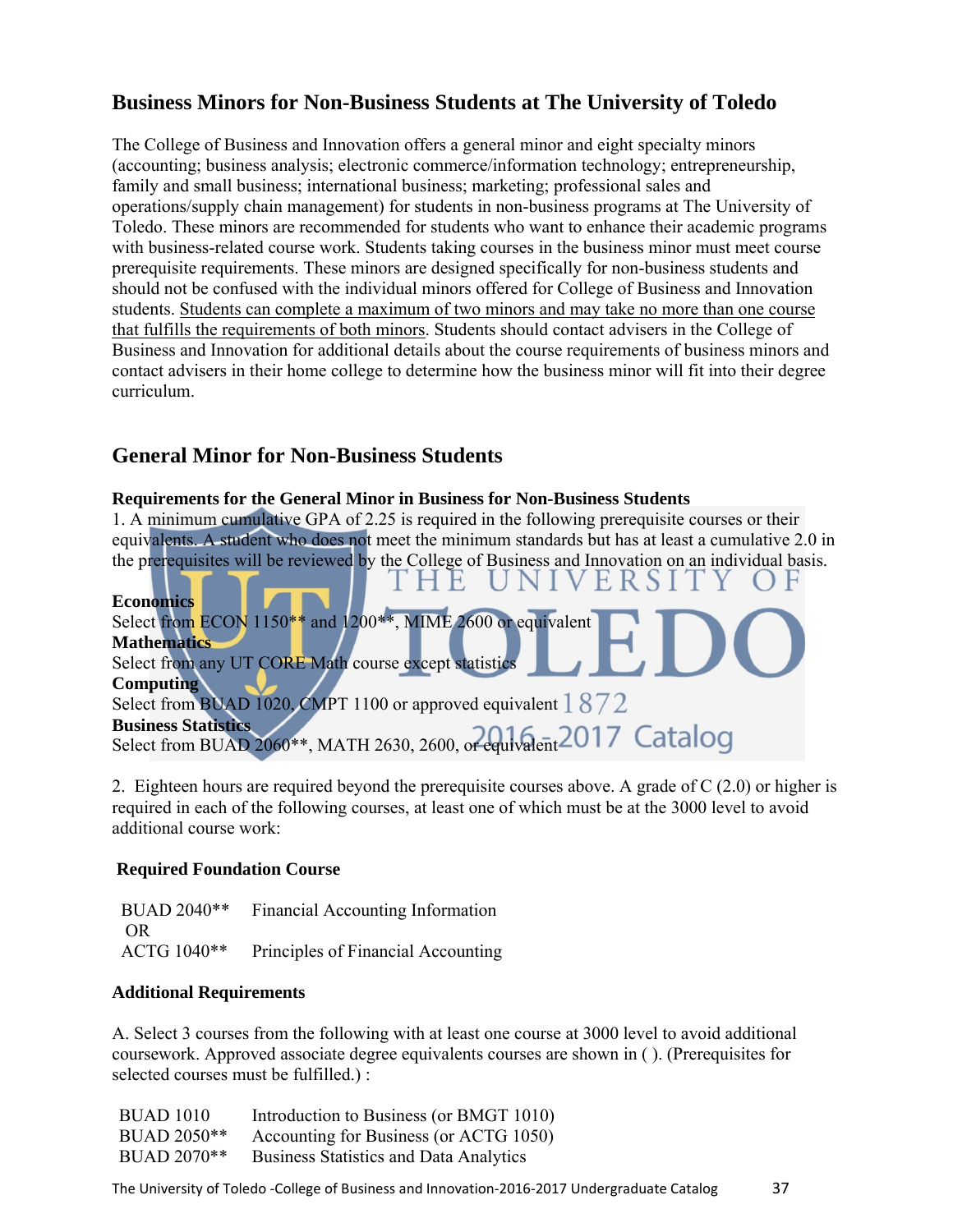## Business Minors for Non-Business Students at The University of Toledo

The College of Business and Innovation offers a general minor and eight specialty minors (accounting; business analysis; electronic commerce/information technology; entrepreneurship, family and small business; international business; marketing; professional sales and operations/supply chain management) for students in non-business programs at The University of Toledo. These minors are recommended for students who want to enhance their academic programs with business-related course work. Students taking courses in the business minor must meet course prerequisite requirements. These minors are designed specifically for non-business students and should not be confused with the individual minors offered for College of Business and Innovation students. <u>Students can complete a maximum of two minors and may take no more than one course that fulfills the requirements of both minors</u>. Students should contact advisers in the College of Business and Innovation for additional details about the course requirements of business minors and contact advisers in their home college to determine how the business minor will fit into their degree curriculum.

## General Minor for Non-Business Students

**Requirements for the General Minor in Business for Non-Business Students**

1. A minimum cumulative GPA of 2.25 is required in the following prerequisite courses or their equivalents. A student who does not meet the minimum standards but has at least a cumulative 2.0 in the prerequisites will be reviewed by the College of Business and Innovation on an individual basis.

**Economics**
Select from ECON 1150** and 1200**, MIME 2600 or equivalent
**Mathematics**
Select from any UT CORE Math course except statistics
**Computing**
Select from BUAD 1020, CMPT 1100 or approved equivalent
**Business Statistics**
Select from BUAD 2060**, MATH 2630, 2600, or equivalent

2. Eighteen hours are required beyond the prerequisite courses above. A grade of C (2.0) or higher is required in each of the following courses, at least one of which must be at the 3000 level to avoid additional course work:

**Required Foundation Course**

BUAD 2040** Financial Accounting Information
OR
ACTG 1040** Principles of Financial Accounting

**Additional Requirements**

A. Select 3 courses from the following with at least one course at 3000 level to avoid additional coursework. Approved associate degree equivalents courses are shown in ( ). (Prerequisites for selected courses must be fulfilled.) :

| | |
|---|---|
| BUAD 1010 | Introduction to Business (or BMGT 1010) |
| BUAD 2050** | Accounting for Business (or ACTG 1050) |
| BUAD 2070** | Business Statistics and Data Analytics |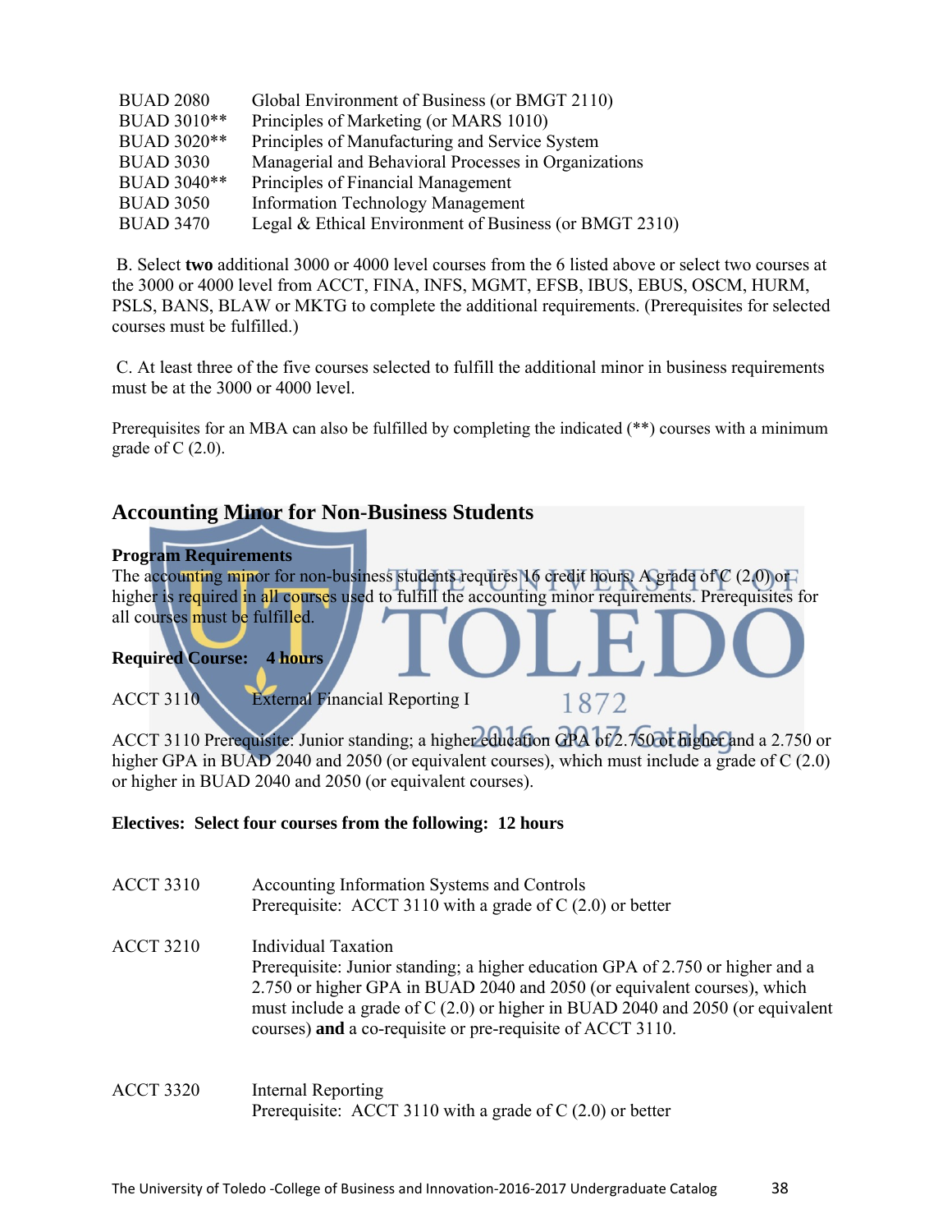| | |
|---|---|
| BUAD 2080 | Global Environment of Business (or BMGT 2110) |
| BUAD 3010** | Principles of Marketing (or MARS 1010) |
| BUAD 3020** | Principles of Manufacturing and Service System |
| BUAD 3030 | Managerial and Behavioral Processes in Organizations |
| BUAD 3040** | Principles of Financial Management |
| BUAD 3050 | Information Technology Management |
| BUAD 3470 | Legal & Ethical Environment of Business (or BMGT 2310) |

B. Select **two** additional 3000 or 4000 level courses from the 6 listed above or select two courses at the 3000 or 4000 level from ACCT, FINA, INFS, MGMT, EFSB, IBUS, EBUS, OSCM, HURM, PSLS, BANS, BLAW or MKTG to complete the additional requirements. (Prerequisites for selected courses must be fulfilled.)

C. At least three of the five courses selected to fulfill the additional minor in business requirements must be at the 3000 or 4000 level.

Prerequisites for an MBA can also be fulfilled by completing the indicated (**) courses with a minimum grade of C (2.0).

## Accounting Minor for Non-Business Students

**Program Requirements**

The accounting minor for non-business students requires 16 credit hours. A grade of C (2.0) or higher is required in all courses used to fulfill the accounting minor requirements. Prerequisites for all courses must be fulfilled.

**Required Course: 4 hours**

ACCT 3110 External Financial Reporting I

ACCT 3110 Prerequisite: Junior standing; a higher education GPA of 2.750 or higher and a 2.750 or higher GPA in BUAD 2040 and 2050 (or equivalent courses), which must include a grade of C (2.0) or higher in BUAD 2040 and 2050 (or equivalent courses).

**Electives: Select four courses from the following: 12 hours**

ACCT 3310 Accounting Information Systems and Controls
Prerequisite: ACCT 3110 with a grade of C (2.0) or better

ACCT 3210 Individual Taxation
Prerequisite: Junior standing; a higher education GPA of 2.750 or higher and a 2.750 or higher GPA in BUAD 2040 and 2050 (or equivalent courses), which must include a grade of C (2.0) or higher in BUAD 2040 and 2050 (or equivalent courses) **and** a co-requisite or pre-requisite of ACCT 3110.

ACCT 3320 Internal Reporting
Prerequisite: ACCT 3110 with a grade of C (2.0) or better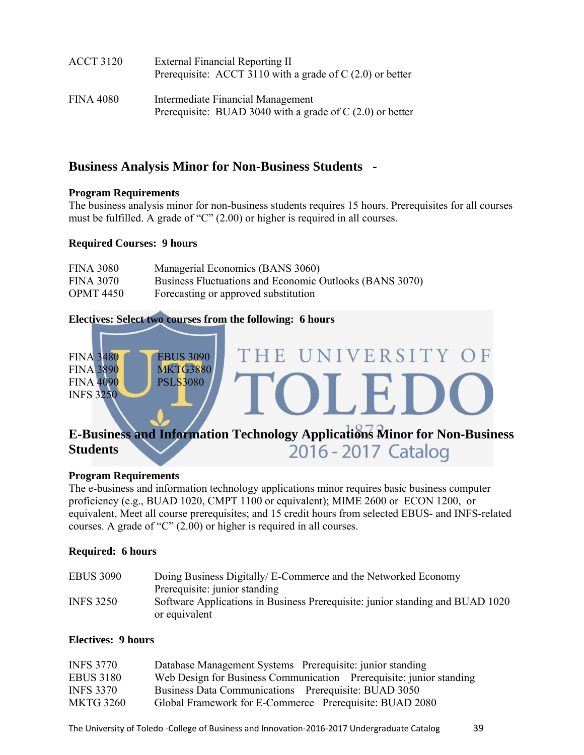ACCT 3120 External Financial Reporting II
Prerequisite: ACCT 3110 with a grade of C (2.0) or better

FINA 4080 Intermediate Financial Management
Prerequisite: BUAD 3040 with a grade of C (2.0) or better

## Business Analysis Minor for Non-Business Students -

**Program Requirements**

The business analysis minor for non-business students requires 15 hours. Prerequisites for all courses must be fulfilled. A grade of "C" (2.00) or higher is required in all courses.

**Required Courses: 9 hours**

| | |
|---|---|
| FINA 3080 | Managerial Economics (BANS 3060) |
| FINA 3070 | Business Fluctuations and Economic Outlooks (BANS 3070) |
| OPMT 4450 | Forecasting or approved substitution |

**Electives: Select two courses from the following: 6 hours**

| | |
|---|---|
| FINA 3480 | EBUS 3090 |
| FINA 3890 | MKTG3880 |
| FINA 4090 | PSLS3080 |
| INFS 3250 | |

## E-Business and Information Technology Applications Minor for Non-Business Students

**Program Requirements**

The e-business and information technology applications minor requires basic business computer proficiency (e.g., BUAD 1020, CMPT 1100 or equivalent); MIME 2600 or ECON 1200, or equivalent, Meet all course prerequisites; and 15 credit hours from selected EBUS- and INFS-related courses. A grade of "C" (2.00) or higher is required in all courses.

**Required: 6 hours**

EBUS 3090 Doing Business Digitally/ E-Commerce and the Networked Economy
Prerequisite: junior standing

INFS 3250 Software Applications in Business Prerequisite: junior standing and BUAD 1020 or equivalent

**Electives: 9 hours**

| | |
|---|---|
| INFS 3770 | Database Management Systems Prerequisite: junior standing |
| EBUS 3180 | Web Design for Business Communication Prerequisite: junior standing |
| INFS 3370 | Business Data Communications Prerequisite: BUAD 3050 |
| MKTG 3260 | Global Framework for E-Commerce Prerequisite: BUAD 2080 |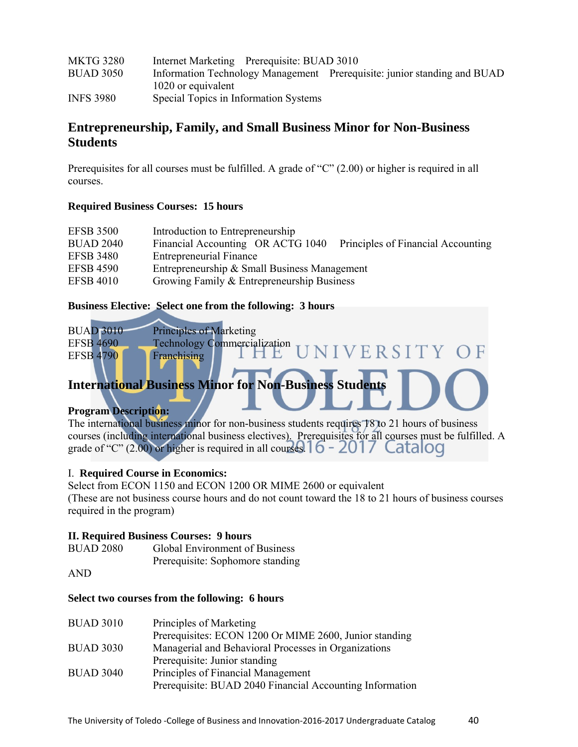| | |
|---|---|
| MKTG 3280 | Internet Marketing   Prerequisite: BUAD 3010 |
| BUAD 3050 | Information Technology Management   Prerequisite: junior standing and BUAD 1020 or equivalent |
| INFS 3980 | Special Topics in Information Systems |

## Entrepreneurship, Family, and Small Business Minor for Non-Business Students

Prerequisites for all courses must be fulfilled. A grade of "C" (2.00) or higher is required in all courses.

**Required Business Courses: 15 hours**

| | |
|---|---|
| EFSB 3500 | Introduction to Entrepreneurship |
| BUAD 2040 | Financial Accounting  OR ACTG 1040   Principles of Financial Accounting |
| EFSB 3480 | Entrepreneurial Finance |
| EFSB 4590 | Entrepreneurship & Small Business Management |
| EFSB 4010 | Growing Family & Entrepreneurship Business |

**Business Elective: Select one from the following: 3 hours**

| | |
|---|---|
| BUAD 3010 | Principles of Marketing |
| EFSB 4690 | Technology Commercialization |
| EFSB 4790 | Franchising |

## International Business Minor for Non-Business Students

**Program Description:**
The international business minor for non-business students requires 18 to 21 hours of business courses (including international business electives). Prerequisites for all courses must be fulfilled. A grade of "C" (2.00) or higher is required in all courses.

I. **Required Course in Economics:**
Select from ECON 1150 and ECON 1200 OR MIME 2600 or equivalent
(These are not business course hours and do not count toward the 18 to 21 hours of business courses required in the program)

**II. Required Business Courses: 9 hours**

| | |
|---|---|
| BUAD 2080 | Global Environment of Business<br>Prerequisite: Sophomore standing |

AND

**Select two courses from the following: 6 hours**

| | |
|---|---|
| BUAD 3010 | Principles of Marketing<br>Prerequisites: ECON 1200 Or MIME 2600, Junior standing |
| BUAD 3030 | Managerial and Behavioral Processes in Organizations<br>Prerequisite: Junior standing |
| BUAD 3040 | Principles of Financial Management<br>Prerequisite: BUAD 2040 Financial Accounting Information |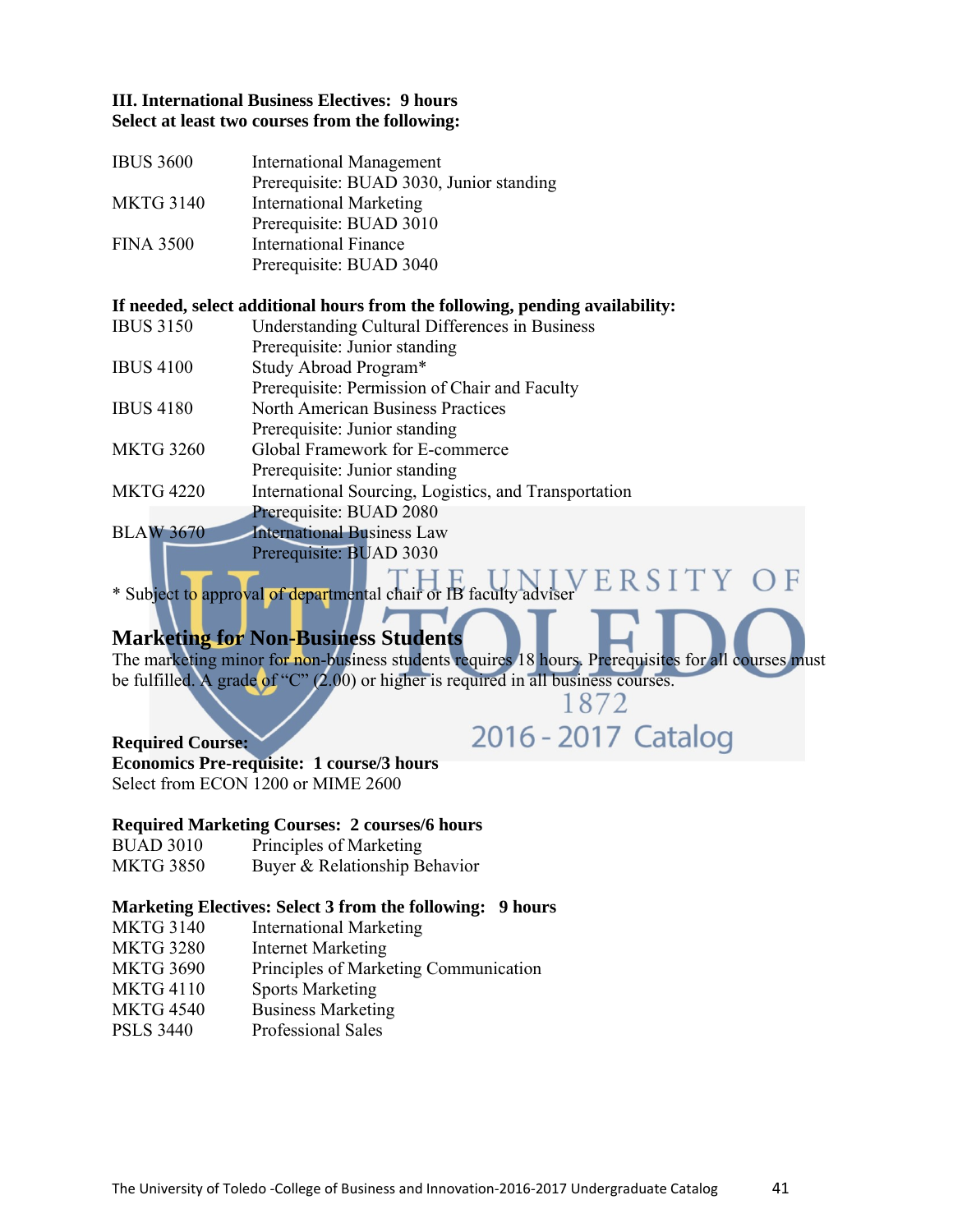**III. International Business Electives: 9 hours**
**Select at least two courses from the following:**

| | |
|---|---|
| IBUS 3600 | International Management<br>Prerequisite: BUAD 3030, Junior standing |
| MKTG 3140 | International Marketing<br>Prerequisite: BUAD 3010 |
| FINA 3500 | International Finance<br>Prerequisite: BUAD 3040 |

**If needed, select additional hours from the following, pending availability:**

| | |
|---|---|
| IBUS 3150 | Understanding Cultural Differences in Business<br>Prerequisite: Junior standing |
| IBUS 4100 | Study Abroad Program*<br>Prerequisite: Permission of Chair and Faculty |
| IBUS 4180 | North American Business Practices<br>Prerequisite: Junior standing |
| MKTG 3260 | Global Framework for E-commerce<br>Prerequisite: Junior standing |
| MKTG 4220 | International Sourcing, Logistics, and Transportation<br>Prerequisite: BUAD 2080 |
| BLAW 3670 | International Business Law<br>Prerequisite: BUAD 3030 |

* Subject to approval of departmental chair or IB faculty adviser

## Marketing for Non-Business Students

The marketing minor for non-business students requires 18 hours. Prerequisites for all courses must be fulfilled. A grade of "C" (2.00) or higher is required in all business courses.

**Required Course:**
**Economics Pre-requisite: 1 course/3 hours**
Select from ECON 1200 or MIME 2600

**Required Marketing Courses: 2 courses/6 hours**

| | |
|---|---|
| BUAD 3010 | Principles of Marketing |
| MKTG 3850 | Buyer & Relationship Behavior |

**Marketing Electives: Select 3 from the following: 9 hours**

| | |
|---|---|
| MKTG 3140 | International Marketing |
| MKTG 3280 | Internet Marketing |
| MKTG 3690 | Principles of Marketing Communication |
| MKTG 4110 | Sports Marketing |
| MKTG 4540 | Business Marketing |
| PSLS 3440 | Professional Sales |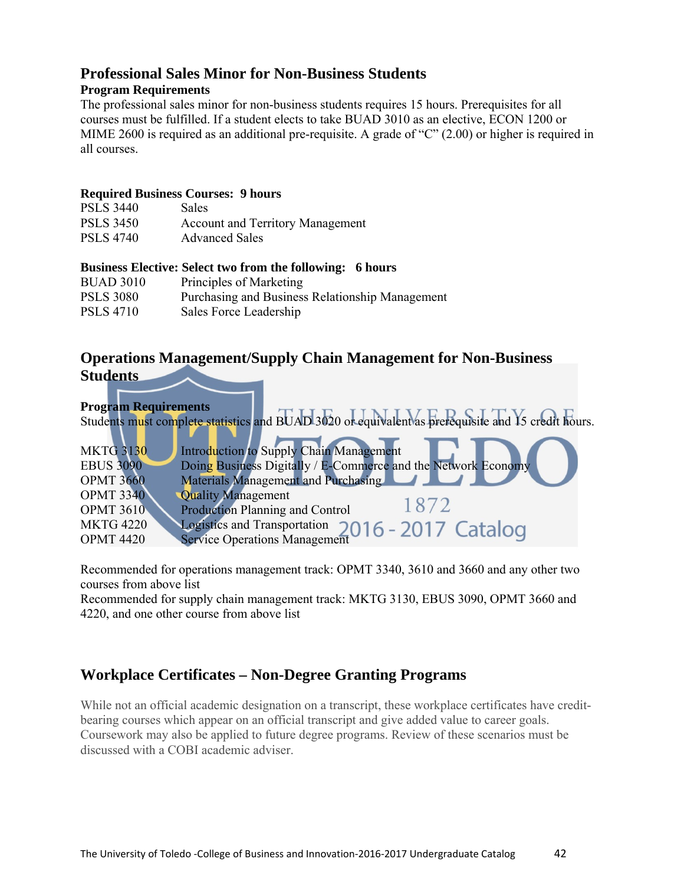## Professional Sales Minor for Non-Business Students

### Program Requirements

The professional sales minor for non-business students requires 15 hours. Prerequisites for all courses must be fulfilled. If a student elects to take BUAD 3010 as an elective, ECON 1200 or MIME 2600 is required as an additional pre-requisite. A grade of "C" (2.00) or higher is required in all courses.

**Required Business Courses: 9 hours**

| | |
|---|---|
| PSLS 3440 | Sales |
| PSLS 3450 | Account and Territory Management |
| PSLS 4740 | Advanced Sales |

**Business Elective: Select two from the following: 6 hours**

| | |
|---|---|
| BUAD 3010 | Principles of Marketing |
| PSLS 3080 | Purchasing and Business Relationship Management |
| PSLS 4710 | Sales Force Leadership |

## Operations Management/Supply Chain Management for Non-Business Students

### Program Requirements

Students must complete statistics and BUAD 3020 or equivalent as prerequisite and 15 credit hours.

| | |
|---|---|
| MKTG 3130 | Introduction to Supply Chain Management |
| EBUS 3090 | Doing Business Digitally / E-Commerce and the Network Economy |
| OPMT 3660 | Materials Management and Purchasing |
| OPMT 3340 | Quality Management |
| OPMT 3610 | Production Planning and Control |
| MKTG 4220 | Logistics and Transportation |
| OPMT 4420 | Service Operations Management |

Recommended for operations management track: OPMT 3340, 3610 and 3660 and any other two courses from above list

Recommended for supply chain management track: MKTG 3130, EBUS 3090, OPMT 3660 and 4220, and one other course from above list

## Workplace Certificates – Non-Degree Granting Programs

While not an official academic designation on a transcript, these workplace certificates have credit-bearing courses which appear on an official transcript and give added value to career goals. Coursework may also be applied to future degree programs. Review of these scenarios must be discussed with a COBI academic adviser.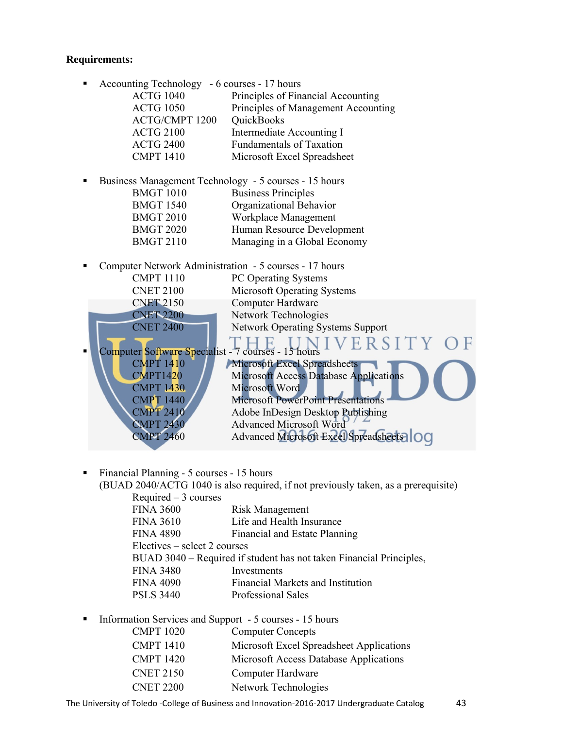**Requirements:**

- Accounting Technology - 6 courses - 17 hours

| | |
|---|---|
| ACTG 1040 | Principles of Financial Accounting |
| ACTG 1050 | Principles of Management Accounting |
| ACTG/CMPT 1200 | QuickBooks |
| ACTG 2100 | Intermediate Accounting I |
| ACTG 2400 | Fundamentals of Taxation |
| CMPT 1410 | Microsoft Excel Spreadsheet |

- Business Management Technology - 5 courses - 15 hours

| | |
|---|---|
| BMGT 1010 | Business Principles |
| BMGT 1540 | Organizational Behavior |
| BMGT 2010 | Workplace Management |
| BMGT 2020 | Human Resource Development |
| BMGT 2110 | Managing in a Global Economy |

- Computer Network Administration - 5 courses - 17 hours

| | |
|---|---|
| CMPT 1110 | PC Operating Systems |
| CNET 2100 | Microsoft Operating Systems |
| CNET 2150 | Computer Hardware |
| CNET 2200 | Network Technologies |
| CNET 2400 | Network Operating Systems Support |

- Computer Software Specialist - 7 courses - 15 hours

| | |
|---|---|
| CMPT 1410 | Microsoft Excel Spreadsheets |
| CMPT1420 | Microsoft Access Database Applications |
| CMPT 1430 | Microsoft Word |
| CMPT 1440 | Microsoft PowerPoint Presentations |
| CMPT 2410 | Adobe InDesign Desktop Publishing |
| CMPT 2430 | Advanced Microsoft Word |
| CMPT 2460 | Advanced Microsoft Excel Spreadsheets |

- Financial Planning - 5 courses - 15 hours
  (BUAD 2040/ACTG 1040 is also required, if not previously taken, as a prerequisite)

  Required – 3 courses

| | |
|---|---|
| FINA 3600 | Risk Management |
| FINA 3610 | Life and Health Insurance |
| FINA 4890 | Financial and Estate Planning |

  Electives – select 2 courses

  BUAD 3040 – Required if student has not taken Financial Principles,

| | |
|---|---|
| FINA 3480 | Investments |
| FINA 4090 | Financial Markets and Institution |
| PSLS 3440 | Professional Sales |

- Information Services and Support - 5 courses - 15 hours

| | |
|---|---|
| CMPT 1020 | Computer Concepts |
| CMPT 1410 | Microsoft Excel Spreadsheet Applications |
| CMPT 1420 | Microsoft Access Database Applications |
| CNET 2150 | Computer Hardware |
| CNET 2200 | Network Technologies |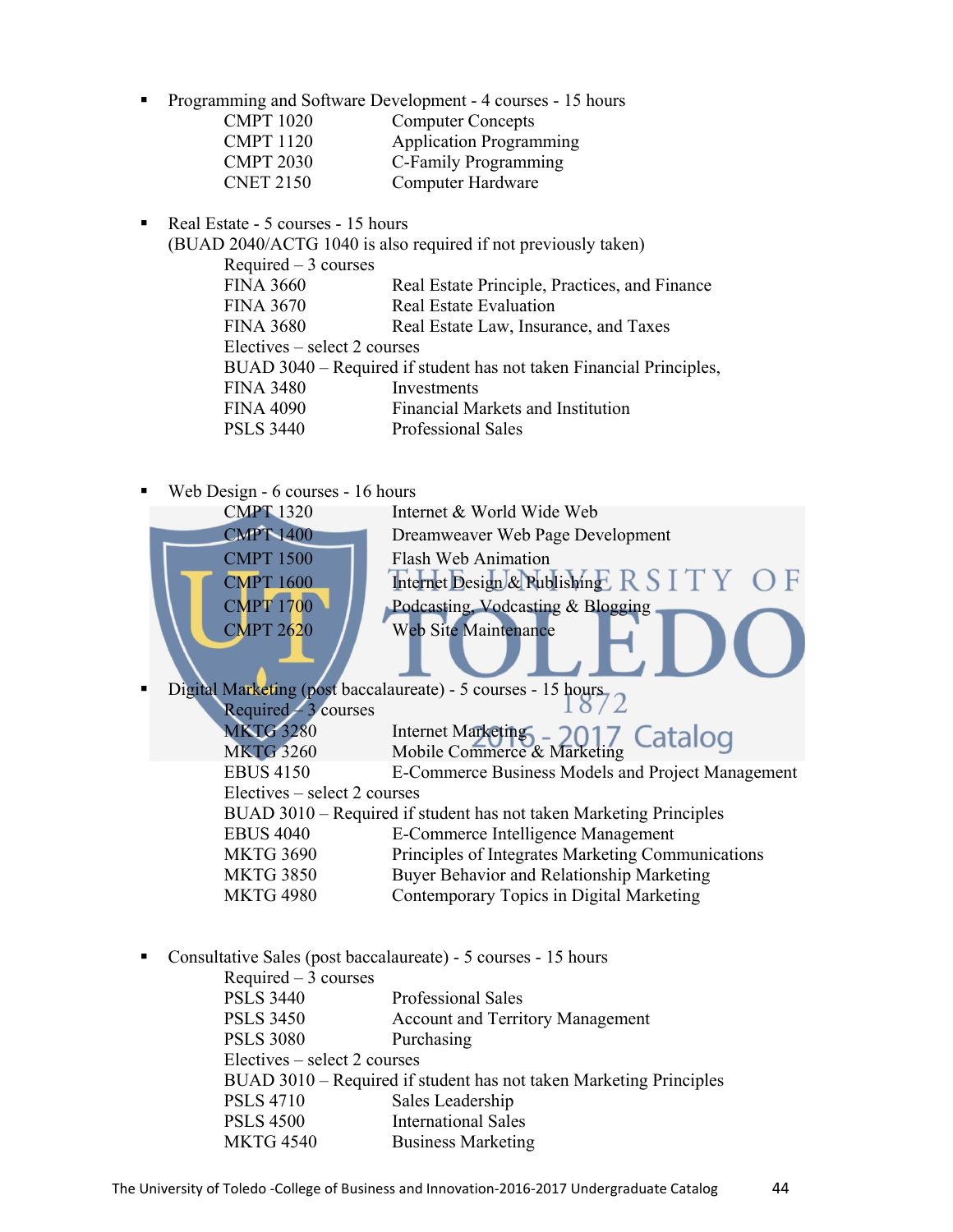- Programming and Software Development - 4 courses - 15 hours

| | |
|---|---|
| CMPT 1020 | Computer Concepts |
| CMPT 1120 | Application Programming |
| CMPT 2030 | C-Family Programming |
| CNET 2150 | Computer Hardware |

- Real Estate - 5 courses - 15 hours

  (BUAD 2040/ACTG 1040 is also required if not previously taken)

  Required – 3 courses

| | |
|---|---|
| FINA 3660 | Real Estate Principle, Practices, and Finance |
| FINA 3670 | Real Estate Evaluation |
| FINA 3680 | Real Estate Law, Insurance, and Taxes |

  Electives – select 2 courses

  BUAD 3040 – Required if student has not taken Financial Principles,

| | |
|---|---|
| FINA 3480 | Investments |
| FINA 4090 | Financial Markets and Institution |
| PSLS 3440 | Professional Sales |

- Web Design - 6 courses - 16 hours

| | |
|---|---|
| CMPT 1320 | Internet & World Wide Web |
| CMPT 1400 | Dreamweaver Web Page Development |
| CMPT 1500 | Flash Web Animation |
| CMPT 1600 | Internet Design & Publishing |
| CMPT 1700 | Podcasting, Vodcasting & Blogging |
| CMPT 2620 | Web Site Maintenance |

- Digital Marketing (post baccalaureate) - 5 courses - 15 hours

  Required – 3 courses

| | |
|---|---|
| MKTG 3280 | Internet Marketing |
| MKTG 3260 | Mobile Commerce & Marketing |
| EBUS 4150 | E-Commerce Business Models and Project Management |

  Electives – select 2 courses

  BUAD 3010 – Required if student has not taken Marketing Principles

| | |
|---|---|
| EBUS 4040 | E-Commerce Intelligence Management |
| MKTG 3690 | Principles of Integrates Marketing Communications |
| MKTG 3850 | Buyer Behavior and Relationship Marketing |
| MKTG 4980 | Contemporary Topics in Digital Marketing |

- Consultative Sales (post baccalaureate) - 5 courses - 15 hours

  Required – 3 courses

| | |
|---|---|
| PSLS 3440 | Professional Sales |
| PSLS 3450 | Account and Territory Management |
| PSLS 3080 | Purchasing |

  Electives – select 2 courses

  BUAD 3010 – Required if student has not taken Marketing Principles

| | |
|---|---|
| PSLS 4710 | Sales Leadership |
| PSLS 4500 | International Sales |
| MKTG 4540 | Business Marketing |